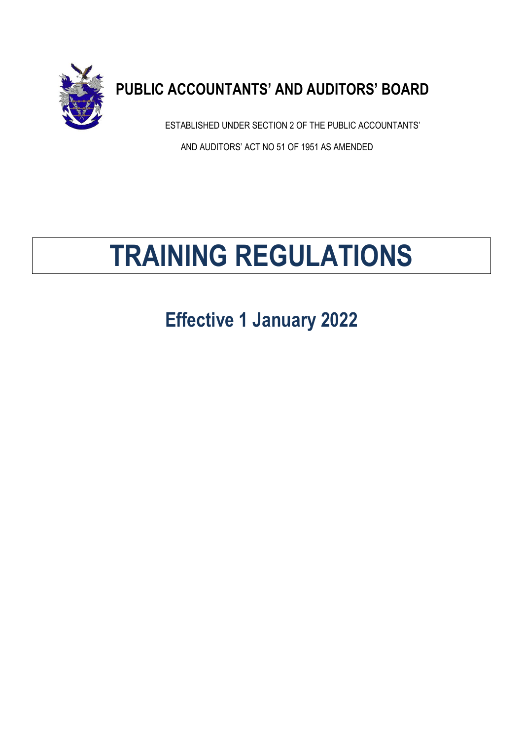# PUBLIC ACCOUNTANTS' AND AUDITORS' BOARD

ESTABLISHED UNDER SECTION 2 OF THE PUBLIC ACCOUNTANTS'

AND AUDITORS' ACT NO 51 OF 1951 AS AMENDED

# TRAINING REGULATIONS

## Effective 1 January 2022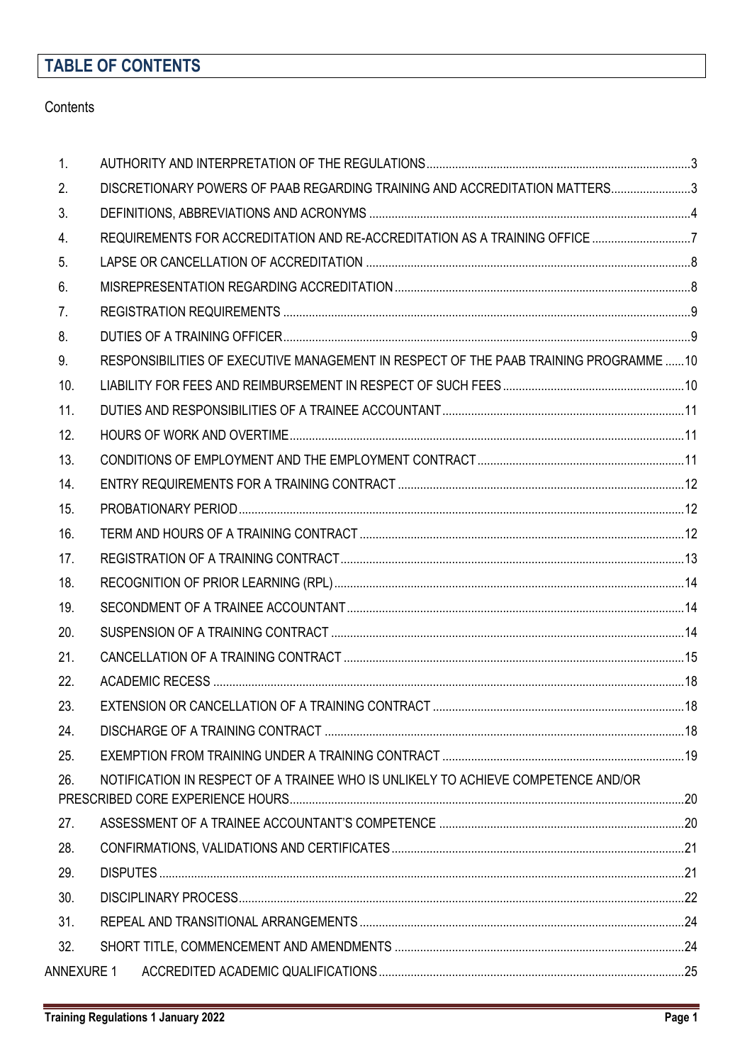## TABLE OF CONTENTS

Contents

| | | |
|---|---|---|
| 1. | AUTHORITY AND INTERPRETATION OF THE REGULATIONS | 3 |
| 2. | DISCRETIONARY POWERS OF PAAB REGARDING TRAINING AND ACCREDITATION MATTERS | 3 |
| 3. | DEFINITIONS, ABBREVIATIONS AND ACRONYMS | 4 |
| 4. | REQUIREMENTS FOR ACCREDITATION AND RE-ACCREDITATION AS A TRAINING OFFICE | 7 |
| 5. | LAPSE OR CANCELLATION OF ACCREDITATION | 8 |
| 6. | MISREPRESENTATION REGARDING ACCREDITATION | 8 |
| 7. | REGISTRATION REQUIREMENTS | 9 |
| 8. | DUTIES OF A TRAINING OFFICER | 9 |
| 9. | RESPONSIBILITIES OF EXECUTIVE MANAGEMENT IN RESPECT OF THE PAAB TRAINING PROGRAMME | 10 |
| 10. | LIABILITY FOR FEES AND REIMBURSEMENT IN RESPECT OF SUCH FEES | 10 |
| 11. | DUTIES AND RESPONSIBILITIES OF A TRAINEE ACCOUNTANT | 11 |
| 12. | HOURS OF WORK AND OVERTIME | 11 |
| 13. | CONDITIONS OF EMPLOYMENT AND THE EMPLOYMENT CONTRACT | 11 |
| 14. | ENTRY REQUIREMENTS FOR A TRAINING CONTRACT | 12 |
| 15. | PROBATIONARY PERIOD | 12 |
| 16. | TERM AND HOURS OF A TRAINING CONTRACT | 12 |
| 17. | REGISTRATION OF A TRAINING CONTRACT | 13 |
| 18. | RECOGNITION OF PRIOR LEARNING (RPL) | 14 |
| 19. | SECONDMENT OF A TRAINEE ACCOUNTANT | 14 |
| 20. | SUSPENSION OF A TRAINING CONTRACT | 14 |
| 21. | CANCELLATION OF A TRAINING CONTRACT | 15 |
| 22. | ACADEMIC RECESS | 18 |
| 23. | EXTENSION OR CANCELLATION OF A TRAINING CONTRACT | 18 |
| 24. | DISCHARGE OF A TRAINING CONTRACT | 18 |
| 25. | EXEMPTION FROM TRAINING UNDER A TRAINING CONTRACT | 19 |
| 26. | NOTIFICATION IN RESPECT OF A TRAINEE WHO IS UNLIKELY TO ACHIEVE COMPETENCE AND/OR PRESCRIBED CORE EXPERIENCE HOURS | 20 |
| 27. | ASSESSMENT OF A TRAINEE ACCOUNTANT'S COMPETENCE | 20 |
| 28. | CONFIRMATIONS, VALIDATIONS AND CERTIFICATES | 21 |
| 29. | DISPUTES | 21 |
| 30. | DISCIPLINARY PROCESS | 22 |
| 31. | REPEAL AND TRANSITIONAL ARRANGEMENTS | 24 |
| 32. | SHORT TITLE, COMMENCEMENT AND AMENDMENTS | 24 |
| ANNEXURE 1 | ACCREDITED ACADEMIC QUALIFICATIONS | 25 |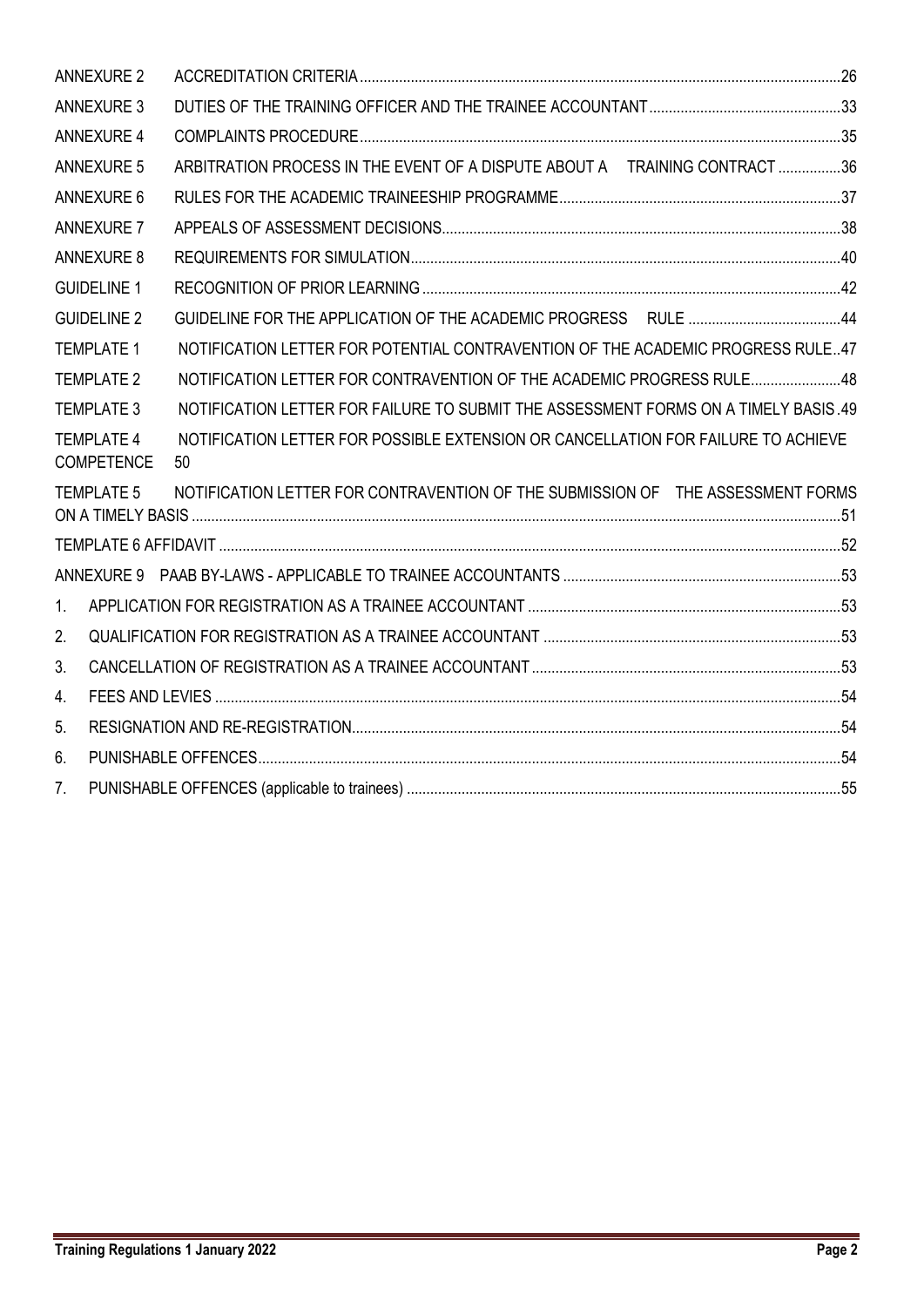| | | |
|---|---|---|
| ANNEXURE 2 | ACCREDITATION CRITERIA | 26 |
| ANNEXURE 3 | DUTIES OF THE TRAINING OFFICER AND THE TRAINEE ACCOUNTANT | 33 |
| ANNEXURE 4 | COMPLAINTS PROCEDURE | 35 |
| ANNEXURE 5 | ARBITRATION PROCESS IN THE EVENT OF A DISPUTE ABOUT A TRAINING CONTRACT | 36 |
| ANNEXURE 6 | RULES FOR THE ACADEMIC TRAINEESHIP PROGRAMME | 37 |
| ANNEXURE 7 | APPEALS OF ASSESSMENT DECISIONS | 38 |
| ANNEXURE 8 | REQUIREMENTS FOR SIMULATION | 40 |
| GUIDELINE 1 | RECOGNITION OF PRIOR LEARNING | 42 |
| GUIDELINE 2 | GUIDELINE FOR THE APPLICATION OF THE ACADEMIC PROGRESS RULE | 44 |
| TEMPLATE 1 | NOTIFICATION LETTER FOR POTENTIAL CONTRAVENTION OF THE ACADEMIC PROGRESS RULE | 47 |
| TEMPLATE 2 | NOTIFICATION LETTER FOR CONTRAVENTION OF THE ACADEMIC PROGRESS RULE | 48 |
| TEMPLATE 3 | NOTIFICATION LETTER FOR FAILURE TO SUBMIT THE ASSESSMENT FORMS ON A TIMELY BASIS | 49 |
| TEMPLATE 4 | NOTIFICATION LETTER FOR POSSIBLE EXTENSION OR CANCELLATION FOR FAILURE TO ACHIEVE COMPETENCE | 50 |
| TEMPLATE 5 | NOTIFICATION LETTER FOR CONTRAVENTION OF THE SUBMISSION OF THE ASSESSMENT FORMS ON A TIMELY BASIS | 51 |
| TEMPLATE 6 | AFFIDAVIT | 52 |
| ANNEXURE 9 | PAAB BY-LAWS - APPLICABLE TO TRAINEE ACCOUNTANTS | 53 |
| 1. | APPLICATION FOR REGISTRATION AS A TRAINEE ACCOUNTANT | 53 |
| 2. | QUALIFICATION FOR REGISTRATION AS A TRAINEE ACCOUNTANT | 53 |
| 3. | CANCELLATION OF REGISTRATION AS A TRAINEE ACCOUNTANT | 53 |
| 4. | FEES AND LEVIES | 54 |
| 5. | RESIGNATION AND RE-REGISTRATION | 54 |
| 6. | PUNISHABLE OFFENCES | 54 |
| 7. | PUNISHABLE OFFENCES (applicable to trainees) | 55 |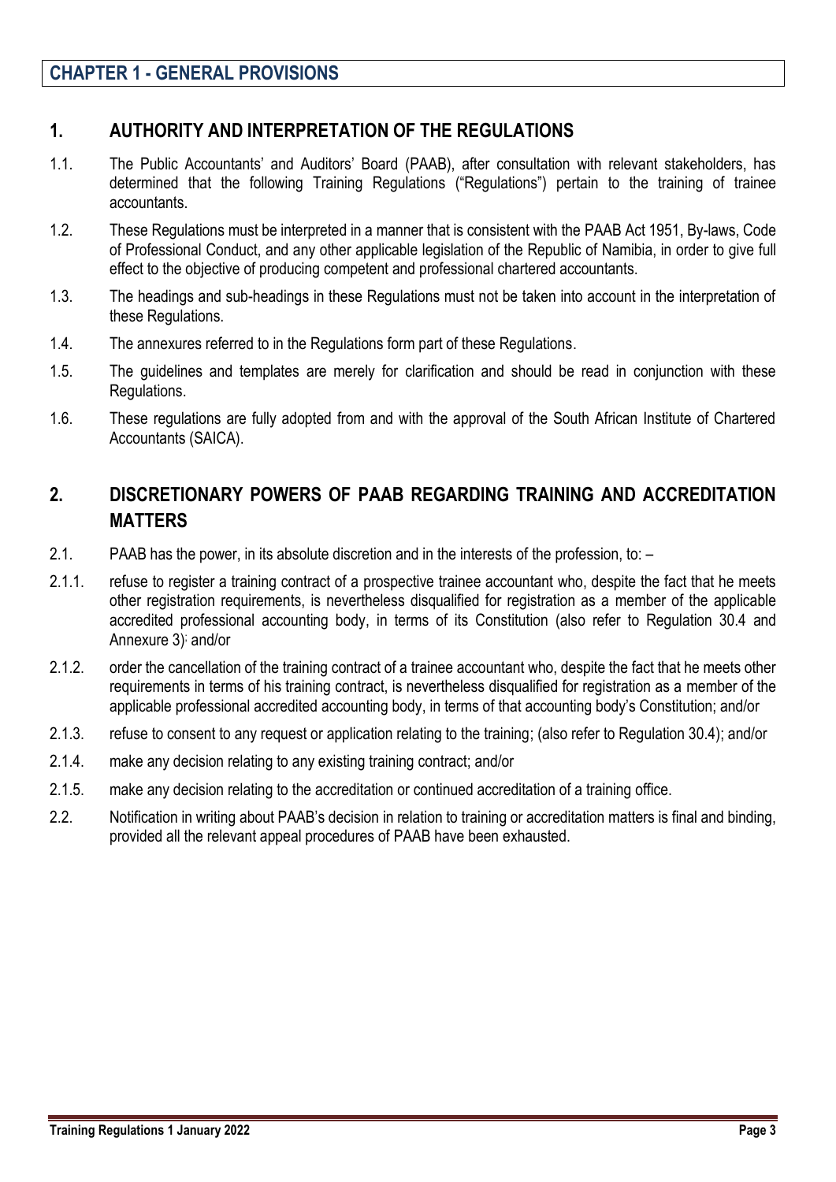# CHAPTER 1 - GENERAL PROVISIONS

## 1. AUTHORITY AND INTERPRETATION OF THE REGULATIONS

1.1. The Public Accountants' and Auditors' Board (PAAB), after consultation with relevant stakeholders, has determined that the following Training Regulations ("Regulations") pertain to the training of trainee accountants.

1.2. These Regulations must be interpreted in a manner that is consistent with the PAAB Act 1951, By-laws, Code of Professional Conduct, and any other applicable legislation of the Republic of Namibia, in order to give full effect to the objective of producing competent and professional chartered accountants.

1.3. The headings and sub-headings in these Regulations must not be taken into account in the interpretation of these Regulations.

1.4. The annexures referred to in the Regulations form part of these Regulations.

1.5. The guidelines and templates are merely for clarification and should be read in conjunction with these Regulations.

1.6. These regulations are fully adopted from and with the approval of the South African Institute of Chartered Accountants (SAICA).

## 2. DISCRETIONARY POWERS OF PAAB REGARDING TRAINING AND ACCREDITATION MATTERS

2.1. PAAB has the power, in its absolute discretion and in the interests of the profession, to: –

2.1.1. refuse to register a training contract of a prospective trainee accountant who, despite the fact that he meets other registration requirements, is nevertheless disqualified for registration as a member of the applicable accredited professional accounting body, in terms of its Constitution (also refer to Regulation 30.4 and Annexure 3); and/or

2.1.2. order the cancellation of the training contract of a trainee accountant who, despite the fact that he meets other requirements in terms of his training contract, is nevertheless disqualified for registration as a member of the applicable professional accredited accounting body, in terms of that accounting body's Constitution; and/or

2.1.3. refuse to consent to any request or application relating to the training; (also refer to Regulation 30.4); and/or

2.1.4. make any decision relating to any existing training contract; and/or

2.1.5. make any decision relating to the accreditation or continued accreditation of a training office.

2.2. Notification in writing about PAAB's decision in relation to training or accreditation matters is final and binding, provided all the relevant appeal procedures of PAAB have been exhausted.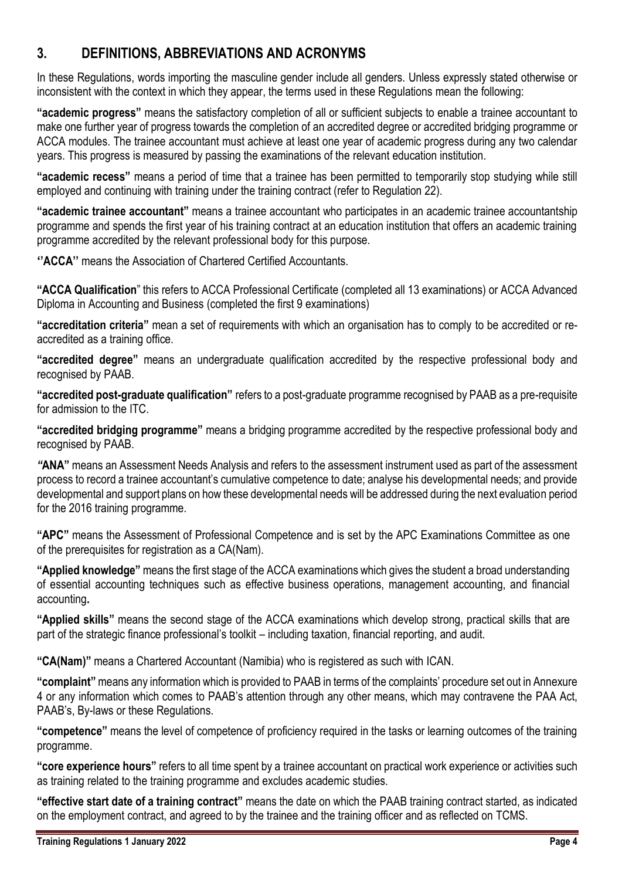## 3. DEFINITIONS, ABBREVIATIONS AND ACRONYMS

In these Regulations, words importing the masculine gender include all genders. Unless expressly stated otherwise or inconsistent with the context in which they appear, the terms used in these Regulations mean the following:

**"academic progress"** means the satisfactory completion of all or sufficient subjects to enable a trainee accountant to make one further year of progress towards the completion of an accredited degree or accredited bridging programme or ACCA modules. The trainee accountant must achieve at least one year of academic progress during any two calendar years. This progress is measured by passing the examinations of the relevant education institution.

**"academic recess"** means a period of time that a trainee has been permitted to temporarily stop studying while still employed and continuing with training under the training contract (refer to Regulation 22).

**"academic trainee accountant"** means a trainee accountant who participates in an academic trainee accountantship programme and spends the first year of his training contract at an education institution that offers an academic training programme accredited by the relevant professional body for this purpose.

**''ACCA''** means the Association of Chartered Certified Accountants.

**"ACCA Qualification**" this refers to ACCA Professional Certificate (completed all 13 examinations) or ACCA Advanced Diploma in Accounting and Business (completed the first 9 examinations)

**"accreditation criteria"** mean a set of requirements with which an organisation has to comply to be accredited or re-accredited as a training office.

**"accredited degree"** means an undergraduate qualification accredited by the respective professional body and recognised by PAAB.

**"accredited post-graduate qualification"** refers to a post-graduate programme recognised by PAAB as a pre-requisite for admission to the ITC.

**"accredited bridging programme"** means a bridging programme accredited by the respective professional body and recognised by PAAB.

**"ANA"** means an Assessment Needs Analysis and refers to the assessment instrument used as part of the assessment process to record a trainee accountant's cumulative competence to date; analyse his developmental needs; and provide developmental and support plans on how these developmental needs will be addressed during the next evaluation period for the 2016 training programme.

**"APC"** means the Assessment of Professional Competence and is set by the APC Examinations Committee as one of the prerequisites for registration as a CA(Nam).

**"Applied knowledge"** means the first stage of the ACCA examinations which gives the student a broad understanding of essential accounting techniques such as effective business operations, management accounting, and financial accounting**.**

**"Applied skills"** means the second stage of the ACCA examinations which develop strong, practical skills that are part of the strategic finance professional's toolkit – including taxation, financial reporting, and audit.

**"CA(Nam)"** means a Chartered Accountant (Namibia) who is registered as such with ICAN.

**"complaint"** means any information which is provided to PAAB in terms of the complaints' procedure set out in Annexure 4 or any information which comes to PAAB's attention through any other means, which may contravene the PAA Act, PAAB's, By-laws or these Regulations.

**"competence"** means the level of competence of proficiency required in the tasks or learning outcomes of the training programme.

**"core experience hours"** refers to all time spent by a trainee accountant on practical work experience or activities such as training related to the training programme and excludes academic studies.

**"effective start date of a training contract"** means the date on which the PAAB training contract started, as indicated on the employment contract, and agreed to by the trainee and the training officer and as reflected on TCMS.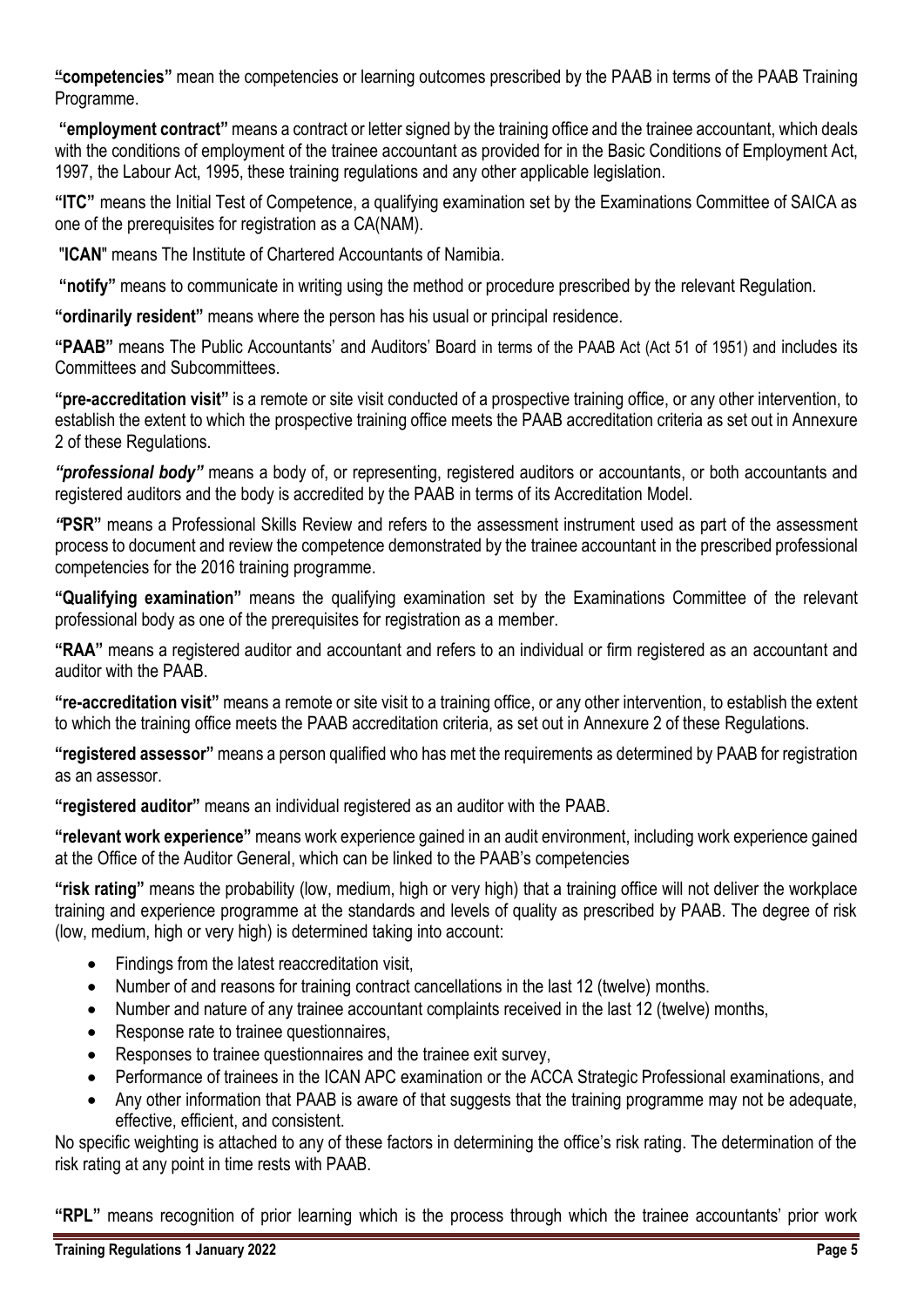**"competencies"** mean the competencies or learning outcomes prescribed by the PAAB in terms of the PAAB Training Programme.

**"employment contract"** means a contract or letter signed by the training office and the trainee accountant, which deals with the conditions of employment of the trainee accountant as provided for in the Basic Conditions of Employment Act, 1997, the Labour Act, 1995, these training regulations and any other applicable legislation.

**"ITC"** means the Initial Test of Competence, a qualifying examination set by the Examinations Committee of SAICA as one of the prerequisites for registration as a CA(NAM).

"**ICAN**" means The Institute of Chartered Accountants of Namibia.

**"notify"** means to communicate in writing using the method or procedure prescribed by the relevant Regulation.

**"ordinarily resident"** means where the person has his usual or principal residence.

**"PAAB"** means The Public Accountants' and Auditors' Board in terms of the PAAB Act (Act 51 of 1951) and includes its Committees and Subcommittees.

**"pre-accreditation visit"** is a remote or site visit conducted of a prospective training office, or any other intervention, to establish the extent to which the prospective training office meets the PAAB accreditation criteria as set out in Annexure 2 of these Regulations.

***"professional body"*** means a body of, or representing, registered auditors or accountants, or both accountants and registered auditors and the body is accredited by the PAAB in terms of its Accreditation Model.

***"*PSR"** means a Professional Skills Review and refers to the assessment instrument used as part of the assessment process to document and review the competence demonstrated by the trainee accountant in the prescribed professional competencies for the 2016 training programme.

**"Qualifying examination"** means the qualifying examination set by the Examinations Committee of the relevant professional body as one of the prerequisites for registration as a member.

**"RAA"** means a registered auditor and accountant and refers to an individual or firm registered as an accountant and auditor with the PAAB.

**"re-accreditation visit"** means a remote or site visit to a training office, or any other intervention, to establish the extent to which the training office meets the PAAB accreditation criteria, as set out in Annexure 2 of these Regulations.

**"registered assessor"** means a person qualified who has met the requirements as determined by PAAB for registration as an assessor.

**"registered auditor"** means an individual registered as an auditor with the PAAB.

**"relevant work experience"** means work experience gained in an audit environment, including work experience gained at the Office of the Auditor General, which can be linked to the PAAB's competencies

**"risk rating"** means the probability (low, medium, high or very high) that a training office will not deliver the workplace training and experience programme at the standards and levels of quality as prescribed by PAAB. The degree of risk (low, medium, high or very high) is determined taking into account:

- Findings from the latest reaccreditation visit,
- Number of and reasons for training contract cancellations in the last 12 (twelve) months.
- Number and nature of any trainee accountant complaints received in the last 12 (twelve) months,
- Response rate to trainee questionnaires,
- Responses to trainee questionnaires and the trainee exit survey,
- Performance of trainees in the ICAN APC examination or the ACCA Strategic Professional examinations, and
- Any other information that PAAB is aware of that suggests that the training programme may not be adequate, effective, efficient, and consistent.

No specific weighting is attached to any of these factors in determining the office's risk rating. The determination of the risk rating at any point in time rests with PAAB.

**"RPL"** means recognition of prior learning which is the process through which the trainee accountants' prior work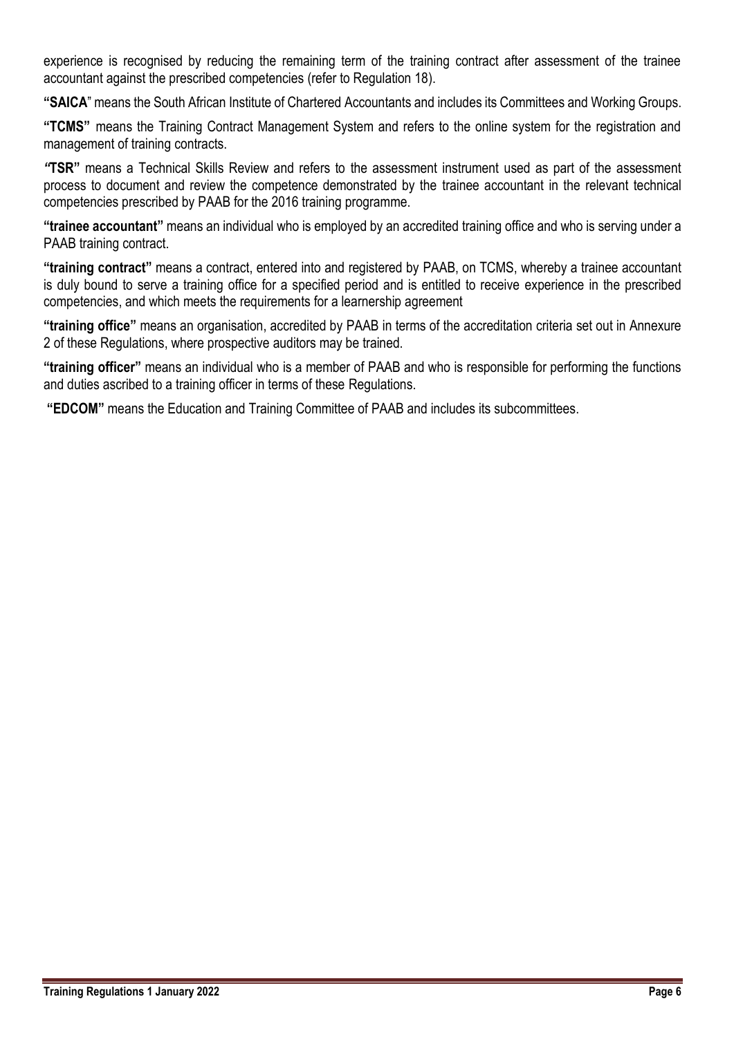experience is recognised by reducing the remaining term of the training contract after assessment of the trainee accountant against the prescribed competencies (refer to Regulation 18).

**"SAICA**" means the South African Institute of Chartered Accountants and includes its Committees and Working Groups.

**"TCMS"** means the Training Contract Management System and refers to the online system for the registration and management of training contracts.

**"TSR"** means a Technical Skills Review and refers to the assessment instrument used as part of the assessment process to document and review the competence demonstrated by the trainee accountant in the relevant technical competencies prescribed by PAAB for the 2016 training programme.

**"trainee accountant"** means an individual who is employed by an accredited training office and who is serving under a PAAB training contract.

**"training contract"** means a contract, entered into and registered by PAAB, on TCMS, whereby a trainee accountant is duly bound to serve a training office for a specified period and is entitled to receive experience in the prescribed competencies, and which meets the requirements for a learnership agreement

**"training office"** means an organisation, accredited by PAAB in terms of the accreditation criteria set out in Annexure 2 of these Regulations, where prospective auditors may be trained.

**"training officer"** means an individual who is a member of PAAB and who is responsible for performing the functions and duties ascribed to a training officer in terms of these Regulations.

**"EDCOM"** means the Education and Training Committee of PAAB and includes its subcommittees.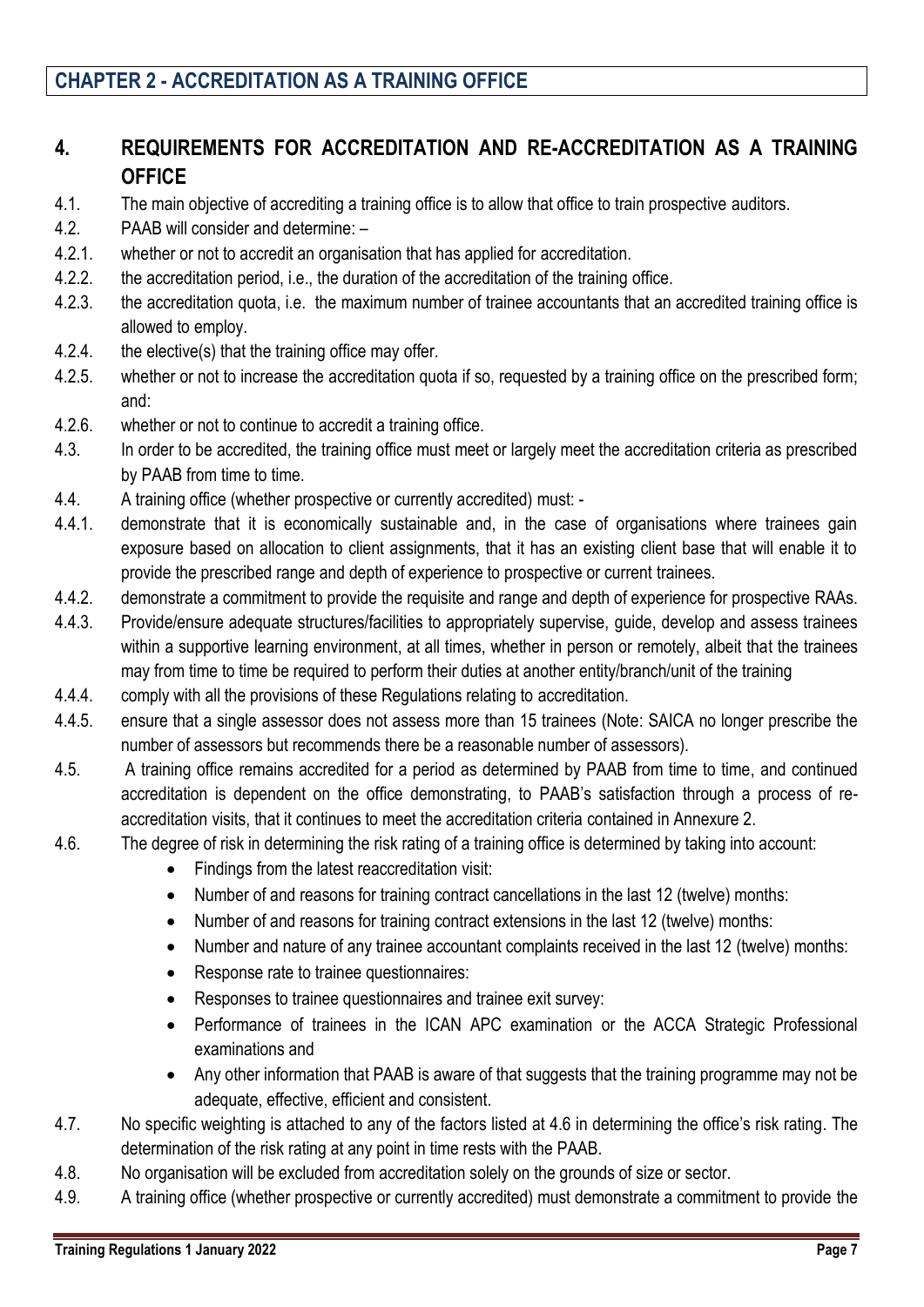## CHAPTER 2 - ACCREDITATION AS A TRAINING OFFICE

### 4. REQUIREMENTS FOR ACCREDITATION AND RE-ACCREDITATION AS A TRAINING OFFICE

4.1. The main objective of accrediting a training office is to allow that office to train prospective auditors.

4.2. PAAB will consider and determine: –

4.2.1. whether or not to accredit an organisation that has applied for accreditation.

4.2.2. the accreditation period, i.e., the duration of the accreditation of the training office.

4.2.3. the accreditation quota, i.e. the maximum number of trainee accountants that an accredited training office is allowed to employ.

4.2.4. the elective(s) that the training office may offer.

4.2.5. whether or not to increase the accreditation quota if so, requested by a training office on the prescribed form; and:

4.2.6. whether or not to continue to accredit a training office.

4.3. In order to be accredited, the training office must meet or largely meet the accreditation criteria as prescribed by PAAB from time to time.

4.4. A training office (whether prospective or currently accredited) must: -

4.4.1. demonstrate that it is economically sustainable and, in the case of organisations where trainees gain exposure based on allocation to client assignments, that it has an existing client base that will enable it to provide the prescribed range and depth of experience to prospective or current trainees.

4.4.2. demonstrate a commitment to provide the requisite and range and depth of experience for prospective RAAs.

4.4.3. Provide/ensure adequate structures/facilities to appropriately supervise, guide, develop and assess trainees within a supportive learning environment, at all times, whether in person or remotely, albeit that the trainees may from time to time be required to perform their duties at another entity/branch/unit of the training

4.4.4. comply with all the provisions of these Regulations relating to accreditation.

4.4.5. ensure that a single assessor does not assess more than 15 trainees (Note: SAICA no longer prescribe the number of assessors but recommends there be a reasonable number of assessors).

4.5. A training office remains accredited for a period as determined by PAAB from time to time, and continued accreditation is dependent on the office demonstrating, to PAAB's satisfaction through a process of re-accreditation visits, that it continues to meet the accreditation criteria contained in Annexure 2.

4.6. The degree of risk in determining the risk rating of a training office is determined by taking into account:

- Findings from the latest reaccreditation visit:
- Number of and reasons for training contract cancellations in the last 12 (twelve) months:
- Number of and reasons for training contract extensions in the last 12 (twelve) months:
- Number and nature of any trainee accountant complaints received in the last 12 (twelve) months:
- Response rate to trainee questionnaires:
- Responses to trainee questionnaires and trainee exit survey:
- Performance of trainees in the ICAN APC examination or the ACCA Strategic Professional examinations and
- Any other information that PAAB is aware of that suggests that the training programme may not be adequate, effective, efficient and consistent.

4.7. No specific weighting is attached to any of the factors listed at 4.6 in determining the office's risk rating. The determination of the risk rating at any point in time rests with the PAAB.

4.8. No organisation will be excluded from accreditation solely on the grounds of size or sector.

4.9. A training office (whether prospective or currently accredited) must demonstrate a commitment to provide the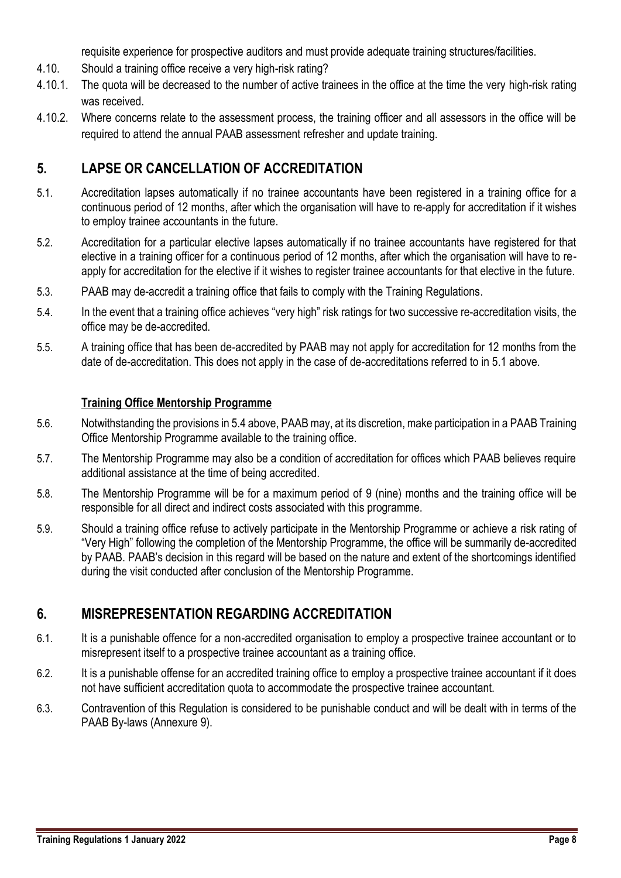requisite experience for prospective auditors and must provide adequate training structures/facilities.

4.10. Should a training office receive a very high-risk rating?

4.10.1. The quota will be decreased to the number of active trainees in the office at the time the very high-risk rating was received.

4.10.2. Where concerns relate to the assessment process, the training officer and all assessors in the office will be required to attend the annual PAAB assessment refresher and update training.

## 5. LAPSE OR CANCELLATION OF ACCREDITATION

5.1. Accreditation lapses automatically if no trainee accountants have been registered in a training office for a continuous period of 12 months, after which the organisation will have to re-apply for accreditation if it wishes to employ trainee accountants in the future.

5.2. Accreditation for a particular elective lapses automatically if no trainee accountants have registered for that elective in a training officer for a continuous period of 12 months, after which the organisation will have to re-apply for accreditation for the elective if it wishes to register trainee accountants for that elective in the future.

5.3. PAAB may de-accredit a training office that fails to comply with the Training Regulations.

5.4. In the event that a training office achieves "very high" risk ratings for two successive re-accreditation visits, the office may be de-accredited.

5.5. A training office that has been de-accredited by PAAB may not apply for accreditation for 12 months from the date of de-accreditation. This does not apply in the case of de-accreditations referred to in 5.1 above.

**Training Office Mentorship Programme**

5.6. Notwithstanding the provisions in 5.4 above, PAAB may, at its discretion, make participation in a PAAB Training Office Mentorship Programme available to the training office.

5.7. The Mentorship Programme may also be a condition of accreditation for offices which PAAB believes require additional assistance at the time of being accredited.

5.8. The Mentorship Programme will be for a maximum period of 9 (nine) months and the training office will be responsible for all direct and indirect costs associated with this programme.

5.9. Should a training office refuse to actively participate in the Mentorship Programme or achieve a risk rating of "Very High" following the completion of the Mentorship Programme, the office will be summarily de-accredited by PAAB. PAAB's decision in this regard will be based on the nature and extent of the shortcomings identified during the visit conducted after conclusion of the Mentorship Programme.

## 6. MISREPRESENTATION REGARDING ACCREDITATION

6.1. It is a punishable offence for a non-accredited organisation to employ a prospective trainee accountant or to misrepresent itself to a prospective trainee accountant as a training office.

6.2. It is a punishable offense for an accredited training office to employ a prospective trainee accountant if it does not have sufficient accreditation quota to accommodate the prospective trainee accountant.

6.3. Contravention of this Regulation is considered to be punishable conduct and will be dealt with in terms of the PAAB By-laws (Annexure 9).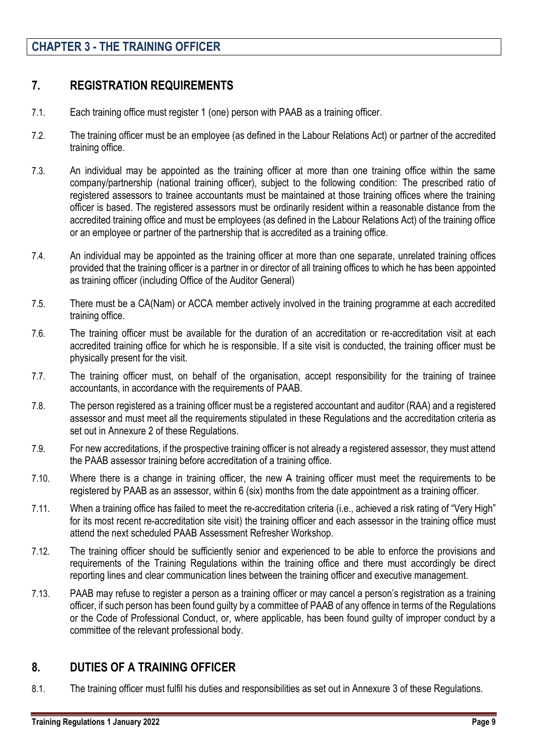## CHAPTER 3 - THE TRAINING OFFICER

## 7. REGISTRATION REQUIREMENTS

7.1. Each training office must register 1 (one) person with PAAB as a training officer.

7.2. The training officer must be an employee (as defined in the Labour Relations Act) or partner of the accredited training office.

7.3. An individual may be appointed as the training officer at more than one training office within the same company/partnership (national training officer), subject to the following condition: The prescribed ratio of registered assessors to trainee accountants must be maintained at those training offices where the training officer is based. The registered assessors must be ordinarily resident within a reasonable distance from the accredited training office and must be employees (as defined in the Labour Relations Act) of the training office or an employee or partner of the partnership that is accredited as a training office.

7.4. An individual may be appointed as the training officer at more than one separate, unrelated training offices provided that the training officer is a partner in or director of all training offices to which he has been appointed as training officer (including Office of the Auditor General)

7.5. There must be a CA(Nam) or ACCA member actively involved in the training programme at each accredited training office.

7.6. The training officer must be available for the duration of an accreditation or re-accreditation visit at each accredited training office for which he is responsible. If a site visit is conducted, the training officer must be physically present for the visit.

7.7. The training officer must, on behalf of the organisation, accept responsibility for the training of trainee accountants, in accordance with the requirements of PAAB.

7.8. The person registered as a training officer must be a registered accountant and auditor (RAA) and a registered assessor and must meet all the requirements stipulated in these Regulations and the accreditation criteria as set out in Annexure 2 of these Regulations.

7.9. For new accreditations, if the prospective training officer is not already a registered assessor, they must attend the PAAB assessor training before accreditation of a training office.

7.10. Where there is a change in training officer, the new ~~A~~ training officer must meet the requirements to be registered by PAAB as an assessor, within 6 (six) months from the date appointment as a training officer.

7.11. When a training office has failed to meet the re-accreditation criteria (i.e., achieved a risk rating of "Very High" for its most recent re-accreditation site visit) the training officer and each assessor in the training office must attend the next scheduled PAAB Assessment Refresher Workshop.

7.12. The training officer should be sufficiently senior and experienced to be able to enforce the provisions and requirements of the Training Regulations within the training office and there must accordingly be direct reporting lines and clear communication lines between the training officer and executive management.

7.13. PAAB may refuse to register a person as a training officer or may cancel a person's registration as a training officer, if such person has been found guilty by a committee of PAAB of any offence in terms of the Regulations or the Code of Professional Conduct, or, where applicable, has been found guilty of improper conduct by a committee of the relevant professional body.

## 8. DUTIES OF A TRAINING OFFICER

8.1. The training officer must fulfil his duties and responsibilities as set out in Annexure 3 of these Regulations.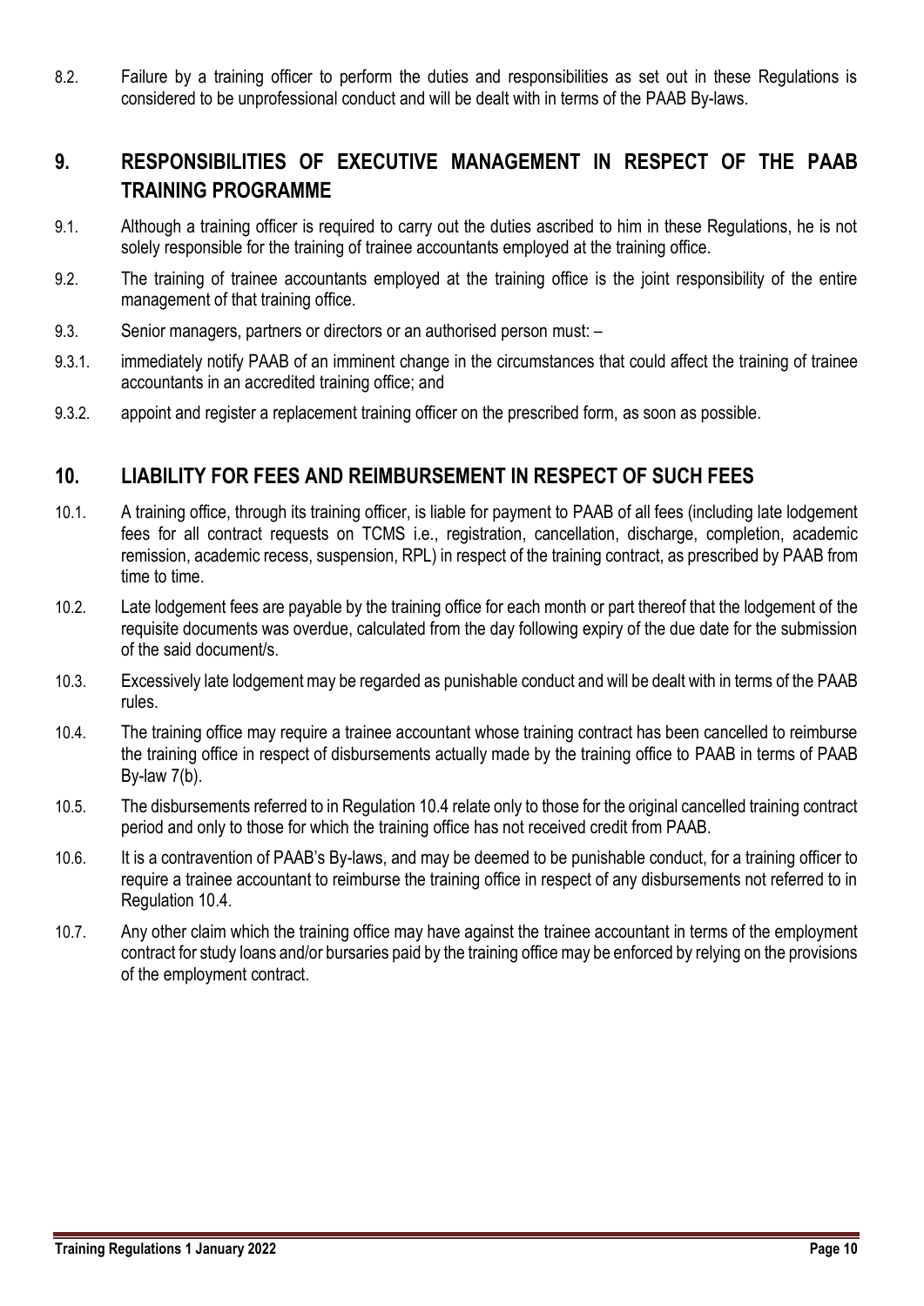8.2. Failure by a training officer to perform the duties and responsibilities as set out in these Regulations is considered to be unprofessional conduct and will be dealt with in terms of the PAAB By-laws.

## 9. RESPONSIBILITIES OF EXECUTIVE MANAGEMENT IN RESPECT OF THE PAAB TRAINING PROGRAMME

9.1. Although a training officer is required to carry out the duties ascribed to him in these Regulations, he is not solely responsible for the training of trainee accountants employed at the training office.

9.2. The training of trainee accountants employed at the training office is the joint responsibility of the entire management of that training office.

9.3. Senior managers, partners or directors or an authorised person must: –

9.3.1. immediately notify PAAB of an imminent change in the circumstances that could affect the training of trainee accountants in an accredited training office; and

9.3.2. appoint and register a replacement training officer on the prescribed form, as soon as possible.

## 10. LIABILITY FOR FEES AND REIMBURSEMENT IN RESPECT OF SUCH FEES

10.1. A training office, through its training officer, is liable for payment to PAAB of all fees (including late lodgement fees for all contract requests on TCMS i.e., registration, cancellation, discharge, completion, academic remission, academic recess, suspension, RPL) in respect of the training contract, as prescribed by PAAB from time to time.

10.2. Late lodgement fees are payable by the training office for each month or part thereof that the lodgement of the requisite documents was overdue, calculated from the day following expiry of the due date for the submission of the said document/s.

10.3. Excessively late lodgement may be regarded as punishable conduct and will be dealt with in terms of the PAAB rules.

10.4. The training office may require a trainee accountant whose training contract has been cancelled to reimburse the training office in respect of disbursements actually made by the training office to PAAB in terms of PAAB By-law 7(b).

10.5. The disbursements referred to in Regulation 10.4 relate only to those for the original cancelled training contract period and only to those for which the training office has not received credit from PAAB.

10.6. It is a contravention of PAAB's By-laws, and may be deemed to be punishable conduct, for a training officer to require a trainee accountant to reimburse the training office in respect of any disbursements not referred to in Regulation 10.4.

10.7. Any other claim which the training office may have against the trainee accountant in terms of the employment contract for study loans and/or bursaries paid by the training office may be enforced by relying on the provisions of the employment contract.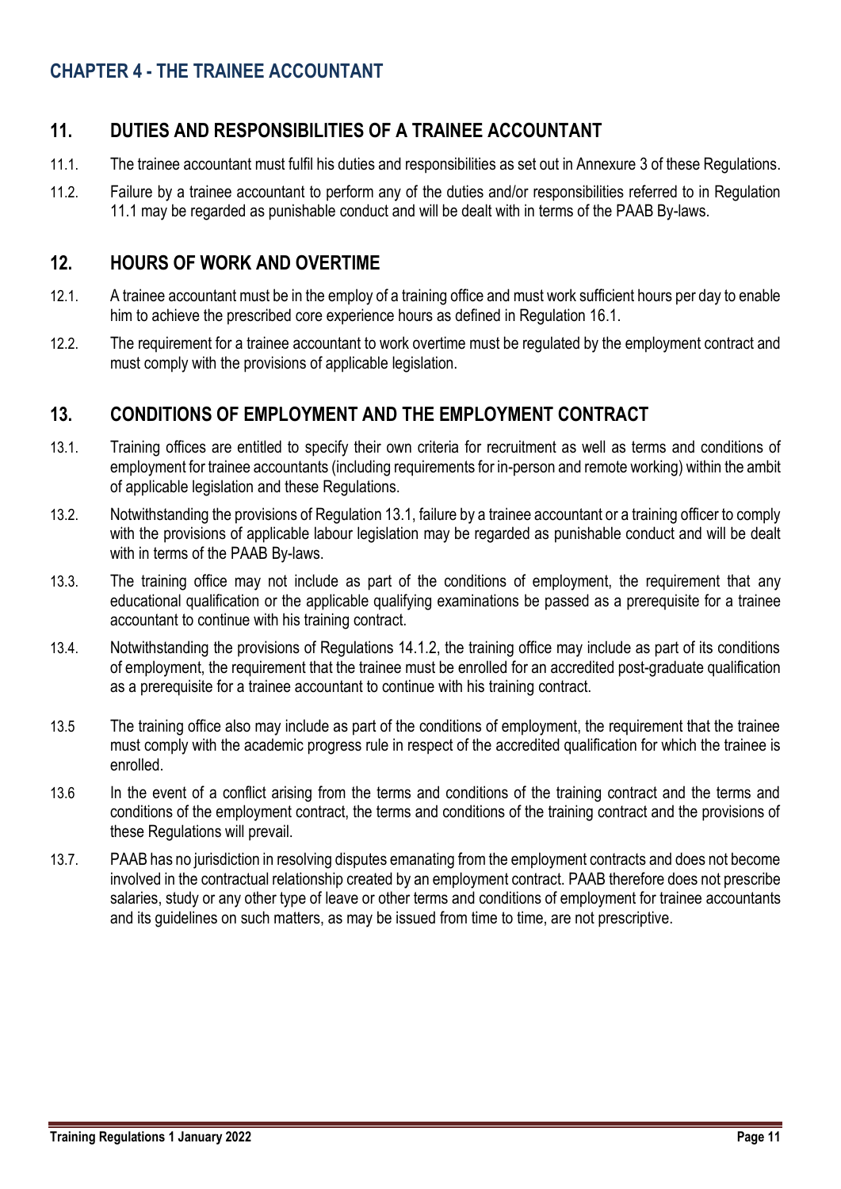## CHAPTER 4 - THE TRAINEE ACCOUNTANT

### 11. DUTIES AND RESPONSIBILITIES OF A TRAINEE ACCOUNTANT

11.1. The trainee accountant must fulfil his duties and responsibilities as set out in Annexure 3 of these Regulations.

11.2. Failure by a trainee accountant to perform any of the duties and/or responsibilities referred to in Regulation 11.1 may be regarded as punishable conduct and will be dealt with in terms of the PAAB By-laws.

### 12. HOURS OF WORK AND OVERTIME

12.1. A trainee accountant must be in the employ of a training office and must work sufficient hours per day to enable him to achieve the prescribed core experience hours as defined in Regulation 16.1.

12.2. The requirement for a trainee accountant to work overtime must be regulated by the employment contract and must comply with the provisions of applicable legislation.

### 13. CONDITIONS OF EMPLOYMENT AND THE EMPLOYMENT CONTRACT

13.1. Training offices are entitled to specify their own criteria for recruitment as well as terms and conditions of employment for trainee accountants (including requirements for in-person and remote working) within the ambit of applicable legislation and these Regulations.

13.2. Notwithstanding the provisions of Regulation 13.1, failure by a trainee accountant or a training officer to comply with the provisions of applicable labour legislation may be regarded as punishable conduct and will be dealt with in terms of the PAAB By-laws.

13.3. The training office may not include as part of the conditions of employment, the requirement that any educational qualification or the applicable qualifying examinations be passed as a prerequisite for a trainee accountant to continue with his training contract.

13.4. Notwithstanding the provisions of Regulations 14.1.2, the training office may include as part of its conditions of employment, the requirement that the trainee must be enrolled for an accredited post-graduate qualification as a prerequisite for a trainee accountant to continue with his training contract.

13.5 The training office also may include as part of the conditions of employment, the requirement that the trainee must comply with the academic progress rule in respect of the accredited qualification for which the trainee is enrolled.

13.6 In the event of a conflict arising from the terms and conditions of the training contract and the terms and conditions of the employment contract, the terms and conditions of the training contract and the provisions of these Regulations will prevail.

13.7. PAAB has no jurisdiction in resolving disputes emanating from the employment contracts and does not become involved in the contractual relationship created by an employment contract. PAAB therefore does not prescribe salaries, study or any other type of leave or other terms and conditions of employment for trainee accountants and its guidelines on such matters, as may be issued from time to time, are not prescriptive.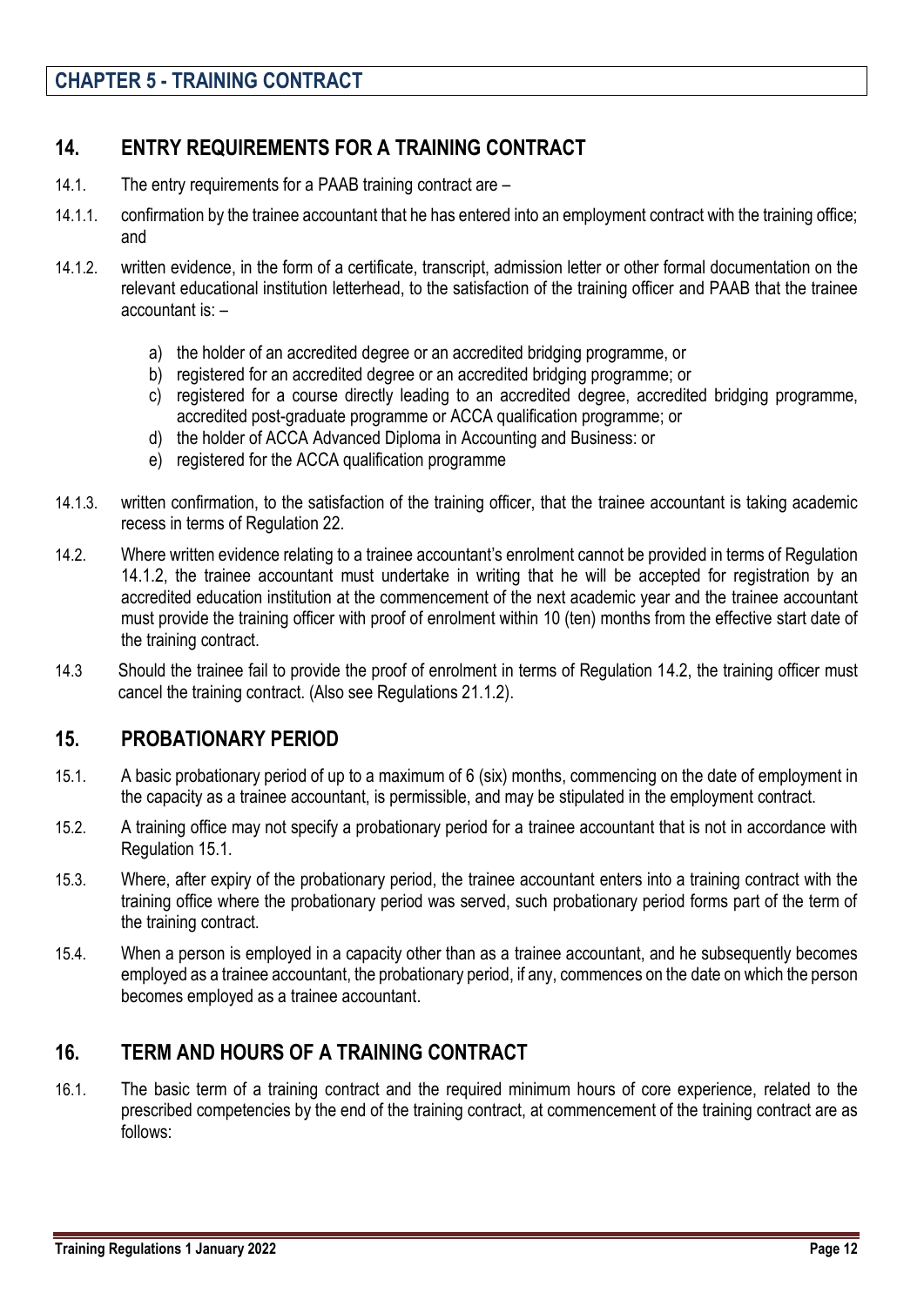## CHAPTER 5 - TRAINING CONTRACT

### 14. ENTRY REQUIREMENTS FOR A TRAINING CONTRACT

14.1. The entry requirements for a PAAB training contract are –

14.1.1. confirmation by the trainee accountant that he has entered into an employment contract with the training office; and

14.1.2. written evidence, in the form of a certificate, transcript, admission letter or other formal documentation on the relevant educational institution letterhead, to the satisfaction of the training officer and PAAB that the trainee accountant is: –

a) the holder of an accredited degree or an accredited bridging programme, or
b) registered for an accredited degree or an accredited bridging programme; or
c) registered for a course directly leading to an accredited degree, accredited bridging programme, accredited post-graduate programme or ACCA qualification programme; or
d) the holder of ACCA Advanced Diploma in Accounting and Business: or
e) registered for the ACCA qualification programme

14.1.3. written confirmation, to the satisfaction of the training officer, that the trainee accountant is taking academic recess in terms of Regulation 22.

14.2. Where written evidence relating to a trainee accountant's enrolment cannot be provided in terms of Regulation 14.1.2, the trainee accountant must undertake in writing that he will be accepted for registration by an accredited education institution at the commencement of the next academic year and the trainee accountant must provide the training officer with proof of enrolment within 10 (ten) months from the effective start date of the training contract.

14.3 Should the trainee fail to provide the proof of enrolment in terms of Regulation 14.2, the training officer must cancel the training contract. (Also see Regulations 21.1.2).

### 15. PROBATIONARY PERIOD

15.1. A basic probationary period of up to a maximum of 6 (six) months, commencing on the date of employment in the capacity as a trainee accountant, is permissible, and may be stipulated in the employment contract.

15.2. A training office may not specify a probationary period for a trainee accountant that is not in accordance with Regulation 15.1.

15.3. Where, after expiry of the probationary period, the trainee accountant enters into a training contract with the training office where the probationary period was served, such probationary period forms part of the term of the training contract.

15.4. When a person is employed in a capacity other than as a trainee accountant, and he subsequently becomes employed as a trainee accountant, the probationary period, if any, commences on the date on which the person becomes employed as a trainee accountant.

### 16. TERM AND HOURS OF A TRAINING CONTRACT

16.1. The basic term of a training contract and the required minimum hours of core experience, related to the prescribed competencies by the end of the training contract, at commencement of the training contract are as follows: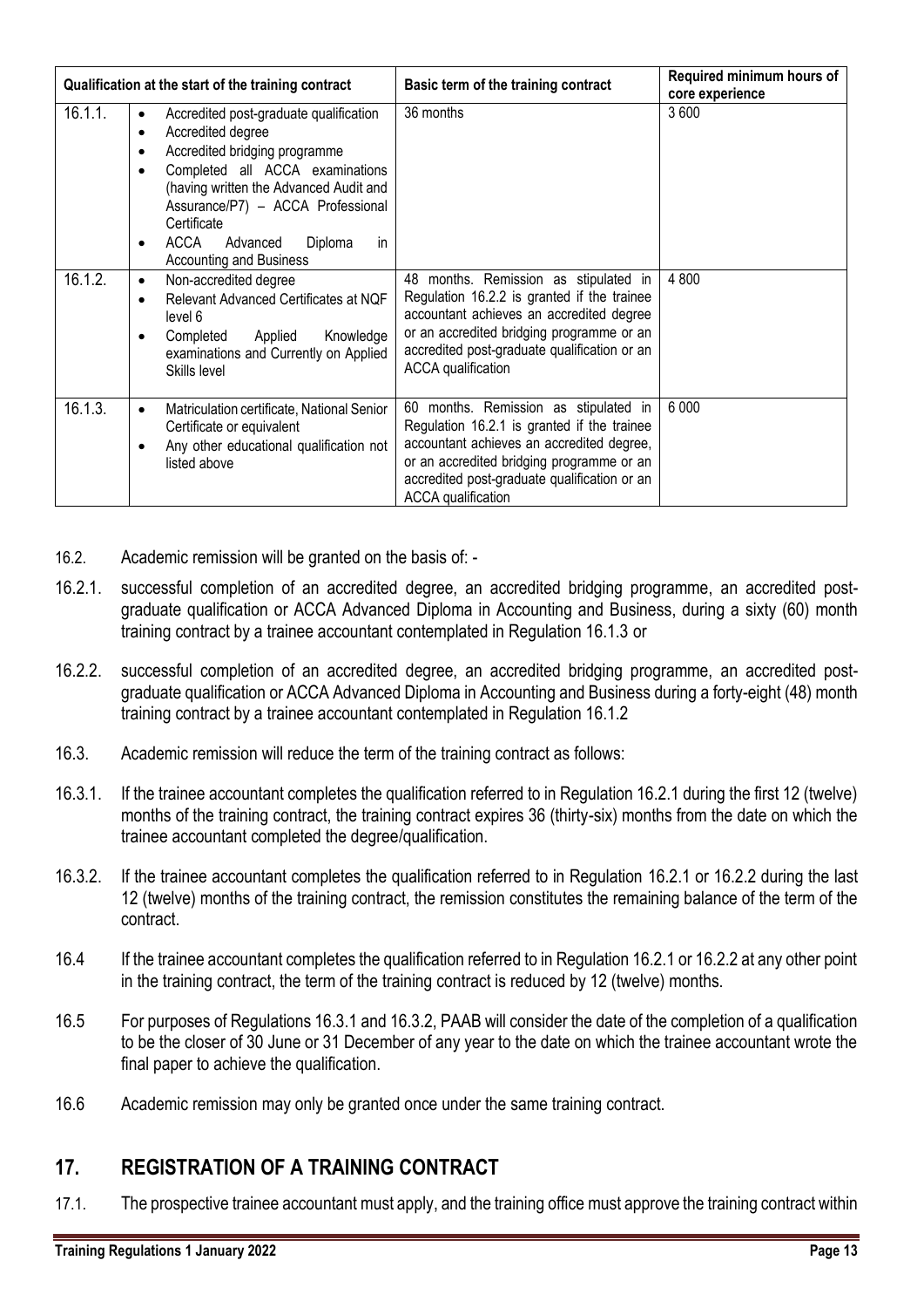| Qualification at the start of the training contract | | Basic term of the training contract | Required minimum hours of core experience |
|---|---|---|---|
| 16.1.1. | • Accredited post-graduate qualification<br>• Accredited degree<br>• Accredited bridging programme<br>• Completed all ACCA examinations (having written the Advanced Audit and Assurance/P7) – ACCA Professional Certificate<br>• ACCA Advanced Diploma in Accounting and Business | 36 months | 3 600 |
| 16.1.2. | • Non-accredited degree<br>• Relevant Advanced Certificates at NQF level 6<br>• Completed Applied Knowledge examinations and Currently on Applied Skills level | 48 months. Remission as stipulated in Regulation 16.2.2 is granted if the trainee accountant achieves an accredited degree or an accredited bridging programme or an accredited post-graduate qualification or an ACCA qualification | 4 800 |
| 16.1.3. | • Matriculation certificate, National Senior Certificate or equivalent<br>• Any other educational qualification not listed above | 60 months. Remission as stipulated in Regulation 16.2.1 is granted if the trainee accountant achieves an accredited degree, or an accredited bridging programme or an accredited post-graduate qualification or an ACCA qualification | 6 000 |

16.2. Academic remission will be granted on the basis of: -

16.2.1. successful completion of an accredited degree, an accredited bridging programme, an accredited post-graduate qualification or ACCA Advanced Diploma in Accounting and Business, during a sixty (60) month training contract by a trainee accountant contemplated in Regulation 16.1.3 or

16.2.2. successful completion of an accredited degree, an accredited bridging programme, an accredited post-graduate qualification or ACCA Advanced Diploma in Accounting and Business during a forty-eight (48) month training contract by a trainee accountant contemplated in Regulation 16.1.2

16.3. Academic remission will reduce the term of the training contract as follows:

16.3.1. If the trainee accountant completes the qualification referred to in Regulation 16.2.1 during the first 12 (twelve) months of the training contract, the training contract expires 36 (thirty-six) months from the date on which the trainee accountant completed the degree/qualification.

16.3.2. If the trainee accountant completes the qualification referred to in Regulation 16.2.1 or 16.2.2 during the last 12 (twelve) months of the training contract, the remission constitutes the remaining balance of the term of the contract.

16.4 If the trainee accountant completes the qualification referred to in Regulation 16.2.1 or 16.2.2 at any other point in the training contract, the term of the training contract is reduced by 12 (twelve) months.

16.5 For purposes of Regulations 16.3.1 and 16.3.2, PAAB will consider the date of the completion of a qualification to be the closer of 30 June or 31 December of any year to the date on which the trainee accountant wrote the final paper to achieve the qualification.

16.6 Academic remission may only be granted once under the same training contract.

## 17. REGISTRATION OF A TRAINING CONTRACT

17.1. The prospective trainee accountant must apply, and the training office must approve the training contract within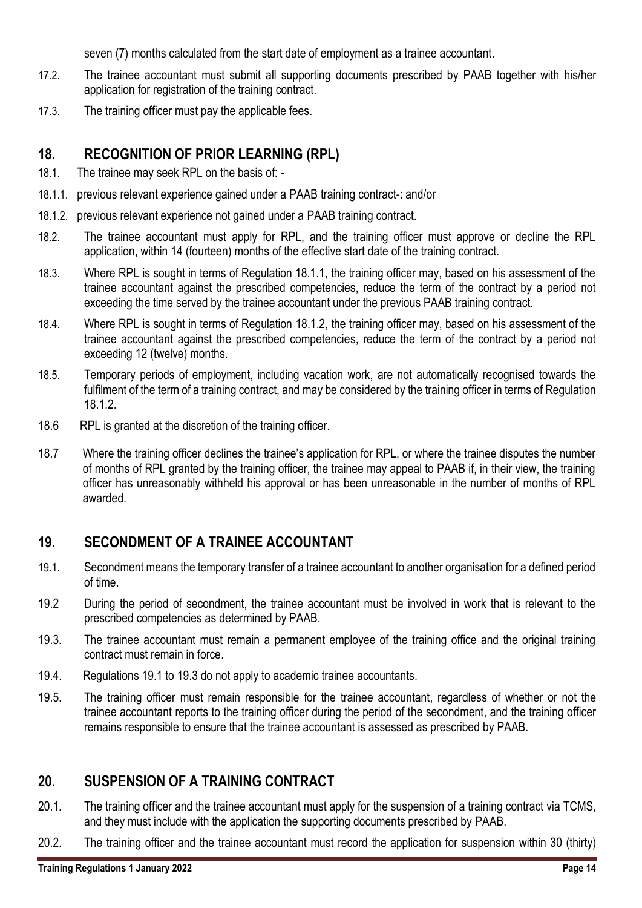seven (7) months calculated from the start date of employment as a trainee accountant.

17.2. The trainee accountant must submit all supporting documents prescribed by PAAB together with his/her application for registration of the training contract.

17.3. The training officer must pay the applicable fees.

## 18. RECOGNITION OF PRIOR LEARNING (RPL)

18.1. The trainee may seek RPL on the basis of: -

18.1.1. previous relevant experience gained under a PAAB training contract-: and/or

18.1.2. previous relevant experience not gained under a PAAB training contract.

18.2. The trainee accountant must apply for RPL, and the training officer must approve or decline the RPL application, within 14 (fourteen) months of the effective start date of the training contract.

18.3. Where RPL is sought in terms of Regulation 18.1.1, the training officer may, based on his assessment of the trainee accountant against the prescribed competencies, reduce the term of the contract by a period not exceeding the time served by the trainee accountant under the previous PAAB training contract.

18.4. Where RPL is sought in terms of Regulation 18.1.2, the training officer may, based on his assessment of the trainee accountant against the prescribed competencies, reduce the term of the contract by a period not exceeding 12 (twelve) months.

18.5. Temporary periods of employment, including vacation work, are not automatically recognised towards the fulfilment of the term of a training contract, and may be considered by the training officer in terms of Regulation 18.1.2.

18.6 RPL is granted at the discretion of the training officer.

18.7 Where the training officer declines the trainee's application for RPL, or where the trainee disputes the number of months of RPL granted by the training officer, the trainee may appeal to PAAB if, in their view, the training officer has unreasonably withheld his approval or has been unreasonable in the number of months of RPL awarded.

## 19. SECONDMENT OF A TRAINEE ACCOUNTANT

19.1. Secondment means the temporary transfer of a trainee accountant to another organisation for a defined period of time.

19.2 During the period of secondment, the trainee accountant must be involved in work that is relevant to the prescribed competencies as determined by PAAB.

19.3. The trainee accountant must remain a permanent employee of the training office and the original training contract must remain in force.

19.4. Regulations 19.1 to 19.3 do not apply to academic trainee-accountants.

19.5. The training officer must remain responsible for the trainee accountant, regardless of whether or not the trainee accountant reports to the training officer during the period of the secondment, and the training officer remains responsible to ensure that the trainee accountant is assessed as prescribed by PAAB.

## 20. SUSPENSION OF A TRAINING CONTRACT

20.1. The training officer and the trainee accountant must apply for the suspension of a training contract via TCMS, and they must include with the application the supporting documents prescribed by PAAB.

20.2. The training officer and the trainee accountant must record the application for suspension within 30 (thirty)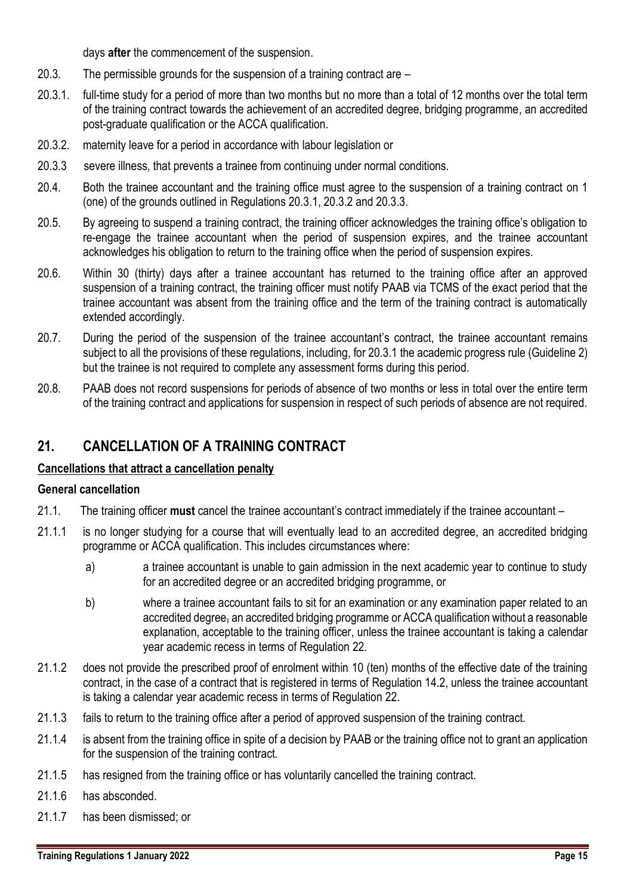days **after** the commencement of the suspension.

20.3. The permissible grounds for the suspension of a training contract are –

20.3.1. full-time study for a period of more than two months but no more than a total of 12 months over the total term of the training contract towards the achievement of an accredited degree, bridging programme, an accredited post-graduate qualification or the ACCA qualification.

20.3.2. maternity leave for a period in accordance with labour legislation or

20.3.3 severe illness, that prevents a trainee from continuing under normal conditions.

20.4. Both the trainee accountant and the training office must agree to the suspension of a training contract on 1 (one) of the grounds outlined in Regulations 20.3.1, 20.3.2 and 20.3.3.

20.5. By agreeing to suspend a training contract, the training officer acknowledges the training office's obligation to re-engage the trainee accountant when the period of suspension expires, and the trainee accountant acknowledges his obligation to return to the training office when the period of suspension expires.

20.6. Within 30 (thirty) days after a trainee accountant has returned to the training office after an approved suspension of a training contract, the training officer must notify PAAB via TCMS of the exact period that the trainee accountant was absent from the training office and the term of the training contract is automatically extended accordingly.

20.7. During the period of the suspension of the trainee accountant's contract, the trainee accountant remains subject to all the provisions of these regulations, including, for 20.3.1 the academic progress rule (Guideline 2) but the trainee is not required to complete any assessment forms during this period.

20.8. PAAB does not record suspensions for periods of absence of two months or less in total over the entire term of the training contract and applications for suspension in respect of such periods of absence are not required.

## 21. CANCELLATION OF A TRAINING CONTRACT

**Cancellations that attract a cancellation penalty**

**General cancellation**

21.1. The training officer **must** cancel the trainee accountant's contract immediately if the trainee accountant –

21.1.1 is no longer studying for a course that will eventually lead to an accredited degree, an accredited bridging programme or ACCA qualification. This includes circumstances where:

a) a trainee accountant is unable to gain admission in the next academic year to continue to study for an accredited degree or an accredited bridging programme, or

b) where a trainee accountant fails to sit for an examination or any examination paper related to an accredited degree, an accredited bridging programme or ACCA qualification without a reasonable explanation, acceptable to the training officer, unless the trainee accountant is taking a calendar year academic recess in terms of Regulation 22.

21.1.2 does not provide the prescribed proof of enrolment within 10 (ten) months of the effective date of the training contract, in the case of a contract that is registered in terms of Regulation 14.2, unless the trainee accountant is taking a calendar year academic recess in terms of Regulation 22.

21.1.3 fails to return to the training office after a period of approved suspension of the training contract.

21.1.4 is absent from the training office in spite of a decision by PAAB or the training office not to grant an application for the suspension of the training contract.

21.1.5 has resigned from the training office or has voluntarily cancelled the training contract.

21.1.6 has absconded.

21.1.7 has been dismissed; or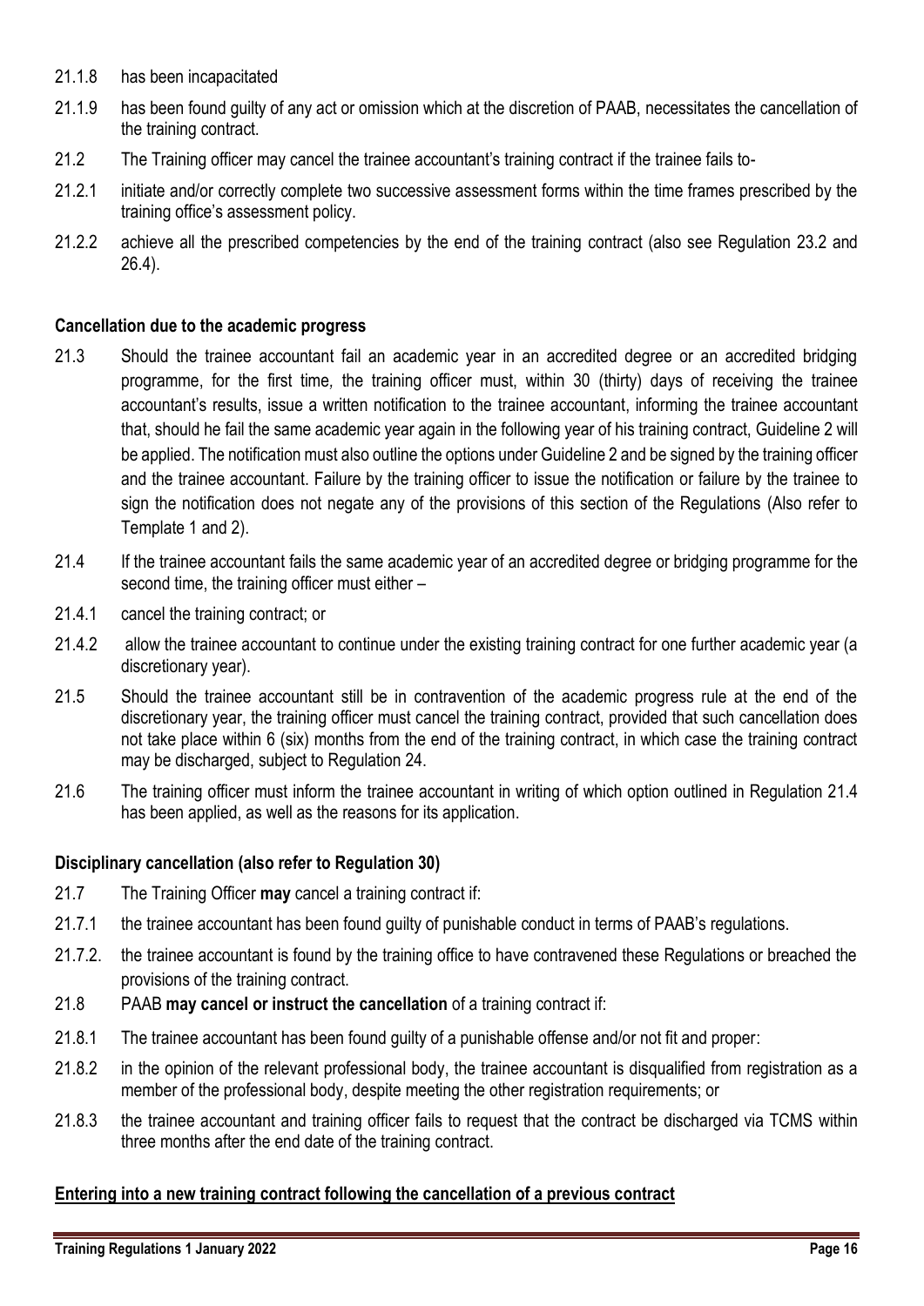21.1.8 has been incapacitated

21.1.9 has been found guilty of any act or omission which at the discretion of PAAB, necessitates the cancellation of the training contract.

21.2 The Training officer may cancel the trainee accountant's training contract if the trainee fails to-

21.2.1 initiate and/or correctly complete two successive assessment forms within the time frames prescribed by the training office's assessment policy.

21.2.2 achieve all the prescribed competencies by the end of the training contract (also see Regulation 23.2 and 26.4).

**Cancellation due to the academic progress**

21.3 Should the trainee accountant fail an academic year in an accredited degree or an accredited bridging programme, for the first time, the training officer must, within 30 (thirty) days of receiving the trainee accountant's results, issue a written notification to the trainee accountant, informing the trainee accountant that, should he fail the same academic year again in the following year of his training contract, Guideline 2 will be applied. The notification must also outline the options under Guideline 2 and be signed by the training officer and the trainee accountant. Failure by the training officer to issue the notification or failure by the trainee to sign the notification does not negate any of the provisions of this section of the Regulations (Also refer to Template 1 and 2).

21.4 If the trainee accountant fails the same academic year of an accredited degree or bridging programme for the second time, the training officer must either –

21.4.1 cancel the training contract; or

21.4.2 allow the trainee accountant to continue under the existing training contract for one further academic year (a discretionary year).

21.5 Should the trainee accountant still be in contravention of the academic progress rule at the end of the discretionary year, the training officer must cancel the training contract, provided that such cancellation does not take place within 6 (six) months from the end of the training contract, in which case the training contract may be discharged, subject to Regulation 24.

21.6 The training officer must inform the trainee accountant in writing of which option outlined in Regulation 21.4 has been applied, as well as the reasons for its application.

**Disciplinary cancellation (also refer to Regulation 30)**

21.7 The Training Officer **may** cancel a training contract if:

21.7.1 the trainee accountant has been found guilty of punishable conduct in terms of PAAB's regulations.

21.7.2. the trainee accountant is found by the training office to have contravened these Regulations or breached the provisions of the training contract.

21.8 PAAB **may cancel or instruct the cancellation** of a training contract if:

21.8.1 The trainee accountant has been found guilty of a punishable offense and/or not fit and proper:

21.8.2 in the opinion of the relevant professional body, the trainee accountant is disqualified from registration as a member of the professional body, despite meeting the other registration requirements; or

21.8.3 the trainee accountant and training officer fails to request that the contract be discharged via TCMS within three months after the end date of the training contract.

**Entering into a new training contract following the cancellation of a previous contract**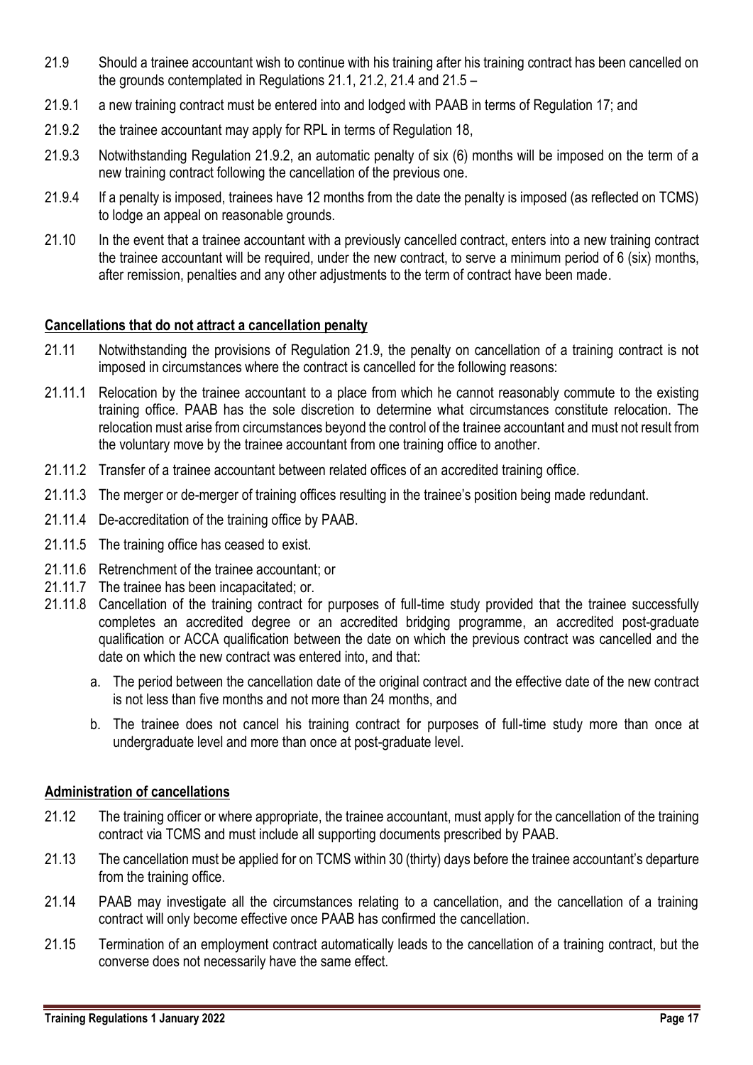21.9 Should a trainee accountant wish to continue with his training after his training contract has been cancelled on the grounds contemplated in Regulations 21.1, 21.2, 21.4 and 21.5 –

21.9.1 a new training contract must be entered into and lodged with PAAB in terms of Regulation 17; and

21.9.2 the trainee accountant may apply for RPL in terms of Regulation 18,

21.9.3 Notwithstanding Regulation 21.9.2, an automatic penalty of six (6) months will be imposed on the term of a new training contract following the cancellation of the previous one.

21.9.4 If a penalty is imposed, trainees have 12 months from the date the penalty is imposed (as reflected on TCMS) to lodge an appeal on reasonable grounds.

21.10 In the event that a trainee accountant with a previously cancelled contract, enters into a new training contract the trainee accountant will be required, under the new contract, to serve a minimum period of 6 (six) months, after remission, penalties and any other adjustments to the term of contract have been made.

**Cancellations that do not attract a cancellation penalty**

21.11 Notwithstanding the provisions of Regulation 21.9, the penalty on cancellation of a training contract is not imposed in circumstances where the contract is cancelled for the following reasons:

21.11.1 Relocation by the trainee accountant to a place from which he cannot reasonably commute to the existing training office. PAAB has the sole discretion to determine what circumstances constitute relocation. The relocation must arise from circumstances beyond the control of the trainee accountant and must not result from the voluntary move by the trainee accountant from one training office to another.

21.11.2 Transfer of a trainee accountant between related offices of an accredited training office.

21.11.3 The merger or de-merger of training offices resulting in the trainee's position being made redundant.

21.11.4 De-accreditation of the training office by PAAB.

21.11.5 The training office has ceased to exist.

21.11.6 Retrenchment of the trainee accountant; or

21.11.7 The trainee has been incapacitated; or.

21.11.8 Cancellation of the training contract for purposes of full-time study provided that the trainee successfully completes an accredited degree or an accredited bridging programme, an accredited post-graduate qualification or ACCA qualification between the date on which the previous contract was cancelled and the date on which the new contract was entered into, and that:

a. The period between the cancellation date of the original contract and the effective date of the new contract is not less than five months and not more than 24 months, and

b. The trainee does not cancel his training contract for purposes of full-time study more than once at undergraduate level and more than once at post-graduate level.

**Administration of cancellations**

21.12 The training officer or where appropriate, the trainee accountant, must apply for the cancellation of the training contract via TCMS and must include all supporting documents prescribed by PAAB.

21.13 The cancellation must be applied for on TCMS within 30 (thirty) days before the trainee accountant's departure from the training office.

21.14 PAAB may investigate all the circumstances relating to a cancellation, and the cancellation of a training contract will only become effective once PAAB has confirmed the cancellation.

21.15 Termination of an employment contract automatically leads to the cancellation of a training contract, but the converse does not necessarily have the same effect.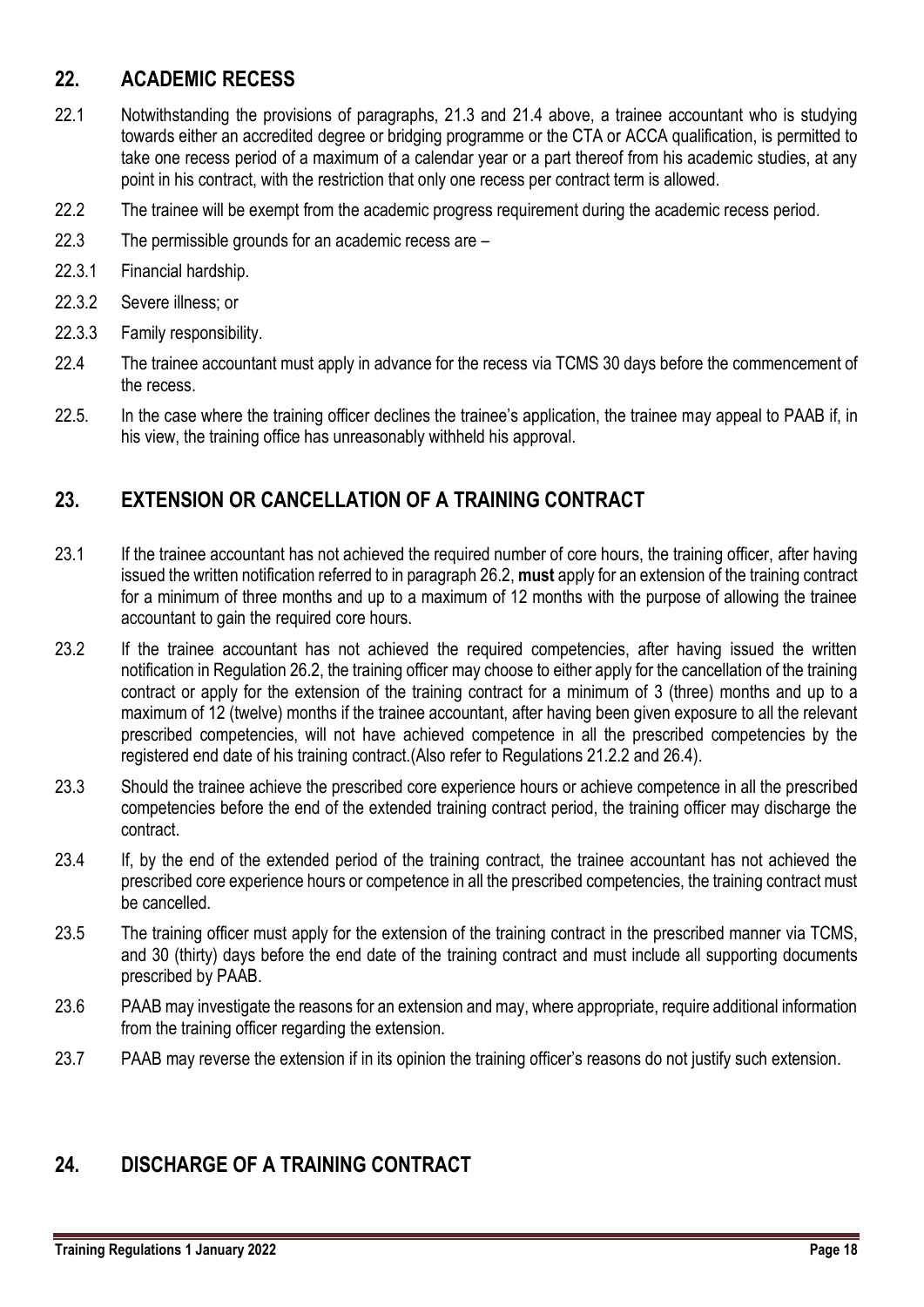## 22. ACADEMIC RECESS

22.1 Notwithstanding the provisions of paragraphs, 21.3 and 21.4 above, a trainee accountant who is studying towards either an accredited degree or bridging programme or the CTA or ACCA qualification, is permitted to take one recess period of a maximum of a calendar year or a part thereof from his academic studies, at any point in his contract, with the restriction that only one recess per contract term is allowed.

22.2 The trainee will be exempt from the academic progress requirement during the academic recess period.

22.3 The permissible grounds for an academic recess are –

22.3.1 Financial hardship.

22.3.2 Severe illness; or

22.3.3 Family responsibility.

22.4 The trainee accountant must apply in advance for the recess via TCMS 30 days before the commencement of the recess.

22.5. In the case where the training officer declines the trainee's application, the trainee may appeal to PAAB if, in his view, the training office has unreasonably withheld his approval.

## 23. EXTENSION OR CANCELLATION OF A TRAINING CONTRACT

23.1 If the trainee accountant has not achieved the required number of core hours, the training officer, after having issued the written notification referred to in paragraph 26.2, **must** apply for an extension of the training contract for a minimum of three months and up to a maximum of 12 months with the purpose of allowing the trainee accountant to gain the required core hours.

23.2 If the trainee accountant has not achieved the required competencies, after having issued the written notification in Regulation 26.2, the training officer may choose to either apply for the cancellation of the training contract or apply for the extension of the training contract for a minimum of 3 (three) months and up to a maximum of 12 (twelve) months if the trainee accountant, after having been given exposure to all the relevant prescribed competencies, will not have achieved competence in all the prescribed competencies by the registered end date of his training contract.(Also refer to Regulations 21.2.2 and 26.4).

23.3 Should the trainee achieve the prescribed core experience hours or achieve competence in all the prescribed competencies before the end of the extended training contract period, the training officer may discharge the contract.

23.4 If, by the end of the extended period of the training contract, the trainee accountant has not achieved the prescribed core experience hours or competence in all the prescribed competencies, the training contract must be cancelled.

23.5 The training officer must apply for the extension of the training contract in the prescribed manner via TCMS, and 30 (thirty) days before the end date of the training contract and must include all supporting documents prescribed by PAAB.

23.6 PAAB may investigate the reasons for an extension and may, where appropriate, require additional information from the training officer regarding the extension.

23.7 PAAB may reverse the extension if in its opinion the training officer's reasons do not justify such extension.

## 24. DISCHARGE OF A TRAINING CONTRACT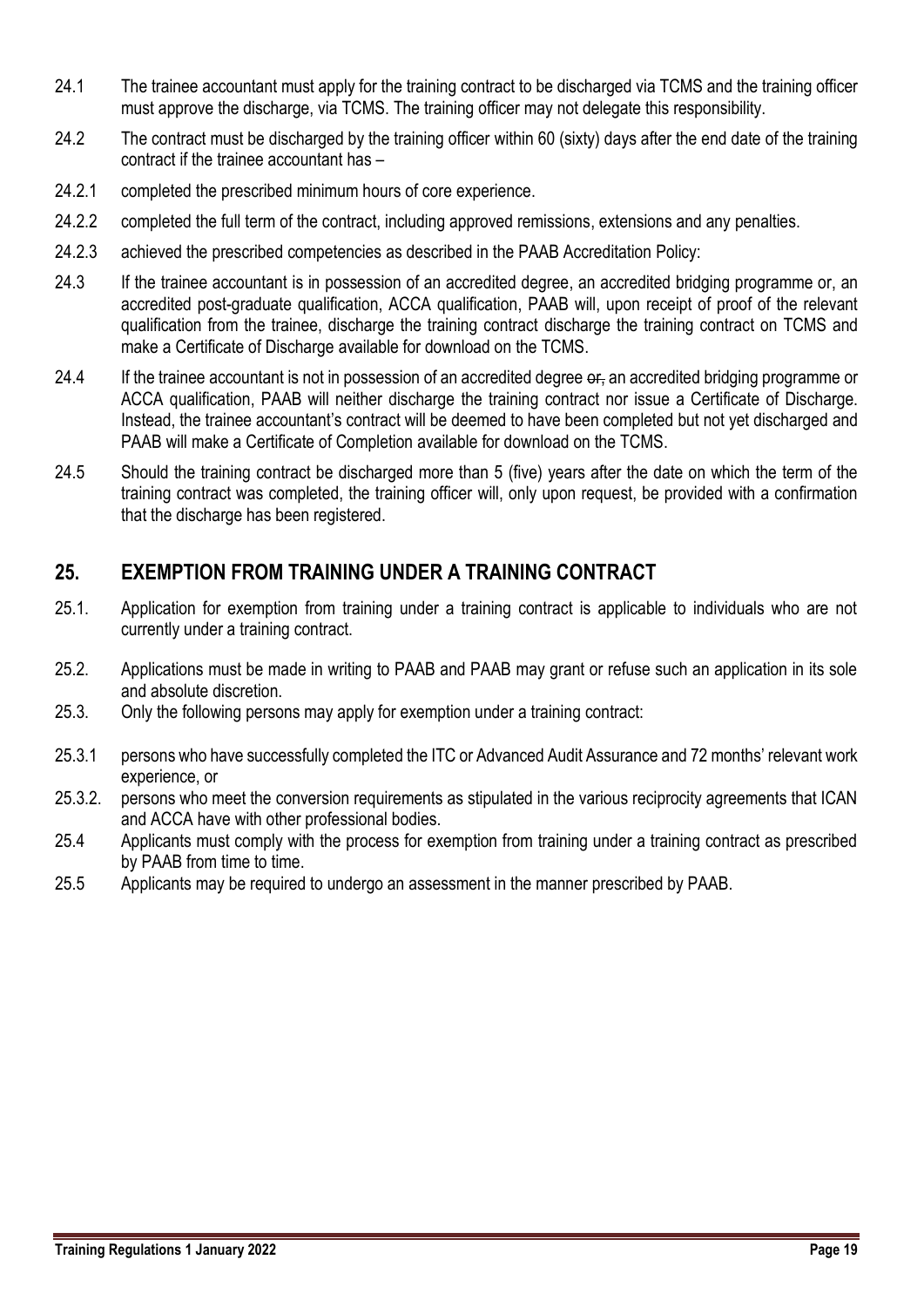24.1 The trainee accountant must apply for the training contract to be discharged via TCMS and the training officer must approve the discharge, via TCMS. The training officer may not delegate this responsibility.

24.2 The contract must be discharged by the training officer within 60 (sixty) days after the end date of the training contract if the trainee accountant has –

24.2.1 completed the prescribed minimum hours of core experience.

24.2.2 completed the full term of the contract, including approved remissions, extensions and any penalties.

24.2.3 achieved the prescribed competencies as described in the PAAB Accreditation Policy:

24.3 If the trainee accountant is in possession of an accredited degree, an accredited bridging programme or, an accredited post-graduate qualification, ACCA qualification, PAAB will, upon receipt of proof of the relevant qualification from the trainee, discharge the training contract discharge the training contract on TCMS and make a Certificate of Discharge available for download on the TCMS.

24.4 If the trainee accountant is not in possession of an accredited degree ~~or,~~ an accredited bridging programme or ACCA qualification, PAAB will neither discharge the training contract nor issue a Certificate of Discharge. Instead, the trainee accountant's contract will be deemed to have been completed but not yet discharged and PAAB will make a Certificate of Completion available for download on the TCMS.

24.5 Should the training contract be discharged more than 5 (five) years after the date on which the term of the training contract was completed, the training officer will, only upon request, be provided with a confirmation that the discharge has been registered.

## 25. EXEMPTION FROM TRAINING UNDER A TRAINING CONTRACT

25.1. Application for exemption from training under a training contract is applicable to individuals who are not currently under a training contract.

25.2. Applications must be made in writing to PAAB and PAAB may grant or refuse such an application in its sole and absolute discretion.

25.3. Only the following persons may apply for exemption under a training contract:

25.3.1 persons who have successfully completed the ITC or Advanced Audit Assurance and 72 months' relevant work experience, or

25.3.2. persons who meet the conversion requirements as stipulated in the various reciprocity agreements that ICAN and ACCA have with other professional bodies.

25.4 Applicants must comply with the process for exemption from training under a training contract as prescribed by PAAB from time to time.

25.5 Applicants may be required to undergo an assessment in the manner prescribed by PAAB.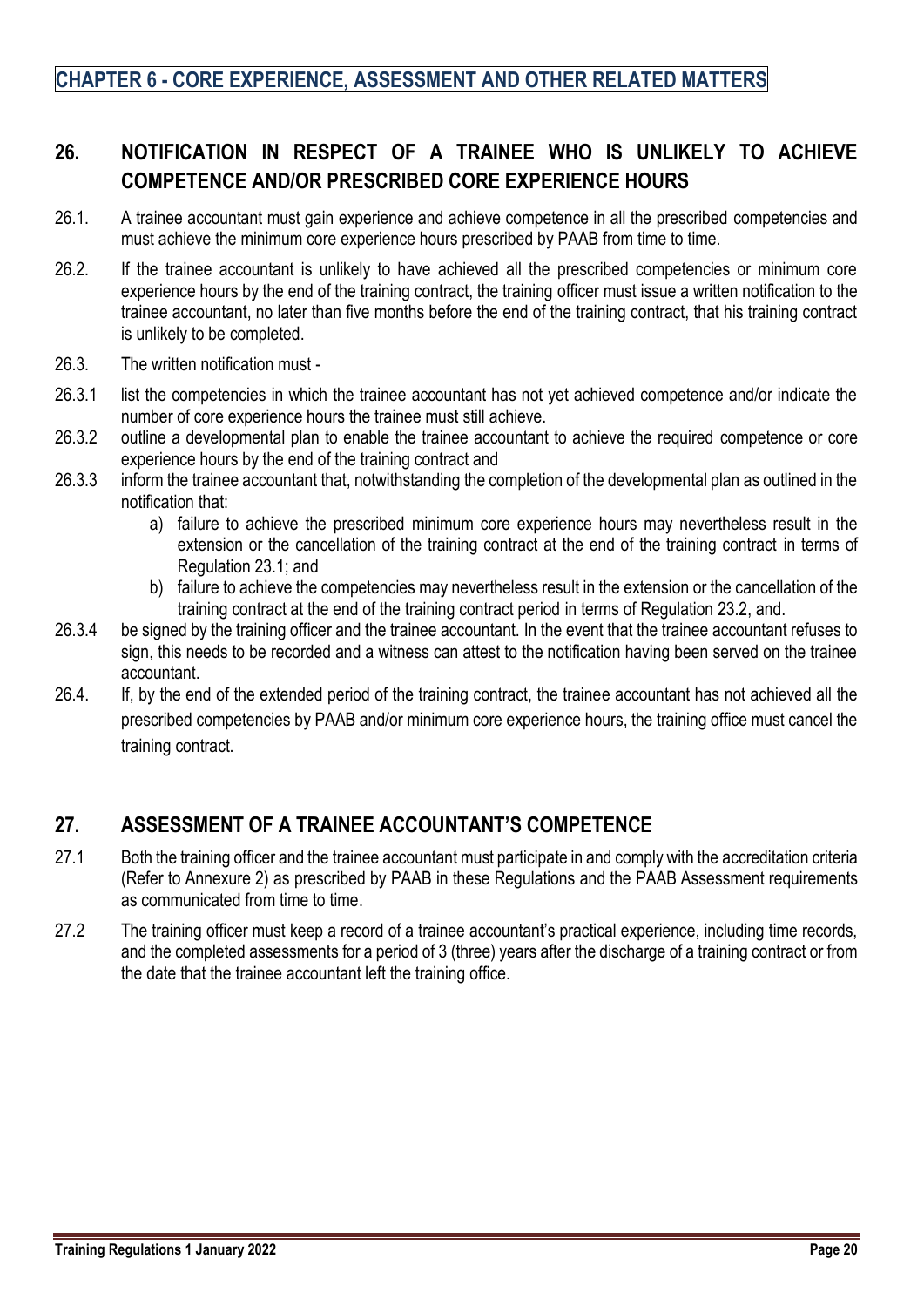# CHAPTER 6 - CORE EXPERIENCE, ASSESSMENT AND OTHER RELATED MATTERS

## 26. NOTIFICATION IN RESPECT OF A TRAINEE WHO IS UNLIKELY TO ACHIEVE COMPETENCE AND/OR PRESCRIBED CORE EXPERIENCE HOURS

26.1. A trainee accountant must gain experience and achieve competence in all the prescribed competencies and must achieve the minimum core experience hours prescribed by PAAB from time to time.

26.2. If the trainee accountant is unlikely to have achieved all the prescribed competencies or minimum core experience hours by the end of the training contract, the training officer must issue a written notification to the trainee accountant, no later than five months before the end of the training contract, that his training contract is unlikely to be completed.

26.3. The written notification must -

26.3.1 list the competencies in which the trainee accountant has not yet achieved competence and/or indicate the number of core experience hours the trainee must still achieve.

26.3.2 outline a developmental plan to enable the trainee accountant to achieve the required competence or core experience hours by the end of the training contract and

26.3.3 inform the trainee accountant that, notwithstanding the completion of the developmental plan as outlined in the notification that:

a) failure to achieve the prescribed minimum core experience hours may nevertheless result in the extension or the cancellation of the training contract at the end of the training contract in terms of Regulation 23.1; and

b) failure to achieve the competencies may nevertheless result in the extension or the cancellation of the training contract at the end of the training contract period in terms of Regulation 23.2, and.

26.3.4 be signed by the training officer and the trainee accountant. In the event that the trainee accountant refuses to sign, this needs to be recorded and a witness can attest to the notification having been served on the trainee accountant.

26.4. If, by the end of the extended period of the training contract, the trainee accountant has not achieved all the prescribed competencies by PAAB and/or minimum core experience hours, the training office must cancel the training contract.

## 27. ASSESSMENT OF A TRAINEE ACCOUNTANT'S COMPETENCE

27.1 Both the training officer and the trainee accountant must participate in and comply with the accreditation criteria (Refer to Annexure 2) as prescribed by PAAB in these Regulations and the PAAB Assessment requirements as communicated from time to time.

27.2 The training officer must keep a record of a trainee accountant's practical experience, including time records, and the completed assessments for a period of 3 (three) years after the discharge of a training contract or from the date that the trainee accountant left the training office.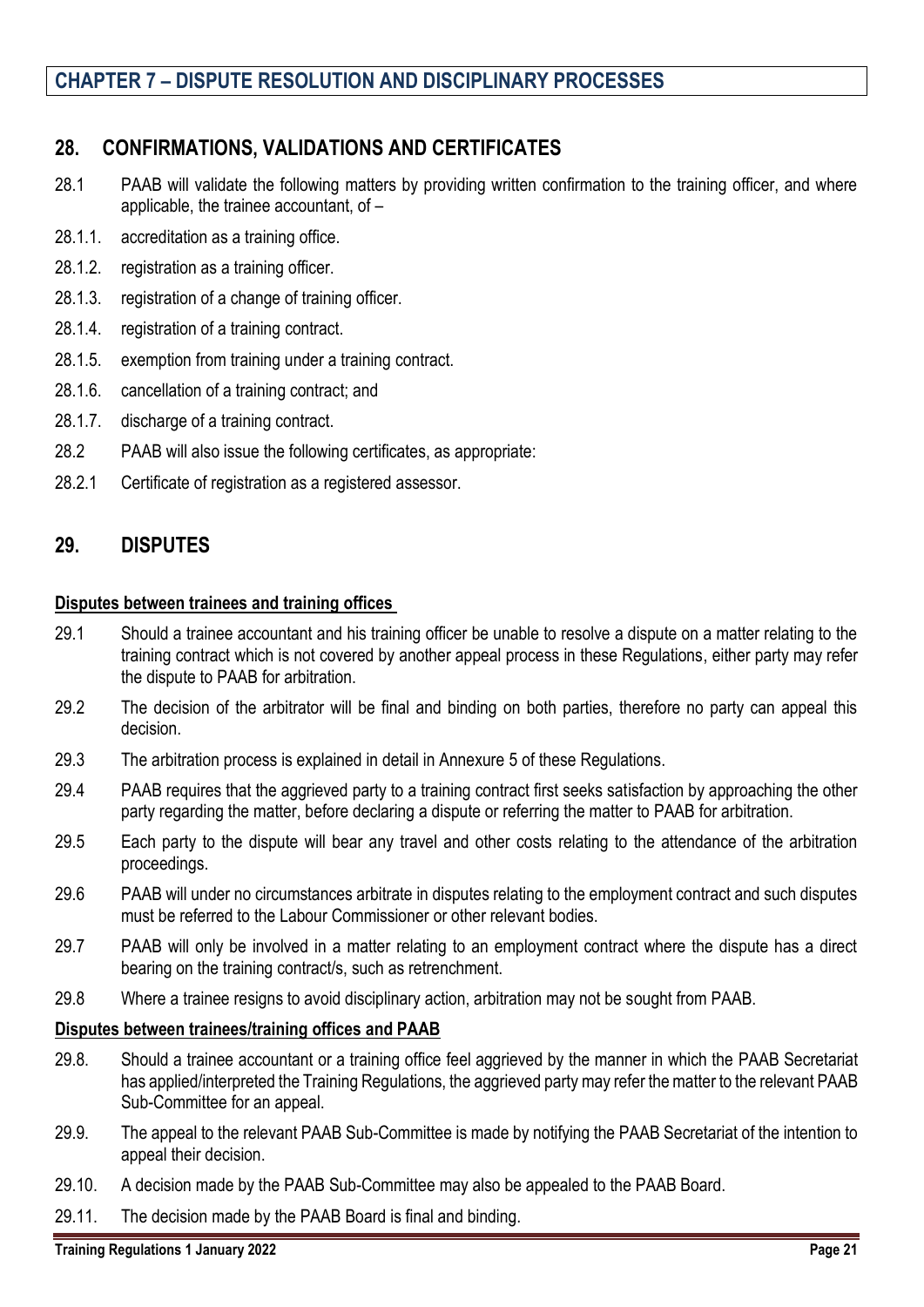# CHAPTER 7 – DISPUTE RESOLUTION AND DISCIPLINARY PROCESSES

## 28. CONFIRMATIONS, VALIDATIONS AND CERTIFICATES

28.1 PAAB will validate the following matters by providing written confirmation to the training officer, and where applicable, the trainee accountant, of –

28.1.1. accreditation as a training office.

28.1.2. registration as a training officer.

28.1.3. registration of a change of training officer.

28.1.4. registration of a training contract.

28.1.5. exemption from training under a training contract.

28.1.6. cancellation of a training contract; and

28.1.7. discharge of a training contract.

28.2 PAAB will also issue the following certificates, as appropriate:

28.2.1 Certificate of registration as a registered assessor.

## 29. DISPUTES

**Disputes between trainees and training offices**

29.1 Should a trainee accountant and his training officer be unable to resolve a dispute on a matter relating to the training contract which is not covered by another appeal process in these Regulations, either party may refer the dispute to PAAB for arbitration.

29.2 The decision of the arbitrator will be final and binding on both parties, therefore no party can appeal this decision.

29.3 The arbitration process is explained in detail in Annexure 5 of these Regulations.

29.4 PAAB requires that the aggrieved party to a training contract first seeks satisfaction by approaching the other party regarding the matter, before declaring a dispute or referring the matter to PAAB for arbitration.

29.5 Each party to the dispute will bear any travel and other costs relating to the attendance of the arbitration proceedings.

29.6 PAAB will under no circumstances arbitrate in disputes relating to the employment contract and such disputes must be referred to the Labour Commissioner or other relevant bodies.

29.7 PAAB will only be involved in a matter relating to an employment contract where the dispute has a direct bearing on the training contract/s, such as retrenchment.

29.8 Where a trainee resigns to avoid disciplinary action, arbitration may not be sought from PAAB.

**Disputes between trainees/training offices and PAAB**

29.8. Should a trainee accountant or a training office feel aggrieved by the manner in which the PAAB Secretariat has applied/interpreted the Training Regulations, the aggrieved party may refer the matter to the relevant PAAB Sub-Committee for an appeal.

29.9. The appeal to the relevant PAAB Sub-Committee is made by notifying the PAAB Secretariat of the intention to appeal their decision.

29.10. A decision made by the PAAB Sub-Committee may also be appealed to the PAAB Board.

29.11. The decision made by the PAAB Board is final and binding.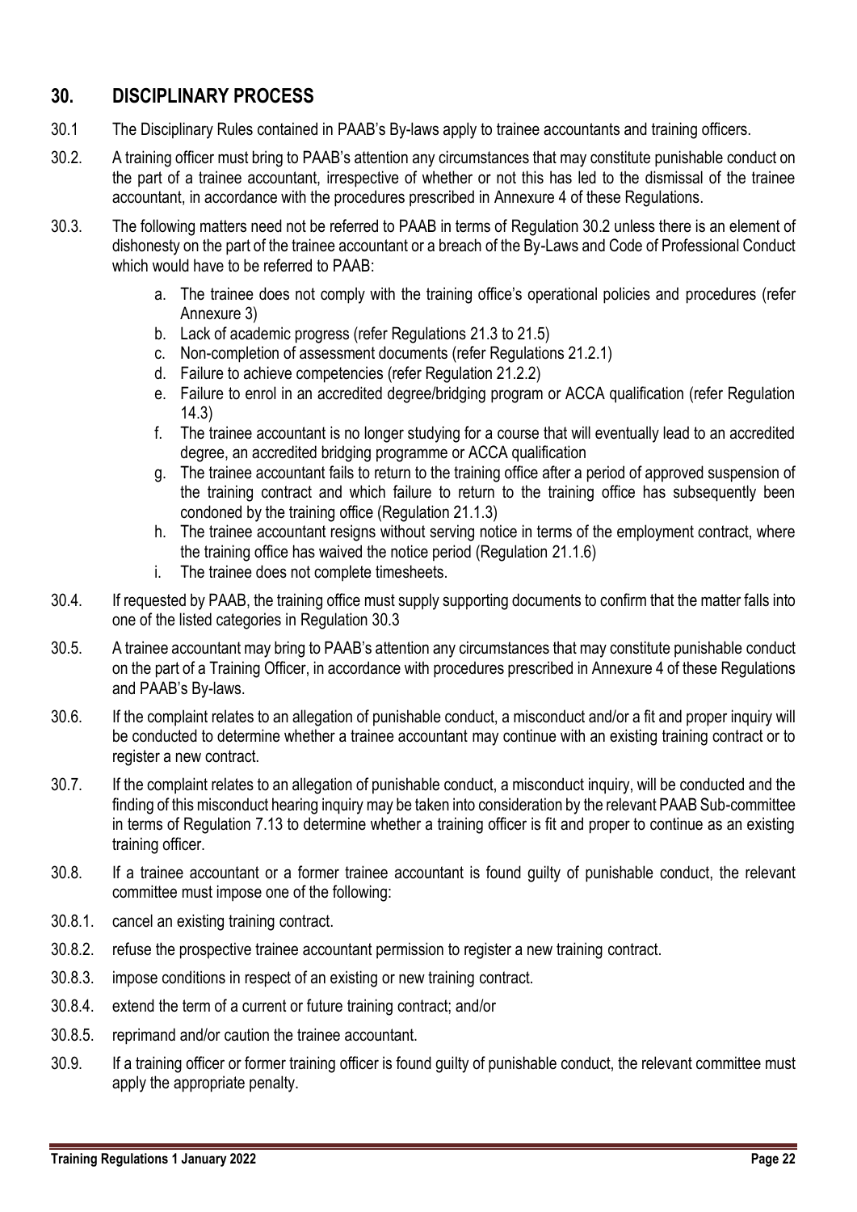## 30. DISCIPLINARY PROCESS

30.1 The Disciplinary Rules contained in PAAB's By-laws apply to trainee accountants and training officers.

30.2. A training officer must bring to PAAB's attention any circumstances that may constitute punishable conduct on the part of a trainee accountant, irrespective of whether or not this has led to the dismissal of the trainee accountant, in accordance with the procedures prescribed in Annexure 4 of these Regulations.

30.3. The following matters need not be referred to PAAB in terms of Regulation 30.2 unless there is an element of dishonesty on the part of the trainee accountant or a breach of the By-Laws and Code of Professional Conduct which would have to be referred to PAAB:

a. The trainee does not comply with the training office's operational policies and procedures (refer Annexure 3)
b. Lack of academic progress (refer Regulations 21.3 to 21.5)
c. Non-completion of assessment documents (refer Regulations 21.2.1)
d. Failure to achieve competencies (refer Regulation 21.2.2)
e. Failure to enrol in an accredited degree/bridging program or ACCA qualification (refer Regulation 14.3)
f. The trainee accountant is no longer studying for a course that will eventually lead to an accredited degree, an accredited bridging programme or ACCA qualification
g. The trainee accountant fails to return to the training office after a period of approved suspension of the training contract and which failure to return to the training office has subsequently been condoned by the training office (Regulation 21.1.3)
h. The trainee accountant resigns without serving notice in terms of the employment contract, where the training office has waived the notice period (Regulation 21.1.6)
i. The trainee does not complete timesheets.

30.4. If requested by PAAB, the training office must supply supporting documents to confirm that the matter falls into one of the listed categories in Regulation 30.3

30.5. A trainee accountant may bring to PAAB's attention any circumstances that may constitute punishable conduct on the part of a Training Officer, in accordance with procedures prescribed in Annexure 4 of these Regulations and PAAB's By-laws.

30.6. If the complaint relates to an allegation of punishable conduct, a misconduct and/or a fit and proper inquiry will be conducted to determine whether a trainee accountant may continue with an existing training contract or to register a new contract.

30.7. If the complaint relates to an allegation of punishable conduct, a misconduct inquiry, will be conducted and the finding of this misconduct hearing inquiry may be taken into consideration by the relevant PAAB Sub-committee in terms of Regulation 7.13 to determine whether a training officer is fit and proper to continue as an existing training officer.

30.8. If a trainee accountant or a former trainee accountant is found guilty of punishable conduct, the relevant committee must impose one of the following:

30.8.1. cancel an existing training contract.

30.8.2. refuse the prospective trainee accountant permission to register a new training contract.

30.8.3. impose conditions in respect of an existing or new training contract.

30.8.4. extend the term of a current or future training contract; and/or

30.8.5. reprimand and/or caution the trainee accountant.

30.9. If a training officer or former training officer is found guilty of punishable conduct, the relevant committee must apply the appropriate penalty.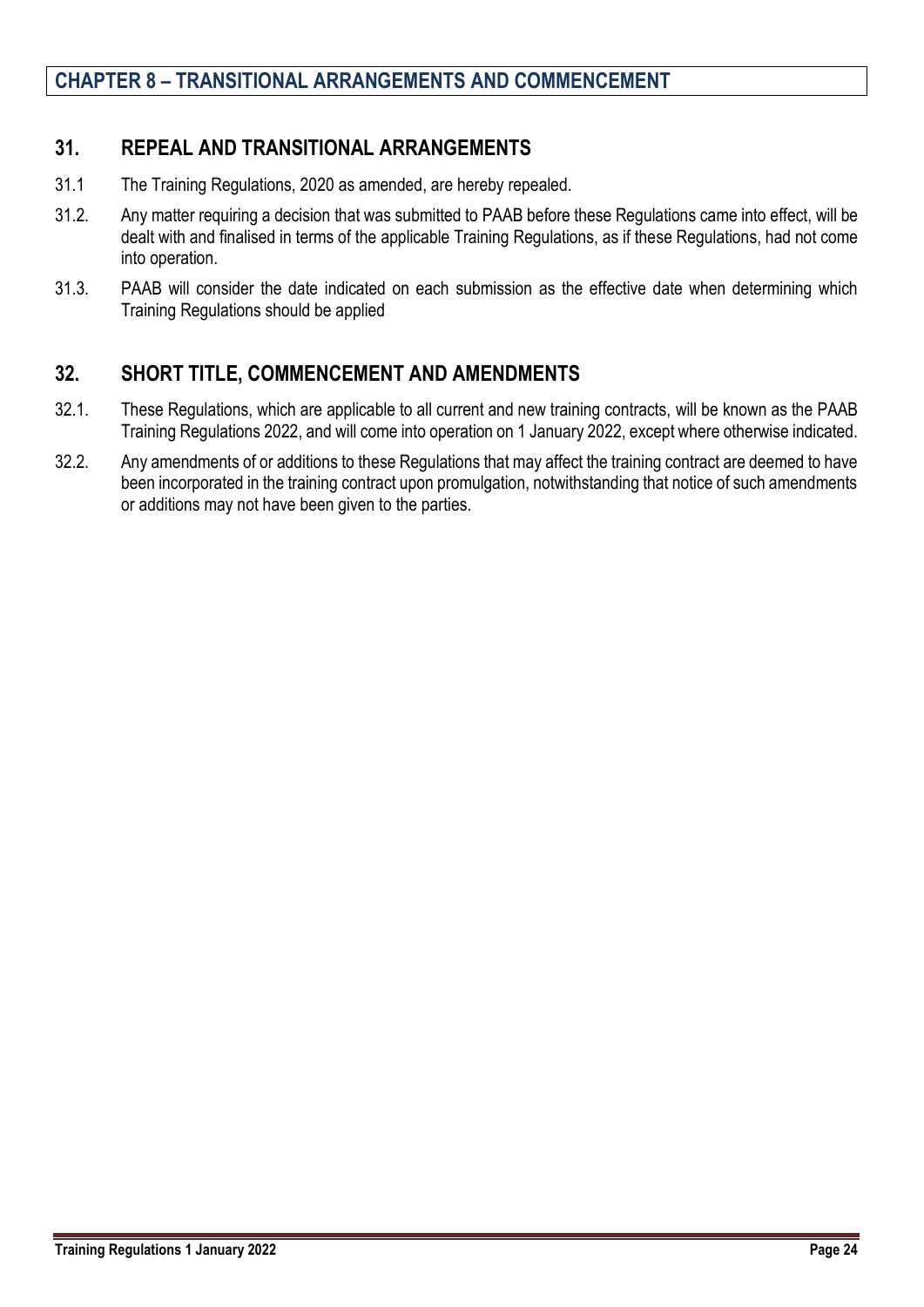## CHAPTER 8 – TRANSITIONAL ARRANGEMENTS AND COMMENCEMENT

### 31. REPEAL AND TRANSITIONAL ARRANGEMENTS

31.1 The Training Regulations, 2020 as amended, are hereby repealed.

31.2. Any matter requiring a decision that was submitted to PAAB before these Regulations came into effect, will be dealt with and finalised in terms of the applicable Training Regulations, as if these Regulations, had not come into operation.

31.3. PAAB will consider the date indicated on each submission as the effective date when determining which Training Regulations should be applied

### 32. SHORT TITLE, COMMENCEMENT AND AMENDMENTS

32.1. These Regulations, which are applicable to all current and new training contracts, will be known as the PAAB Training Regulations 2022, and will come into operation on 1 January 2022, except where otherwise indicated.

32.2. Any amendments of or additions to these Regulations that may affect the training contract are deemed to have been incorporated in the training contract upon promulgation, notwithstanding that notice of such amendments or additions may not have been given to the parties.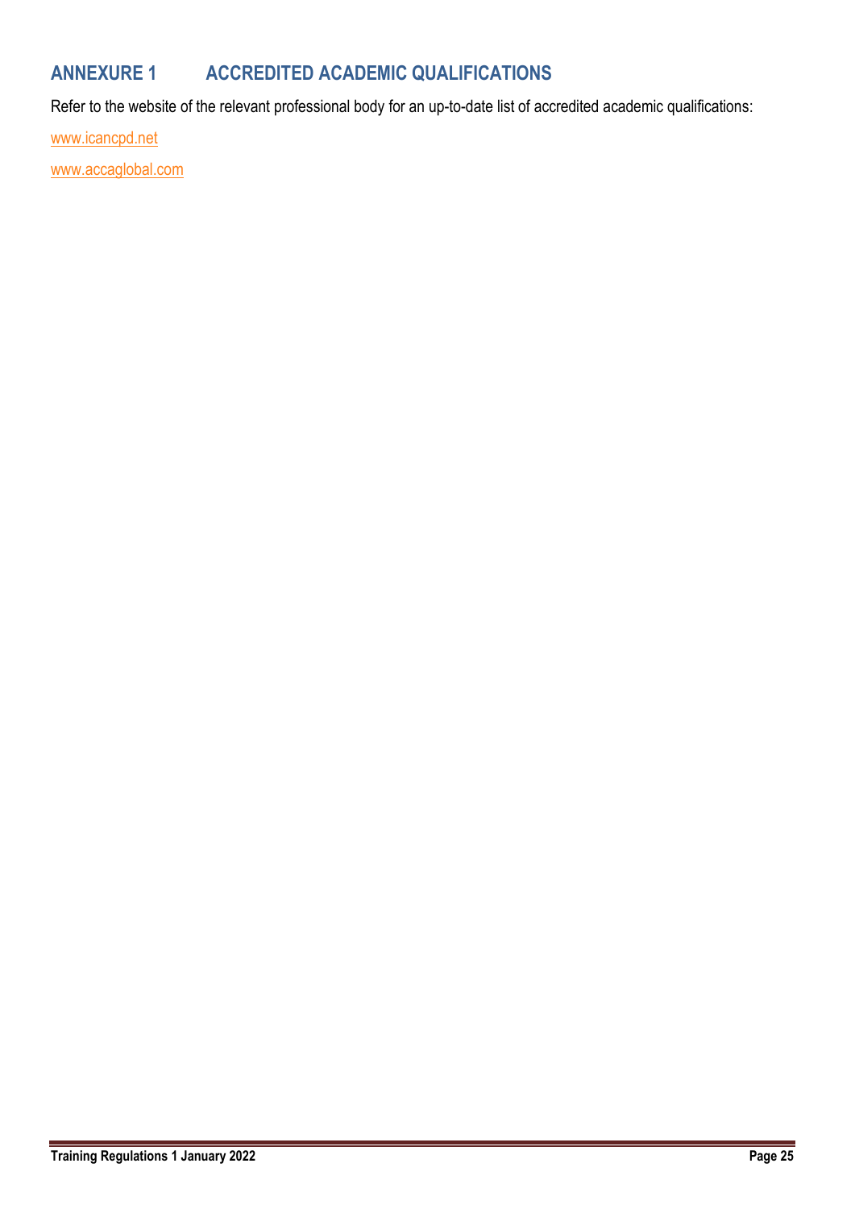## ANNEXURE 1 ACCREDITED ACADEMIC QUALIFICATIONS

Refer to the website of the relevant professional body for an up-to-date list of accredited academic qualifications:

www.icancpd.net

www.accaglobal.com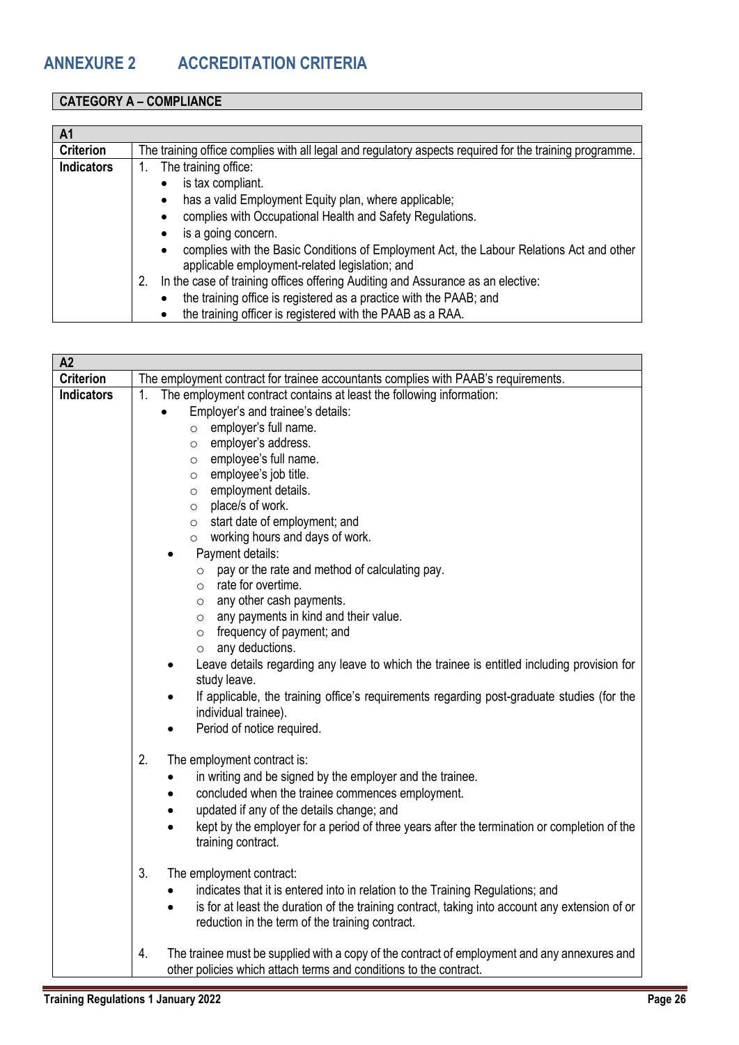# ANNEXURE 2 ACCREDITATION CRITERIA

| CATEGORY A – COMPLIANCE |
|---|

| A1 | |
|---|---|
| **Criterion** | The training office complies with all legal and regulatory aspects required for the training programme. |
| **Indicators** | 1. The training office:<br>• is tax compliant.<br>• has a valid Employment Equity plan, where applicable;<br>• complies with Occupational Health and Safety Regulations.<br>• is a going concern.<br>• complies with the Basic Conditions of Employment Act, the Labour Relations Act and other applicable employment-related legislation; and<br>2. In the case of training offices offering Auditing and Assurance as an elective:<br>• the training office is registered as a practice with the PAAB; and<br>• the training officer is registered with the PAAB as a RAA. |

| A2 | |
|---|---|
| **Criterion** | The employment contract for trainee accountants complies with PAAB's requirements. |
| **Indicators** | 1. The employment contract contains at least the following information:<br>• Employer's and trainee's details:<br>○ employer's full name.<br>○ employer's address.<br>○ employee's full name.<br>○ employee's job title.<br>○ employment details.<br>○ place/s of work.<br>○ start date of employment; and<br>○ working hours and days of work.<br>• Payment details:<br>○ pay or the rate and method of calculating pay.<br>○ rate for overtime.<br>○ any other cash payments.<br>○ any payments in kind and their value.<br>○ frequency of payment; and<br>○ any deductions.<br>• Leave details regarding any leave to which the trainee is entitled including provision for study leave.<br>• If applicable, the training office's requirements regarding post-graduate studies (for the individual trainee).<br>• Period of notice required.<br><br>2. The employment contract is:<br>• in writing and be signed by the employer and the trainee.<br>• concluded when the trainee commences employment.<br>• updated if any of the details change; and<br>• kept by the employer for a period of three years after the termination or completion of the training contract.<br><br>3. The employment contract:<br>• indicates that it is entered into in relation to the Training Regulations; and<br>• is for at least the duration of the training contract, taking into account any extension of or reduction in the term of the training contract.<br><br>4. The trainee must be supplied with a copy of the contract of employment and any annexures and other policies which attach terms and conditions to the contract. |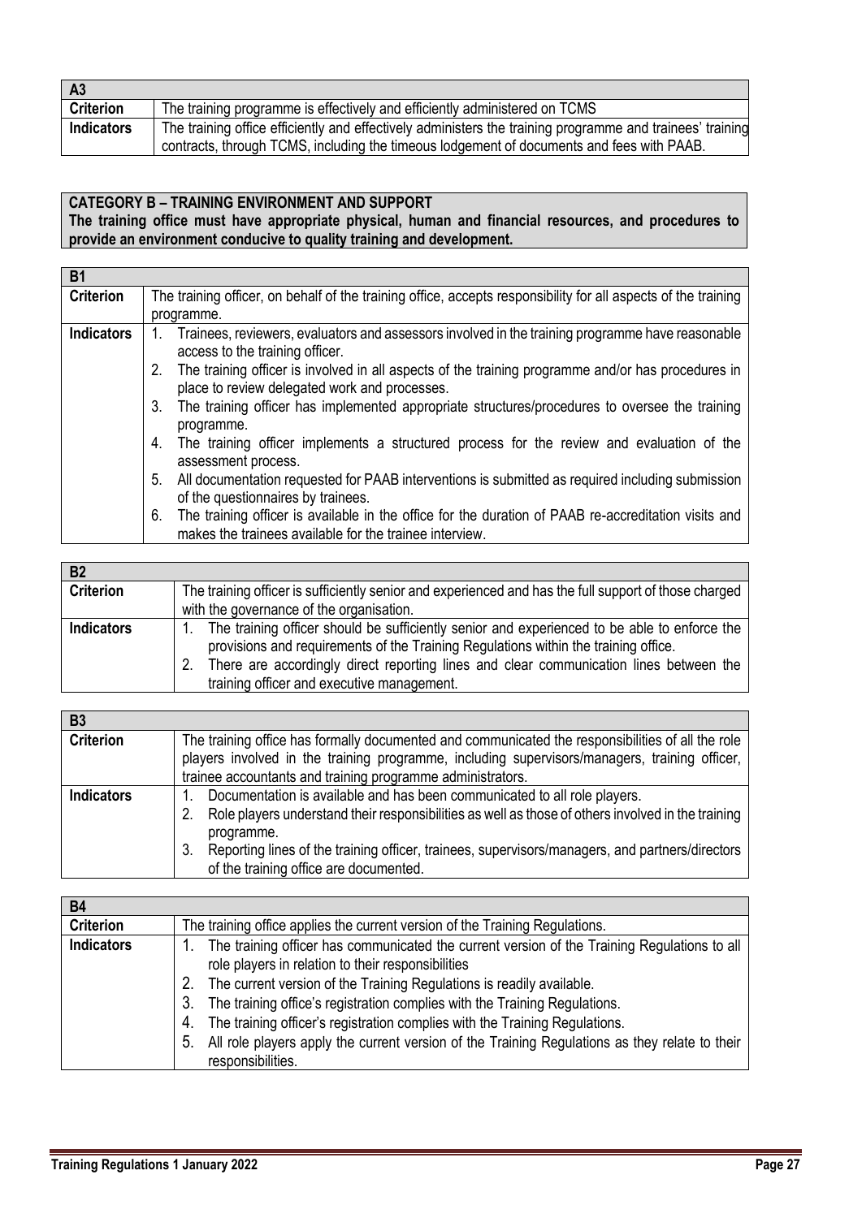| A3 | |
| --- | --- |
| **Criterion** | The training programme is effectively and efficiently administered on TCMS |
| **Indicators** | The training office efficiently and effectively administers the training programme and trainees' training contracts, through TCMS, including the timeous lodgement of documents and fees with PAAB. |

**CATEGORY B – TRAINING ENVIRONMENT AND SUPPORT**

**The training office must have appropriate physical, human and financial resources, and procedures to provide an environment conducive to quality training and development.**

| B1 | |
| --- | --- |
| **Criterion** | The training officer, on behalf of the training office, accepts responsibility for all aspects of the training programme. |
| **Indicators** | 1. Trainees, reviewers, evaluators and assessors involved in the training programme have reasonable access to the training officer.<br>2. The training officer is involved in all aspects of the training programme and/or has procedures in place to review delegated work and processes.<br>3. The training officer has implemented appropriate structures/procedures to oversee the training programme.<br>4. The training officer implements a structured process for the review and evaluation of the assessment process.<br>5. All documentation requested for PAAB interventions is submitted as required including submission of the questionnaires by trainees.<br>6. The training officer is available in the office for the duration of PAAB re-accreditation visits and makes the trainees available for the trainee interview. |

| B2 | |
| --- | --- |
| **Criterion** | The training officer is sufficiently senior and experienced and has the full support of those charged with the governance of the organisation. |
| **Indicators** | 1. The training officer should be sufficiently senior and experienced to be able to enforce the provisions and requirements of the Training Regulations within the training office.<br>2. There are accordingly direct reporting lines and clear communication lines between the training officer and executive management. |

| B3 | |
| --- | --- |
| **Criterion** | The training office has formally documented and communicated the responsibilities of all the role players involved in the training programme, including supervisors/managers, training officer, trainee accountants and training programme administrators. |
| **Indicators** | 1. Documentation is available and has been communicated to all role players.<br>2. Role players understand their responsibilities as well as those of others involved in the training programme.<br>3. Reporting lines of the training officer, trainees, supervisors/managers, and partners/directors of the training office are documented. |

| B4 | |
| --- | --- |
| **Criterion** | The training office applies the current version of the Training Regulations. |
| **Indicators** | 1. The training officer has communicated the current version of the Training Regulations to all role players in relation to their responsibilities<br>2. The current version of the Training Regulations is readily available.<br>3. The training office's registration complies with the Training Regulations.<br>4. The training officer's registration complies with the Training Regulations.<br>5. All role players apply the current version of the Training Regulations as they relate to their responsibilities. |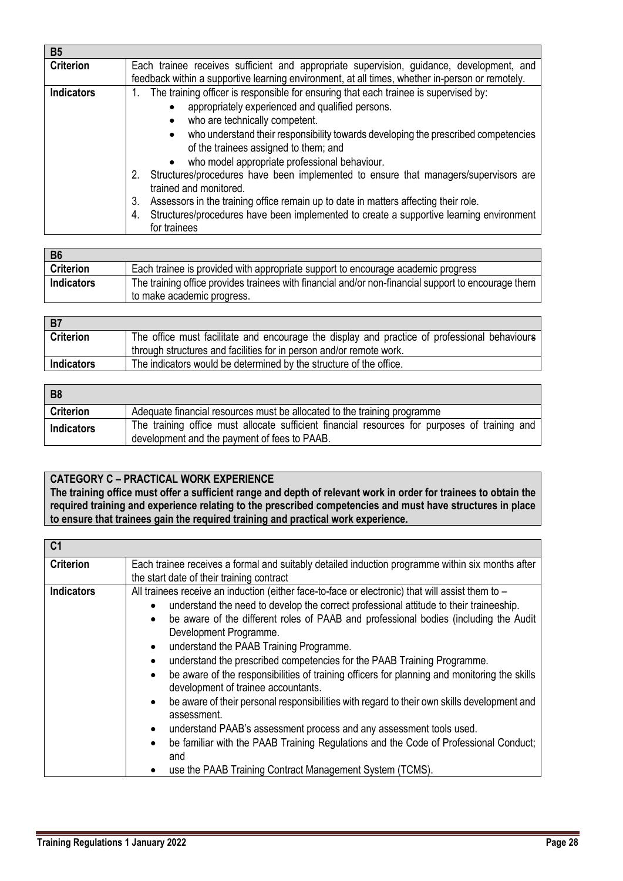| B5 | |
|---|---|
| **Criterion** | Each trainee receives sufficient and appropriate supervision, guidance, development, and feedback within a supportive learning environment, at all times, whether in-person or remotely. |
| **Indicators** | 1. The training officer is responsible for ensuring that each trainee is supervised by: <br>• appropriately experienced and qualified persons. <br>• who are technically competent. <br>• who understand their responsibility towards developing the prescribed competencies of the trainees assigned to them; and <br>• who model appropriate professional behaviour. <br>2. Structures/procedures have been implemented to ensure that managers/supervisors are trained and monitored. <br>3. Assessors in the training office remain up to date in matters affecting their role. <br>4. Structures/procedures have been implemented to create a supportive learning environment for trainees |

| B6 | |
|---|---|
| **Criterion** | Each trainee is provided with appropriate support to encourage academic progress |
| **Indicators** | The training office provides trainees with financial and/or non-financial support to encourage them to make academic progress. |

| B7 | |
|---|---|
| **Criterion** | The office must facilitate and encourage the display and practice of professional behaviours through structures and facilities for in person and/or remote work. |
| **Indicators** | The indicators would be determined by the structure of the office. |

| B8 | |
|---|---|
| **Criterion** | Adequate financial resources must be allocated to the training programme |
| **Indicators** | The training office must allocate sufficient financial resources for purposes of training and development and the payment of fees to PAAB. |

**CATEGORY C – PRACTICAL WORK EXPERIENCE**

**The training office must offer a sufficient range and depth of relevant work in order for trainees to obtain the required training and experience relating to the prescribed competencies and must have structures in place to ensure that trainees gain the required training and practical work experience.**

| C1 | |
|---|---|
| **Criterion** | Each trainee receives a formal and suitably detailed induction programme within six months after the start date of their training contract |
| **Indicators** | All trainees receive an induction (either face-to-face or electronic) that will assist them to – <br>• understand the need to develop the correct professional attitude to their traineeship. <br>• be aware of the different roles of PAAB and professional bodies (including the Audit Development Programme. <br>• understand the PAAB Training Programme. <br>• understand the prescribed competencies for the PAAB Training Programme. <br>• be aware of the responsibilities of training officers for planning and monitoring the skills development of trainee accountants. <br>• be aware of their personal responsibilities with regard to their own skills development and assessment. <br>• understand PAAB's assessment process and any assessment tools used. <br>• be familiar with the PAAB Training Regulations and the Code of Professional Conduct; and <br>• use the PAAB Training Contract Management System (TCMS). |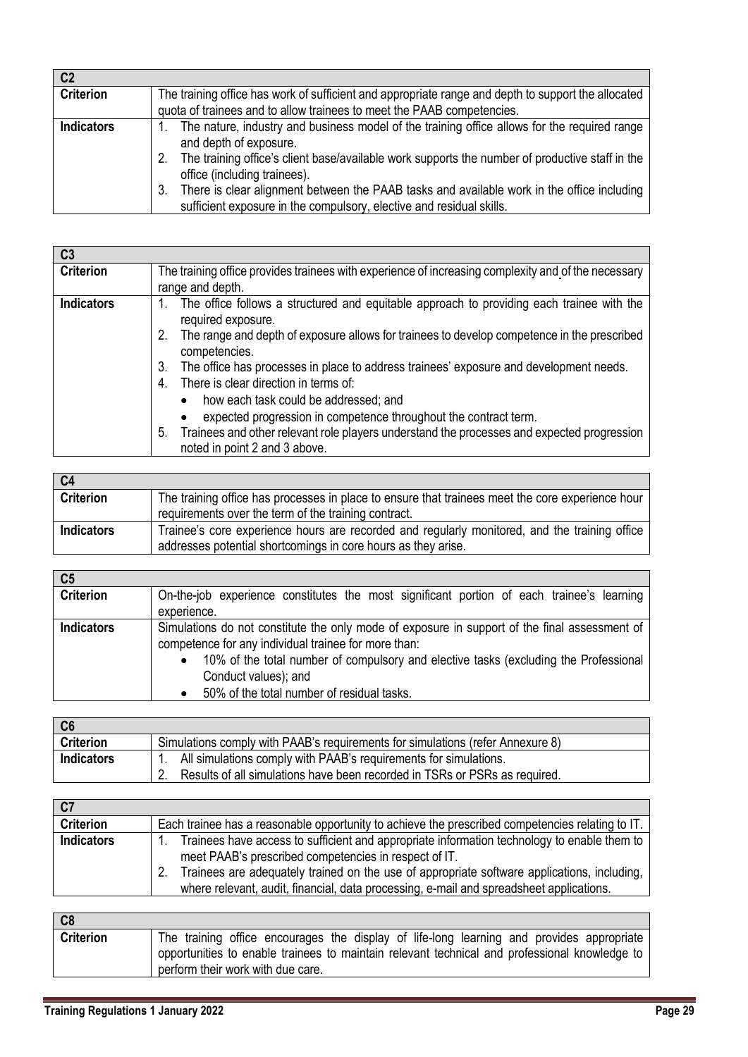| C2 | |
|---|---|
| **Criterion** | The training office has work of sufficient and appropriate range and depth to support the allocated quota of trainees and to allow trainees to meet the PAAB competencies. |
| **Indicators** | 1. The nature, industry and business model of the training office allows for the required range and depth of exposure.<br>2. The training office's client base/available work supports the number of productive staff in the office (including trainees).<br>3. There is clear alignment between the PAAB tasks and available work in the office including sufficient exposure in the compulsory, elective and residual skills. |

| C3 | |
|---|---|
| **Criterion** | The training office provides trainees with experience of increasing complexity and of the necessary range and depth. |
| **Indicators** | 1. The office follows a structured and equitable approach to providing each trainee with the required exposure.<br>2. The range and depth of exposure allows for trainees to develop competence in the prescribed competencies.<br>3. The office has processes in place to address trainees' exposure and development needs.<br>4. There is clear direction in terms of:<br>• how each task could be addressed; and<br>• expected progression in competence throughout the contract term.<br>5. Trainees and other relevant role players understand the processes and expected progression noted in point 2 and 3 above. |

| C4 | |
|---|---|
| **Criterion** | The training office has processes in place to ensure that trainees meet the core experience hour requirements over the term of the training contract. |
| **Indicators** | Trainee's core experience hours are recorded and regularly monitored, and the training office addresses potential shortcomings in core hours as they arise. |

| C5 | |
|---|---|
| **Criterion** | On-the-job experience constitutes the most significant portion of each trainee's learning experience. |
| **Indicators** | Simulations do not constitute the only mode of exposure in support of the final assessment of competence for any individual trainee for more than:<br>• 10% of the total number of compulsory and elective tasks (excluding the Professional Conduct values); and<br>• 50% of the total number of residual tasks. |

| C6 | |
|---|---|
| **Criterion** | Simulations comply with PAAB's requirements for simulations (refer Annexure 8) |
| **Indicators** | 1. All simulations comply with PAAB's requirements for simulations.<br>2. Results of all simulations have been recorded in TSRs or PSRs as required. |

| C7 | |
|---|---|
| **Criterion** | Each trainee has a reasonable opportunity to achieve the prescribed competencies relating to IT. |
| **Indicators** | 1. Trainees have access to sufficient and appropriate information technology to enable them to meet PAAB's prescribed competencies in respect of IT.<br>2. Trainees are adequately trained on the use of appropriate software applications, including, where relevant, audit, financial, data processing, e-mail and spreadsheet applications. |

| C8 | |
|---|---|
| **Criterion** | The training office encourages the display of life-long learning and provides appropriate opportunities to enable trainees to maintain relevant technical and professional knowledge to perform their work with due care. |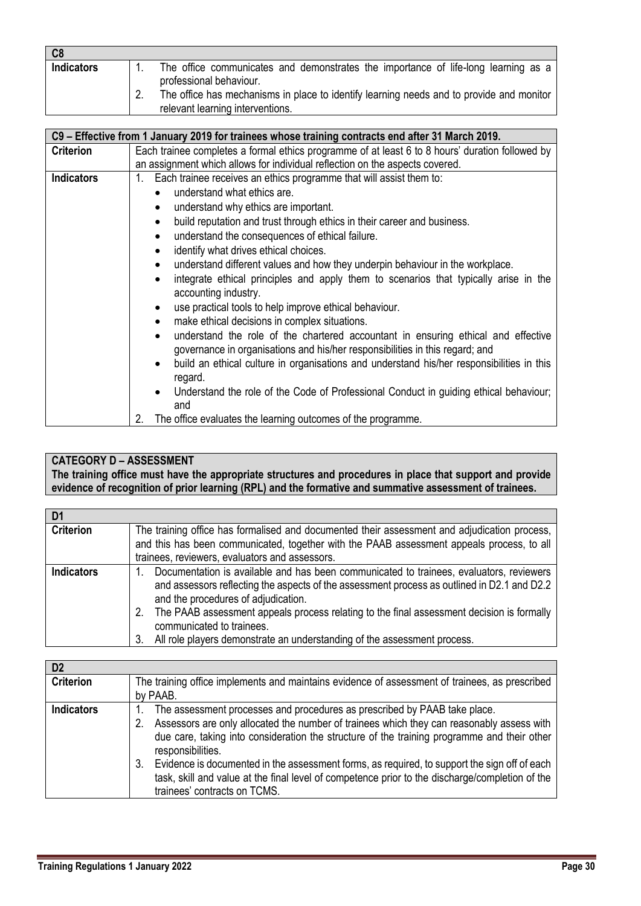| C8 | |
|---|---|
| **Indicators** | 1. The office communicates and demonstrates the importance of life-long learning as a professional behaviour.<br>2. The office has mechanisms in place to identify learning needs and to provide and monitor relevant learning interventions. |

| C9 – Effective from 1 January 2019 for trainees whose training contracts end after 31 March 2019. | |
|---|---|
| **Criterion** | Each trainee completes a formal ethics programme of at least 6 to 8 hours' duration followed by an assignment which allows for individual reflection on the aspects covered. |
| **Indicators** | 1. Each trainee receives an ethics programme that will assist them to:<br>• understand what ethics are.<br>• understand why ethics are important.<br>• build reputation and trust through ethics in their career and business.<br>• understand the consequences of ethical failure.<br>• identify what drives ethical choices.<br>• understand different values and how they underpin behaviour in the workplace.<br>• integrate ethical principles and apply them to scenarios that typically arise in the accounting industry.<br>• use practical tools to help improve ethical behaviour.<br>• make ethical decisions in complex situations.<br>• understand the role of the chartered accountant in ensuring ethical and effective governance in organisations and his/her responsibilities in this regard; and<br>• build an ethical culture in organisations and understand his/her responsibilities in this regard.<br>• Understand the role of the Code of Professional Conduct in guiding ethical behaviour; and<br>2. The office evaluates the learning outcomes of the programme. |

**CATEGORY D – ASSESSMENT**
**The training office must have the appropriate structures and procedures in place that support and provide evidence of recognition of prior learning (RPL) and the formative and summative assessment of trainees.**

| D1 | |
|---|---|
| **Criterion** | The training office has formalised and documented their assessment and adjudication process, and this has been communicated, together with the PAAB assessment appeals process, to all trainees, reviewers, evaluators and assessors. |
| **Indicators** | 1. Documentation is available and has been communicated to trainees, evaluators, reviewers and assessors reflecting the aspects of the assessment process as outlined in D2.1 and D2.2 and the procedures of adjudication.<br>2. The PAAB assessment appeals process relating to the final assessment decision is formally communicated to trainees.<br>3. All role players demonstrate an understanding of the assessment process. |

| D2 | |
|---|---|
| **Criterion** | The training office implements and maintains evidence of assessment of trainees, as prescribed by PAAB. |
| **Indicators** | 1. The assessment processes and procedures as prescribed by PAAB take place.<br>2. Assessors are only allocated the number of trainees which they can reasonably assess with due care, taking into consideration the structure of the training programme and their other responsibilities.<br>3. Evidence is documented in the assessment forms, as required, to support the sign off of each task, skill and value at the final level of competence prior to the discharge/completion of the trainees' contracts on TCMS. |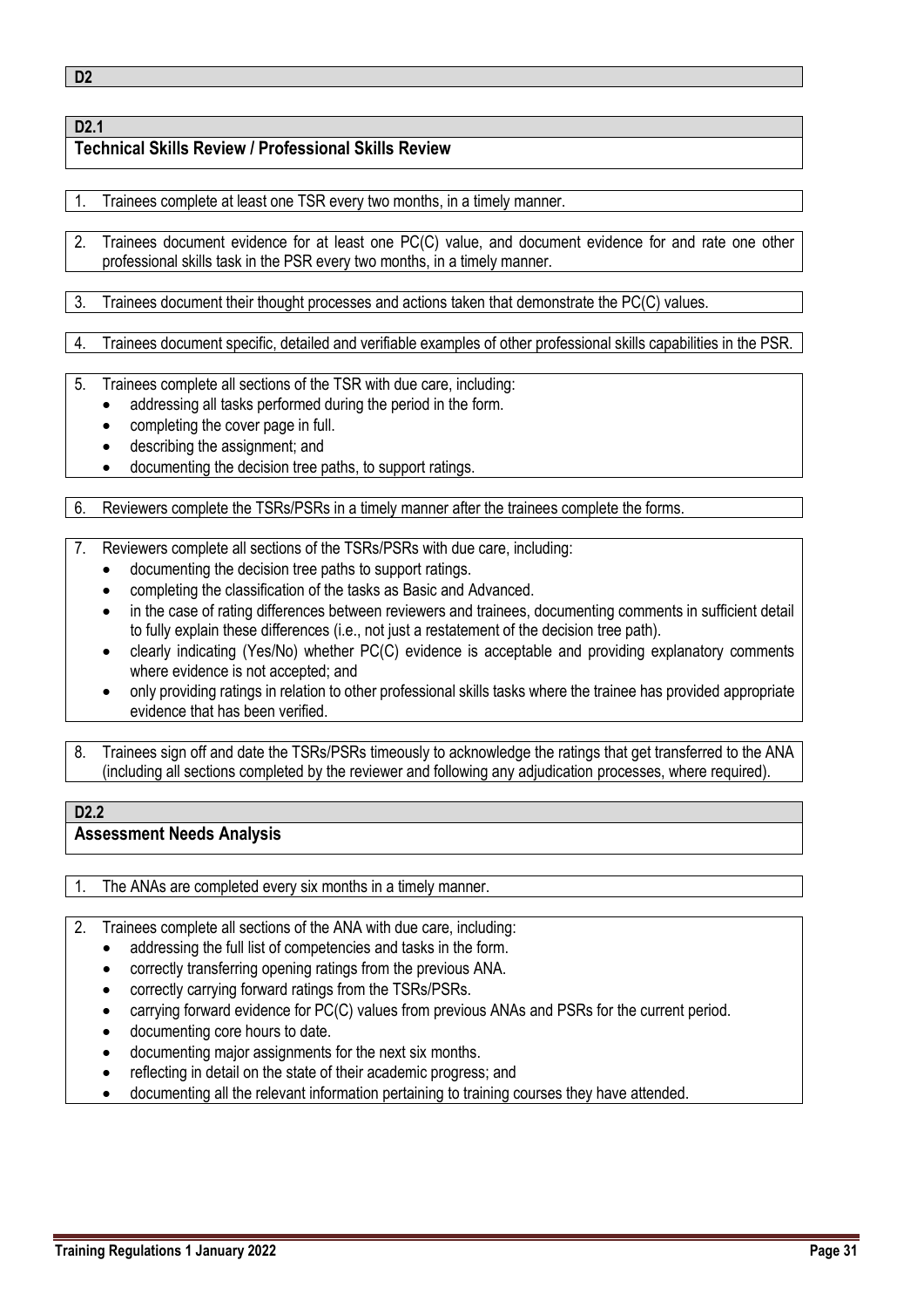## D2

### D2.1
### Technical Skills Review / Professional Skills Review

1. Trainees complete at least one TSR every two months, in a timely manner.

2. Trainees document evidence for at least one PC(C) value, and document evidence for and rate one other professional skills task in the PSR every two months, in a timely manner.

3. Trainees document their thought processes and actions taken that demonstrate the PC(C) values.

4. Trainees document specific, detailed and verifiable examples of other professional skills capabilities in the PSR.

5. Trainees complete all sections of the TSR with due care, including:
   - addressing all tasks performed during the period in the form.
   - completing the cover page in full.
   - describing the assignment; and
   - documenting the decision tree paths, to support ratings.

6. Reviewers complete the TSRs/PSRs in a timely manner after the trainees complete the forms.

7. Reviewers complete all sections of the TSRs/PSRs with due care, including:
   - documenting the decision tree paths to support ratings.
   - completing the classification of the tasks as Basic and Advanced.
   - in the case of rating differences between reviewers and trainees, documenting comments in sufficient detail to fully explain these differences (i.e., not just a restatement of the decision tree path).
   - clearly indicating (Yes/No) whether PC(C) evidence is acceptable and providing explanatory comments where evidence is not accepted; and
   - only providing ratings in relation to other professional skills tasks where the trainee has provided appropriate evidence that has been verified.

8. Trainees sign off and date the TSRs/PSRs timeously to acknowledge the ratings that get transferred to the ANA (including all sections completed by the reviewer and following any adjudication processes, where required).

### D2.2
### Assessment Needs Analysis

1. The ANAs are completed every six months in a timely manner.

2. Trainees complete all sections of the ANA with due care, including:
   - addressing the full list of competencies and tasks in the form.
   - correctly transferring opening ratings from the previous ANA.
   - correctly carrying forward ratings from the TSRs/PSRs.
   - carrying forward evidence for PC(C) values from previous ANAs and PSRs for the current period.
   - documenting core hours to date.
   - documenting major assignments for the next six months.
   - reflecting in detail on the state of their academic progress; and
   - documenting all the relevant information pertaining to training courses they have attended.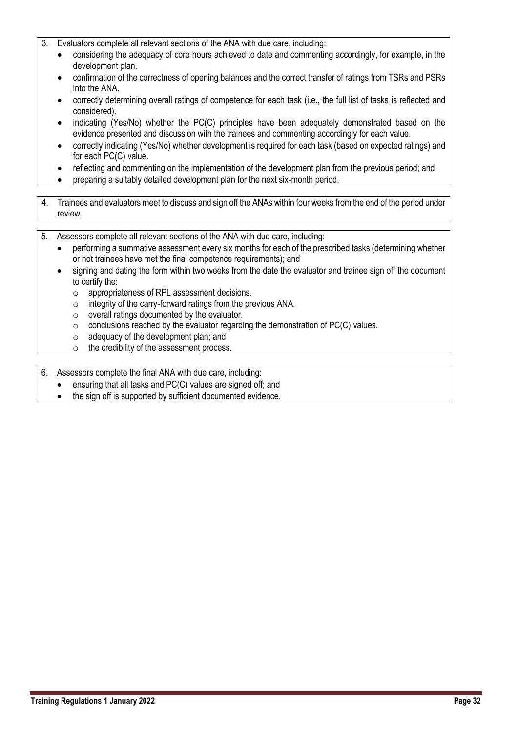3. Evaluators complete all relevant sections of the ANA with due care, including:
   - considering the adequacy of core hours achieved to date and commenting accordingly, for example, in the development plan.
   - confirmation of the correctness of opening balances and the correct transfer of ratings from TSRs and PSRs into the ANA.
   - correctly determining overall ratings of competence for each task (i.e., the full list of tasks is reflected and considered).
   - indicating (Yes/No) whether the PC(C) principles have been adequately demonstrated based on the evidence presented and discussion with the trainees and commenting accordingly for each value.
   - correctly indicating (Yes/No) whether development is required for each task (based on expected ratings) and for each PC(C) value.
   - reflecting and commenting on the implementation of the development plan from the previous period; and
   - preparing a suitably detailed development plan for the next six-month period.

4. Trainees and evaluators meet to discuss and sign off the ANAs within four weeks from the end of the period under review.

5. Assessors complete all relevant sections of the ANA with due care, including:
   - performing a summative assessment every six months for each of the prescribed tasks (determining whether or not trainees have met the final competence requirements); and
   - signing and dating the form within two weeks from the date the evaluator and trainee sign off the document to certify the:
     - appropriateness of RPL assessment decisions.
     - integrity of the carry-forward ratings from the previous ANA.
     - overall ratings documented by the evaluator.
     - conclusions reached by the evaluator regarding the demonstration of PC(C) values.
     - adequacy of the development plan; and
     - the credibility of the assessment process.

6. Assessors complete the final ANA with due care, including:
   - ensuring that all tasks and PC(C) values are signed off; and
   - the sign off is supported by sufficient documented evidence.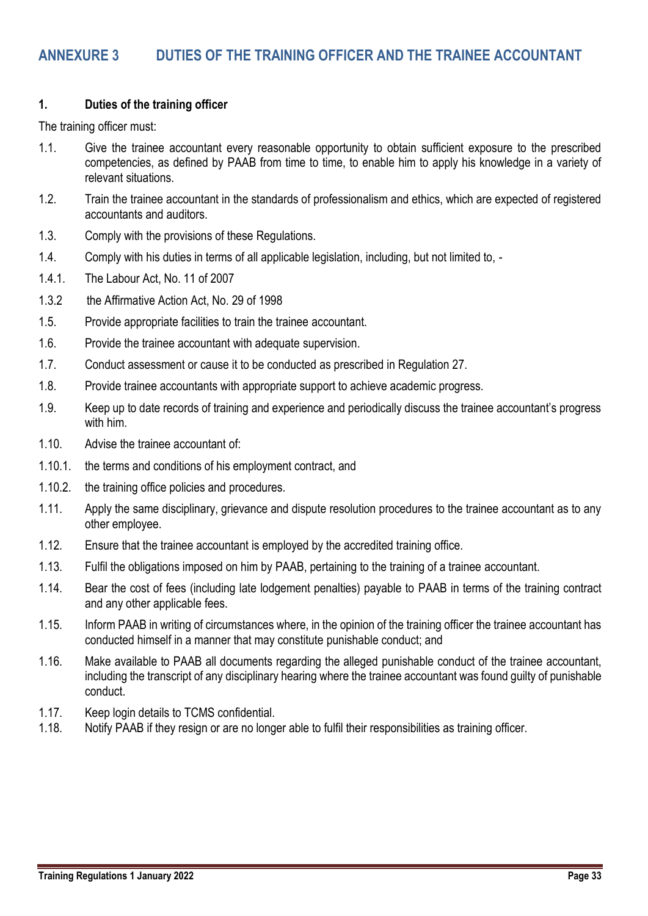# ANNEXURE 3 DUTIES OF THE TRAINING OFFICER AND THE TRAINEE ACCOUNTANT

## 1. Duties of the training officer

The training officer must:

1.1. Give the trainee accountant every reasonable opportunity to obtain sufficient exposure to the prescribed competencies, as defined by PAAB from time to time, to enable him to apply his knowledge in a variety of relevant situations.

1.2. Train the trainee accountant in the standards of professionalism and ethics, which are expected of registered accountants and auditors.

1.3. Comply with the provisions of these Regulations.

1.4. Comply with his duties in terms of all applicable legislation, including, but not limited to, -

1.4.1. The Labour Act, No. 11 of 2007

1.3.2 the Affirmative Action Act, No. 29 of 1998

1.5. Provide appropriate facilities to train the trainee accountant.

1.6. Provide the trainee accountant with adequate supervision.

1.7. Conduct assessment or cause it to be conducted as prescribed in Regulation 27.

1.8. Provide trainee accountants with appropriate support to achieve academic progress.

1.9. Keep up to date records of training and experience and periodically discuss the trainee accountant's progress with him.

1.10. Advise the trainee accountant of:

1.10.1. the terms and conditions of his employment contract, and

1.10.2. the training office policies and procedures.

1.11. Apply the same disciplinary, grievance and dispute resolution procedures to the trainee accountant as to any other employee.

1.12. Ensure that the trainee accountant is employed by the accredited training office.

1.13. Fulfil the obligations imposed on him by PAAB, pertaining to the training of a trainee accountant.

1.14. Bear the cost of fees (including late lodgement penalties) payable to PAAB in terms of the training contract and any other applicable fees.

1.15. Inform PAAB in writing of circumstances where, in the opinion of the training officer the trainee accountant has conducted himself in a manner that may constitute punishable conduct; and

1.16. Make available to PAAB all documents regarding the alleged punishable conduct of the trainee accountant, including the transcript of any disciplinary hearing where the trainee accountant was found guilty of punishable conduct.

1.17. Keep login details to TCMS confidential.

1.18. Notify PAAB if they resign or are no longer able to fulfil their responsibilities as training officer.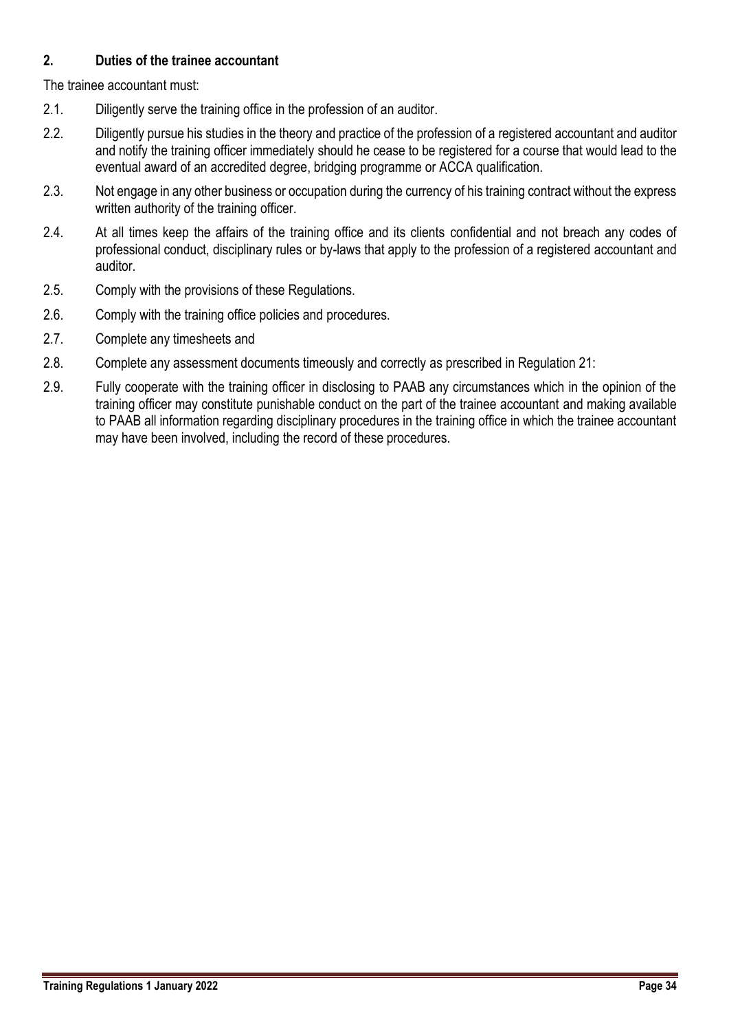## 2. Duties of the trainee accountant

The trainee accountant must:

2.1. Diligently serve the training office in the profession of an auditor.

2.2. Diligently pursue his studies in the theory and practice of the profession of a registered accountant and auditor and notify the training officer immediately should he cease to be registered for a course that would lead to the eventual award of an accredited degree, bridging programme or ACCA qualification.

2.3. Not engage in any other business or occupation during the currency of his training contract without the express written authority of the training officer.

2.4. At all times keep the affairs of the training office and its clients confidential and not breach any codes of professional conduct, disciplinary rules or by-laws that apply to the profession of a registered accountant and auditor.

2.5. Comply with the provisions of these Regulations.

2.6. Comply with the training office policies and procedures.

2.7. Complete any timesheets and

2.8. Complete any assessment documents timeously and correctly as prescribed in Regulation 21:

2.9. Fully cooperate with the training officer in disclosing to PAAB any circumstances which in the opinion of the training officer may constitute punishable conduct on the part of the trainee accountant and making available to PAAB all information regarding disciplinary procedures in the training office in which the trainee accountant may have been involved, including the record of these procedures.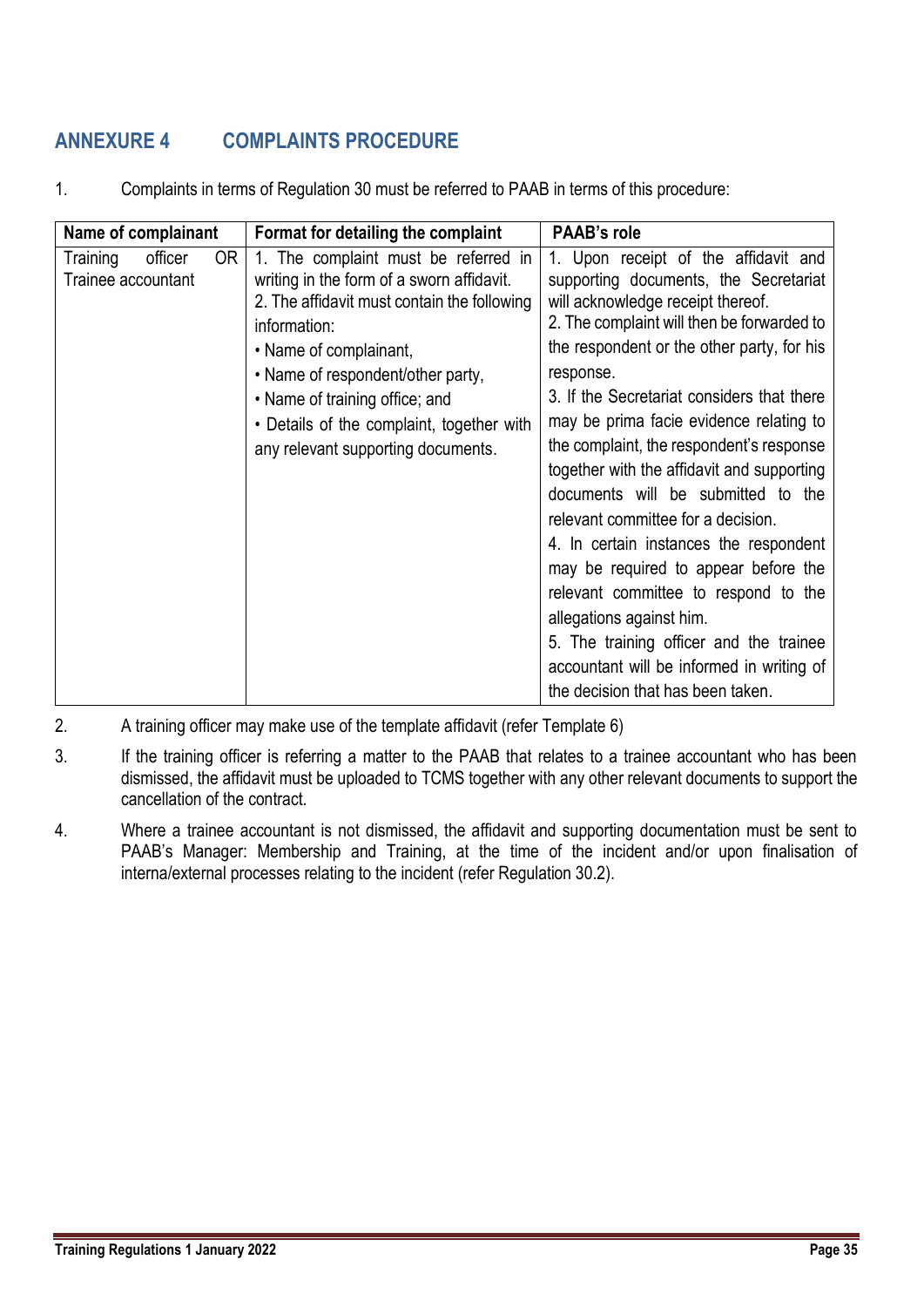## ANNEXURE 4 COMPLAINTS PROCEDURE

1. Complaints in terms of Regulation 30 must be referred to PAAB in terms of this procedure:

| Name of complainant | Format for detailing the complaint | PAAB's role |
|---|---|---|
| Training officer OR Trainee accountant | 1. The complaint must be referred in writing in the form of a sworn affidavit.<br>2. The affidavit must contain the following information:<br>• Name of complainant,<br>• Name of respondent/other party,<br>• Name of training office; and<br>• Details of the complaint, together with any relevant supporting documents. | 1. Upon receipt of the affidavit and supporting documents, the Secretariat will acknowledge receipt thereof.<br>2. The complaint will then be forwarded to the respondent or the other party, for his response.<br>3. If the Secretariat considers that there may be prima facie evidence relating to the complaint, the respondent's response together with the affidavit and supporting documents will be submitted to the relevant committee for a decision.<br>4. In certain instances the respondent may be required to appear before the relevant committee to respond to the allegations against him.<br>5. The training officer and the trainee accountant will be informed in writing of the decision that has been taken. |

2. A training officer may make use of the template affidavit (refer Template 6)

3. If the training officer is referring a matter to the PAAB that relates to a trainee accountant who has been dismissed, the affidavit must be uploaded to TCMS together with any other relevant documents to support the cancellation of the contract.

4. Where a trainee accountant is not dismissed, the affidavit and supporting documentation must be sent to PAAB's Manager: Membership and Training, at the time of the incident and/or upon finalisation of interna/external processes relating to the incident (refer Regulation 30.2).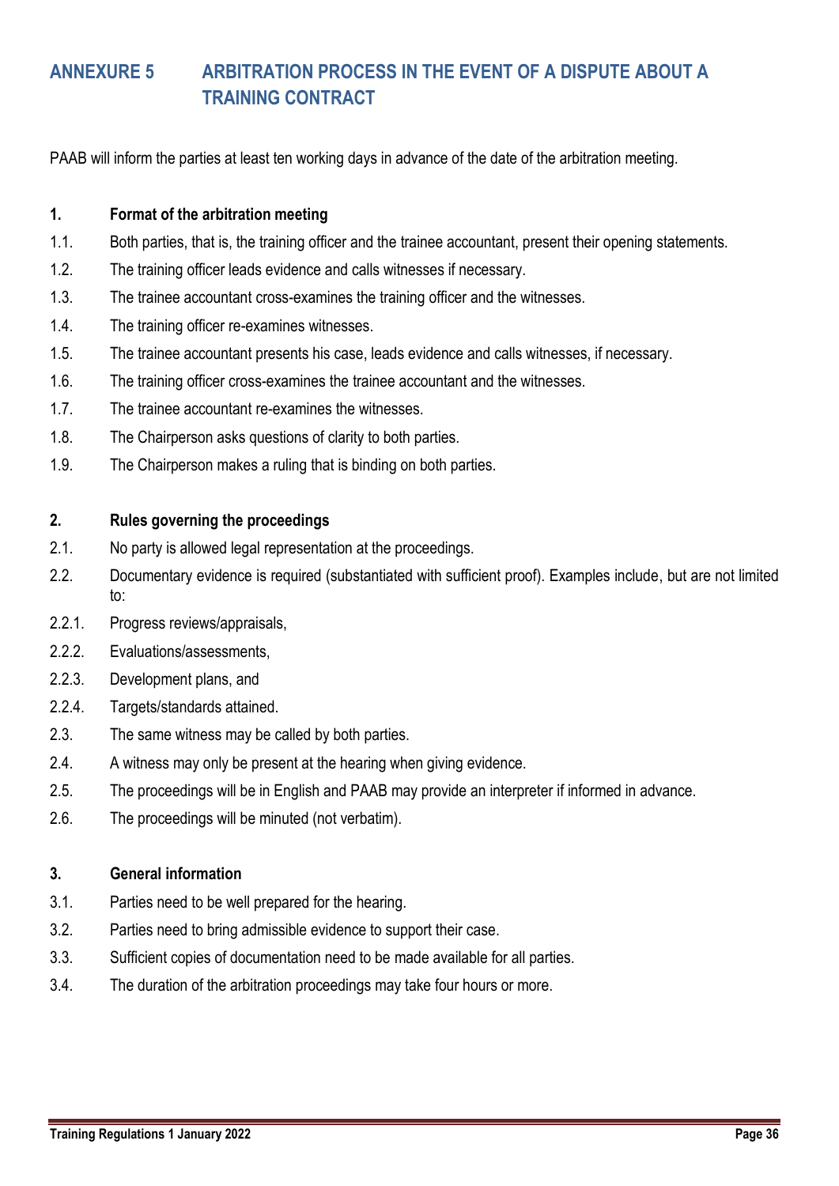## ANNEXURE 5 ARBITRATION PROCESS IN THE EVENT OF A DISPUTE ABOUT A TRAINING CONTRACT

PAAB will inform the parties at least ten working days in advance of the date of the arbitration meeting.

**1. Format of the arbitration meeting**

1.1. Both parties, that is, the training officer and the trainee accountant, present their opening statements.

1.2. The training officer leads evidence and calls witnesses if necessary.

1.3. The trainee accountant cross-examines the training officer and the witnesses.

1.4. The training officer re-examines witnesses.

1.5. The trainee accountant presents his case, leads evidence and calls witnesses, if necessary.

1.6. The training officer cross-examines the trainee accountant and the witnesses.

1.7. The trainee accountant re-examines the witnesses.

1.8. The Chairperson asks questions of clarity to both parties.

1.9. The Chairperson makes a ruling that is binding on both parties.

**2. Rules governing the proceedings**

2.1. No party is allowed legal representation at the proceedings.

2.2. Documentary evidence is required (substantiated with sufficient proof). Examples include, but are not limited to:

2.2.1. Progress reviews/appraisals,

2.2.2. Evaluations/assessments,

2.2.3. Development plans, and

2.2.4. Targets/standards attained.

2.3. The same witness may be called by both parties.

2.4. A witness may only be present at the hearing when giving evidence.

2.5. The proceedings will be in English and PAAB may provide an interpreter if informed in advance.

2.6. The proceedings will be minuted (not verbatim).

**3. General information**

3.1. Parties need to be well prepared for the hearing.

3.2. Parties need to bring admissible evidence to support their case.

3.3. Sufficient copies of documentation need to be made available for all parties.

3.4. The duration of the arbitration proceedings may take four hours or more.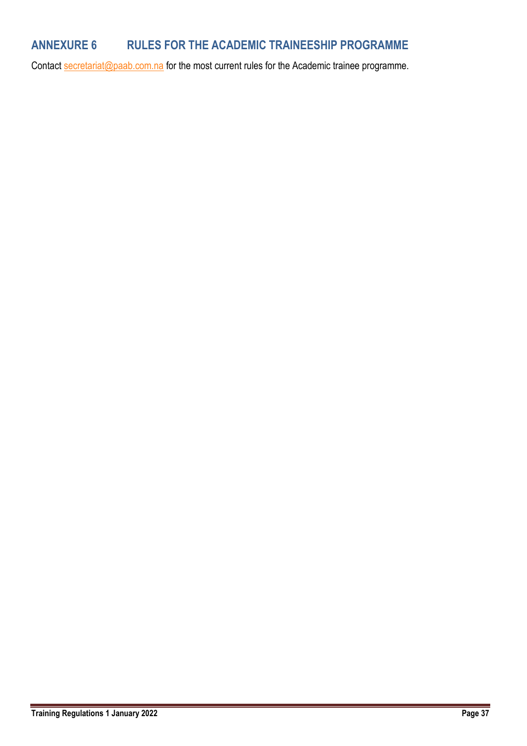## ANNEXURE 6 RULES FOR THE ACADEMIC TRAINEESHIP PROGRAMME

Contact secretariat@paab.com.na for the most current rules for the Academic trainee programme.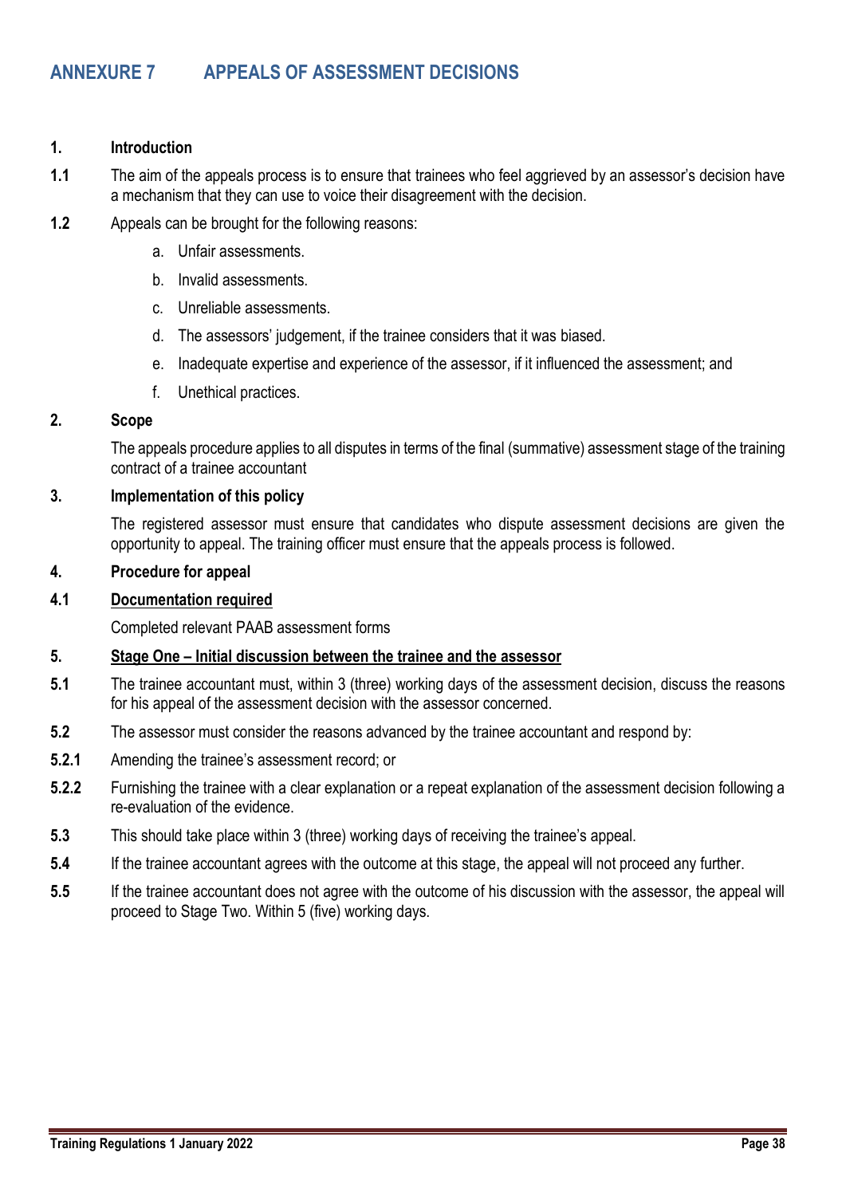# ANNEXURE 7 APPEALS OF ASSESSMENT DECISIONS

**1. Introduction**

**1.1** The aim of the appeals process is to ensure that trainees who feel aggrieved by an assessor's decision have a mechanism that they can use to voice their disagreement with the decision.

**1.2** Appeals can be brought for the following reasons:

a. Unfair assessments.

b. Invalid assessments.

c. Unreliable assessments.

d. The assessors' judgement, if the trainee considers that it was biased.

e. Inadequate expertise and experience of the assessor, if it influenced the assessment; and

f. Unethical practices.

**2. Scope**

The appeals procedure applies to all disputes in terms of the final (summative) assessment stage of the training contract of a trainee accountant

**3. Implementation of this policy**

The registered assessor must ensure that candidates who dispute assessment decisions are given the opportunity to appeal. The training officer must ensure that the appeals process is followed.

**4. Procedure for appeal**

**4.1 <u>Documentation required</u>**

Completed relevant PAAB assessment forms

**5. <u>Stage One – Initial discussion between the trainee and the assessor</u>**

**5.1** The trainee accountant must, within 3 (three) working days of the assessment decision, discuss the reasons for his appeal of the assessment decision with the assessor concerned.

**5.2** The assessor must consider the reasons advanced by the trainee accountant and respond by:

**5.2.1** Amending the trainee's assessment record; or

**5.2.2** Furnishing the trainee with a clear explanation or a repeat explanation of the assessment decision following a re-evaluation of the evidence.

**5.3** This should take place within 3 (three) working days of receiving the trainee's appeal.

**5.4** If the trainee accountant agrees with the outcome at this stage, the appeal will not proceed any further.

**5.5** If the trainee accountant does not agree with the outcome of his discussion with the assessor, the appeal will proceed to Stage Two. Within 5 (five) working days.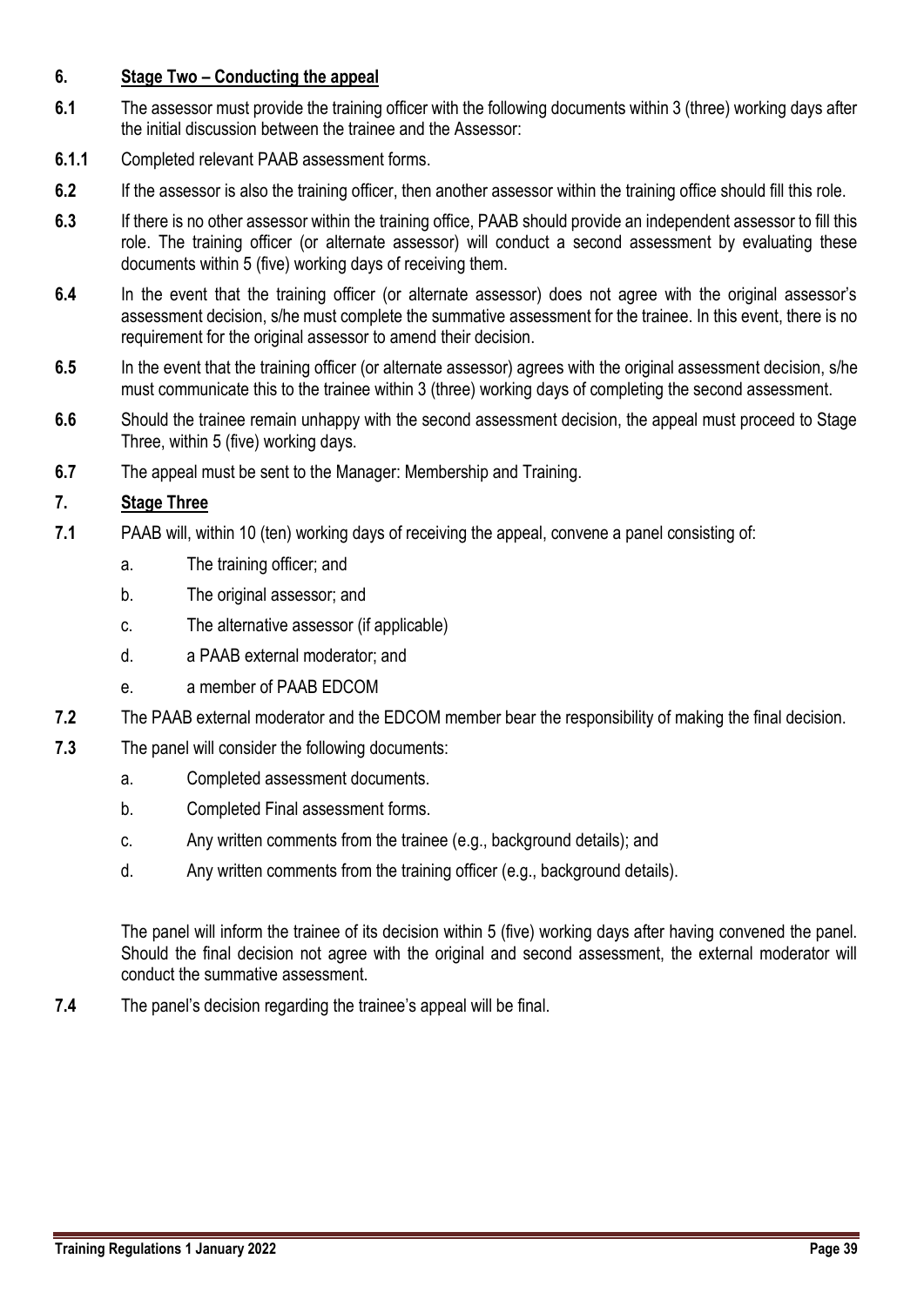## 6. Stage Two – Conducting the appeal

**6.1** The assessor must provide the training officer with the following documents within 3 (three) working days after the initial discussion between the trainee and the Assessor:

**6.1.1** Completed relevant PAAB assessment forms.

**6.2** If the assessor is also the training officer, then another assessor within the training office should fill this role.

**6.3** If there is no other assessor within the training office, PAAB should provide an independent assessor to fill this role. The training officer (or alternate assessor) will conduct a second assessment by evaluating these documents within 5 (five) working days of receiving them.

**6.4** In the event that the training officer (or alternate assessor) does not agree with the original assessor's assessment decision, s/he must complete the summative assessment for the trainee. In this event, there is no requirement for the original assessor to amend their decision.

**6.5** In the event that the training officer (or alternate assessor) agrees with the original assessment decision, s/he must communicate this to the trainee within 3 (three) working days of completing the second assessment.

**6.6** Should the trainee remain unhappy with the second assessment decision, the appeal must proceed to Stage Three, within 5 (five) working days.

**6.7** The appeal must be sent to the Manager: Membership and Training.

## 7. Stage Three

**7.1** PAAB will, within 10 (ten) working days of receiving the appeal, convene a panel consisting of:

a. The training officer; and

b. The original assessor; and

c. The alternative assessor (if applicable)

d. a PAAB external moderator; and

e. a member of PAAB EDCOM

**7.2** The PAAB external moderator and the EDCOM member bear the responsibility of making the final decision.

**7.3** The panel will consider the following documents:

a. Completed assessment documents.

b. Completed Final assessment forms.

c. Any written comments from the trainee (e.g., background details); and

d. Any written comments from the training officer (e.g., background details).

The panel will inform the trainee of its decision within 5 (five) working days after having convened the panel. Should the final decision not agree with the original and second assessment, the external moderator will conduct the summative assessment.

**7.4** The panel's decision regarding the trainee's appeal will be final.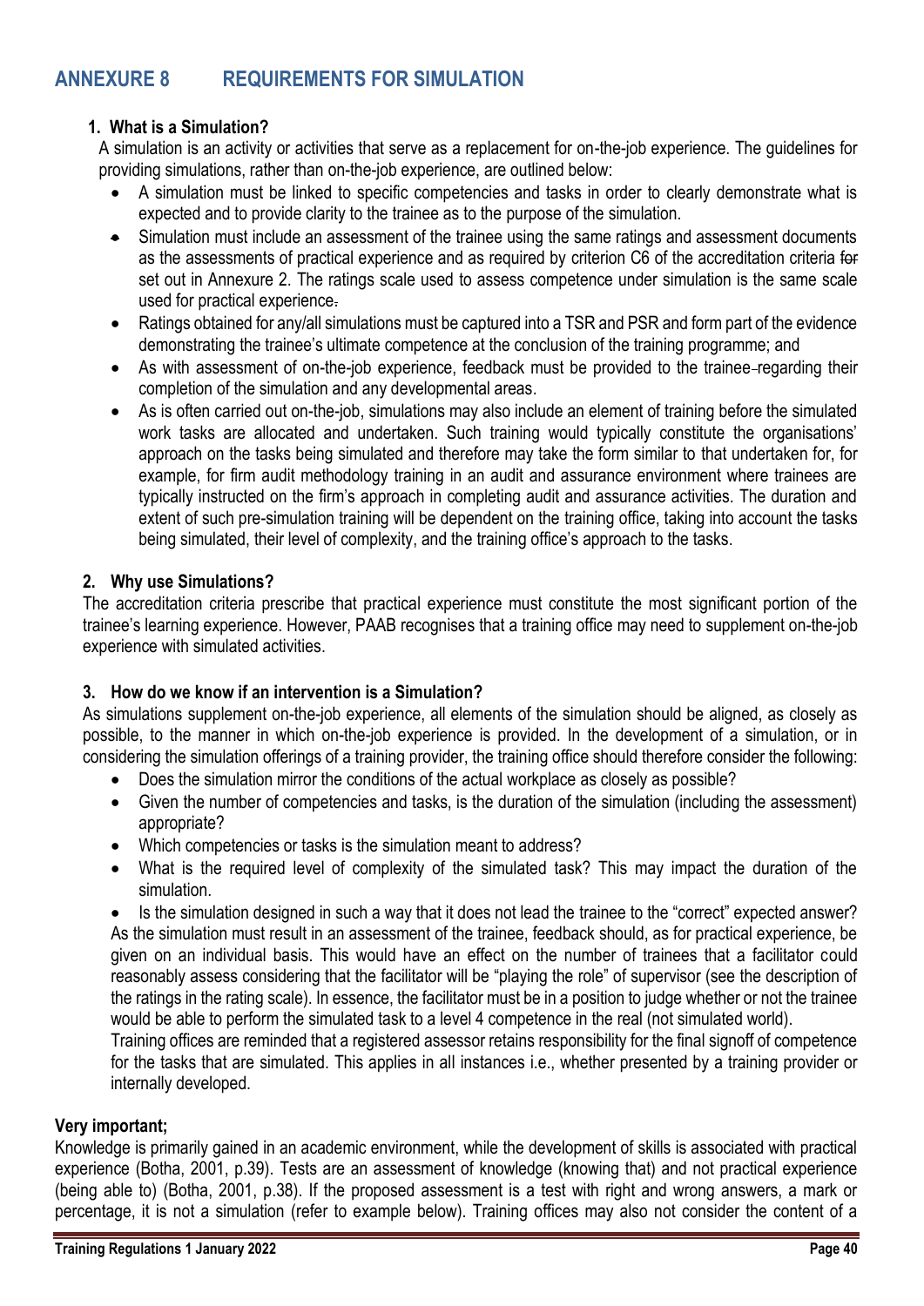# ANNEXURE 8 REQUIREMENTS FOR SIMULATION

## 1. What is a Simulation?

A simulation is an activity or activities that serve as a replacement for on-the-job experience. The guidelines for providing simulations, rather than on-the-job experience, are outlined below:

- A simulation must be linked to specific competencies and tasks in order to clearly demonstrate what is expected and to provide clarity to the trainee as to the purpose of the simulation.
- Simulation must include an assessment of the trainee using the same ratings and assessment documents as the assessments of practical experience and as required by criterion C6 of the accreditation criteria ~~for~~ set out in Annexure 2. The ratings scale used to assess competence under simulation is the same scale used for practical experience~~.~~
- Ratings obtained for any/all simulations must be captured into a TSR and PSR and form part of the evidence demonstrating the trainee's ultimate competence at the conclusion of the training programme; and
- As with assessment of on-the-job experience, feedback must be provided to the trainee regarding their completion of the simulation and any developmental areas.
- As is often carried out on-the-job, simulations may also include an element of training before the simulated work tasks are allocated and undertaken. Such training would typically constitute the organisations' approach on the tasks being simulated and therefore may take the form similar to that undertaken for, for example, for firm audit methodology training in an audit and assurance environment where trainees are typically instructed on the firm's approach in completing audit and assurance activities. The duration and extent of such pre-simulation training will be dependent on the training office, taking into account the tasks being simulated, their level of complexity, and the training office's approach to the tasks.

## 2. Why use Simulations?

The accreditation criteria prescribe that practical experience must constitute the most significant portion of the trainee's learning experience. However, PAAB recognises that a training office may need to supplement on-the-job experience with simulated activities.

## 3. How do we know if an intervention is a Simulation?

As simulations supplement on-the-job experience, all elements of the simulation should be aligned, as closely as possible, to the manner in which on-the-job experience is provided. In the development of a simulation, or in considering the simulation offerings of a training provider, the training office should therefore consider the following:

- Does the simulation mirror the conditions of the actual workplace as closely as possible?
- Given the number of competencies and tasks, is the duration of the simulation (including the assessment) appropriate?
- Which competencies or tasks is the simulation meant to address?
- What is the required level of complexity of the simulated task? This may impact the duration of the simulation.
- Is the simulation designed in such a way that it does not lead the trainee to the "correct" expected answer?

As the simulation must result in an assessment of the trainee, feedback should, as for practical experience, be given on an individual basis. This would have an effect on the number of trainees that a facilitator could reasonably assess considering that the facilitator will be "playing the role" of supervisor (see the description of the ratings in the rating scale). In essence, the facilitator must be in a position to judge whether or not the trainee would be able to perform the simulated task to a level 4 competence in the real (not simulated world).

Training offices are reminded that a registered assessor retains responsibility for the final signoff of competence for the tasks that are simulated. This applies in all instances i.e., whether presented by a training provider or internally developed.

**Very important;**

Knowledge is primarily gained in an academic environment, while the development of skills is associated with practical experience (Botha, 2001, p.39). Tests are an assessment of knowledge (knowing that) and not practical experience (being able to) (Botha, 2001, p.38). If the proposed assessment is a test with right and wrong answers, a mark or percentage, it is not a simulation (refer to example below). Training offices may also not consider the content of a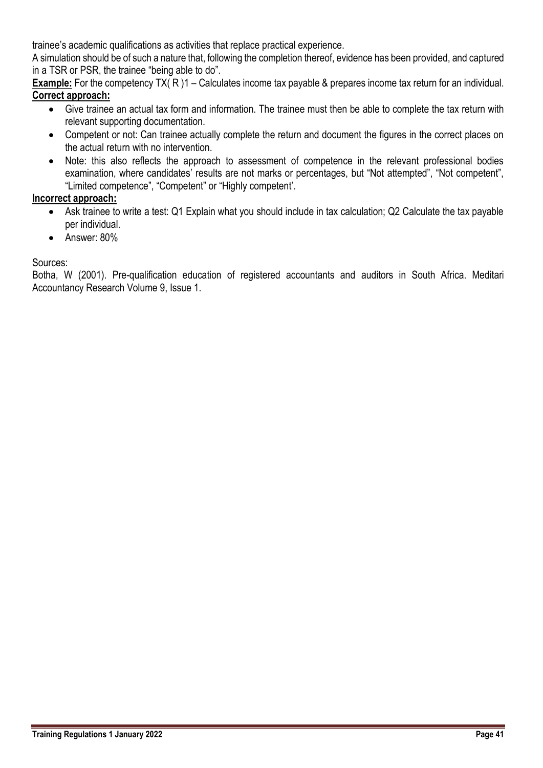trainee's academic qualifications as activities that replace practical experience.

A simulation should be of such a nature that, following the completion thereof, evidence has been provided, and captured in a TSR or PSR, the trainee "being able to do".

**Example:** For the competency TX( R )1 – Calculates income tax payable & prepares income tax return for an individual.

**Correct approach:**

- Give trainee an actual tax form and information. The trainee must then be able to complete the tax return with relevant supporting documentation.
- Competent or not: Can trainee actually complete the return and document the figures in the correct places on the actual return with no intervention.
- Note: this also reflects the approach to assessment of competence in the relevant professional bodies examination, where candidates' results are not marks or percentages, but "Not attempted", "Not competent", "Limited competence", "Competent" or "Highly competent'.

**Incorrect approach:**

- Ask trainee to write a test: Q1 Explain what you should include in tax calculation; Q2 Calculate the tax payable per individual.
- Answer: 80%

Sources:

Botha, W (2001). Pre-qualification education of registered accountants and auditors in South Africa. Meditari Accountancy Research Volume 9, Issue 1.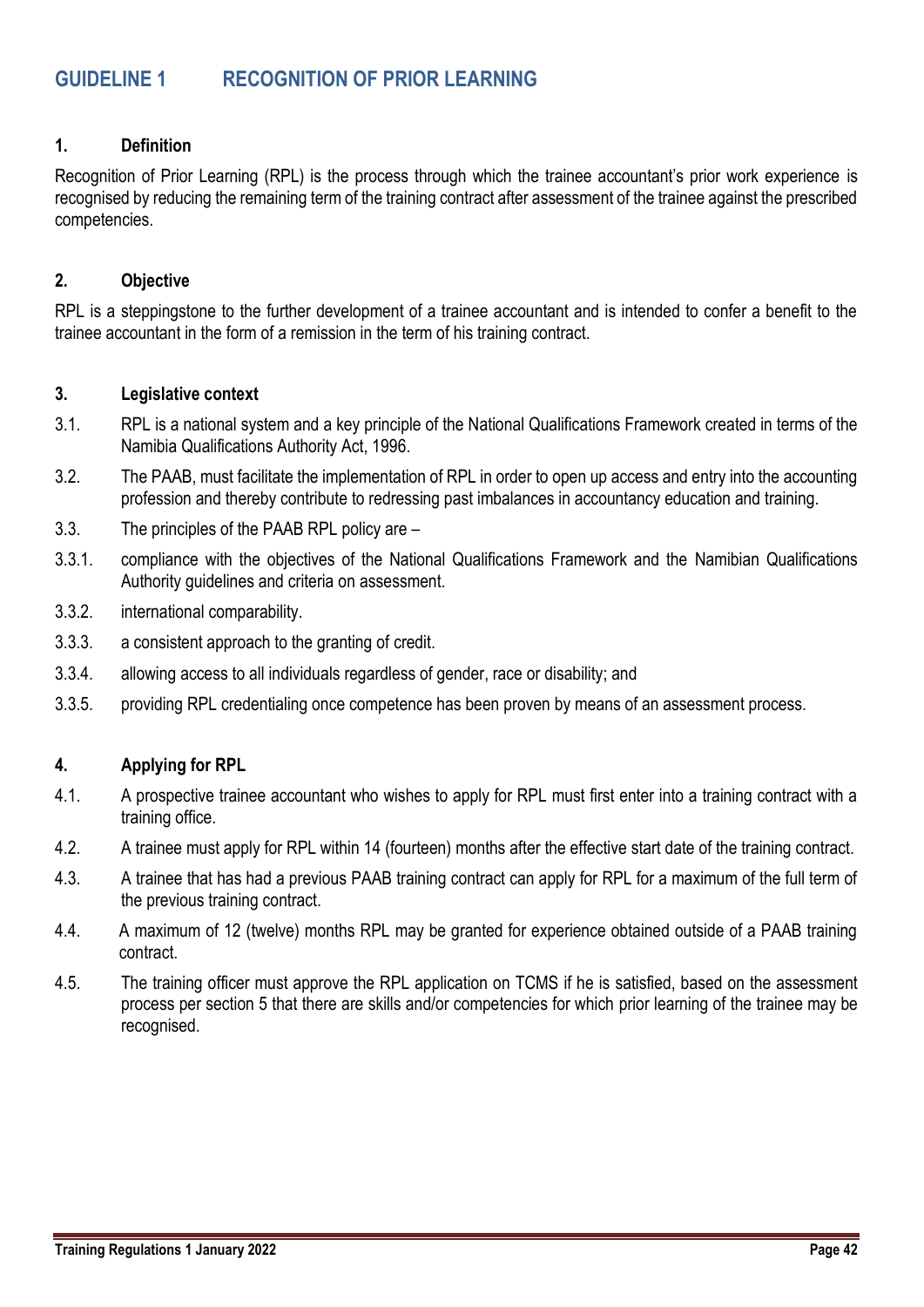# GUIDELINE 1 RECOGNITION OF PRIOR LEARNING

## 1. Definition

Recognition of Prior Learning (RPL) is the process through which the trainee accountant's prior work experience is recognised by reducing the remaining term of the training contract after assessment of the trainee against the prescribed competencies.

## 2. Objective

RPL is a steppingstone to the further development of a trainee accountant and is intended to confer a benefit to the trainee accountant in the form of a remission in the term of his training contract.

## 3. Legislative context

3.1. RPL is a national system and a key principle of the National Qualifications Framework created in terms of the Namibia Qualifications Authority Act, 1996.

3.2. The PAAB, must facilitate the implementation of RPL in order to open up access and entry into the accounting profession and thereby contribute to redressing past imbalances in accountancy education and training.

3.3. The principles of the PAAB RPL policy are –

3.3.1. compliance with the objectives of the National Qualifications Framework and the Namibian Qualifications Authority guidelines and criteria on assessment.

3.3.2. international comparability.

3.3.3. a consistent approach to the granting of credit.

3.3.4. allowing access to all individuals regardless of gender, race or disability; and

3.3.5. providing RPL credentialing once competence has been proven by means of an assessment process.

## 4. Applying for RPL

4.1. A prospective trainee accountant who wishes to apply for RPL must first enter into a training contract with a training office.

4.2. A trainee must apply for RPL within 14 (fourteen) months after the effective start date of the training contract.

4.3. A trainee that has had a previous PAAB training contract can apply for RPL for a maximum of the full term of the previous training contract.

4.4. A maximum of 12 (twelve) months RPL may be granted for experience obtained outside of a PAAB training contract.

4.5. The training officer must approve the RPL application on TCMS if he is satisfied, based on the assessment process per section 5 that there are skills and/or competencies for which prior learning of the trainee may be recognised.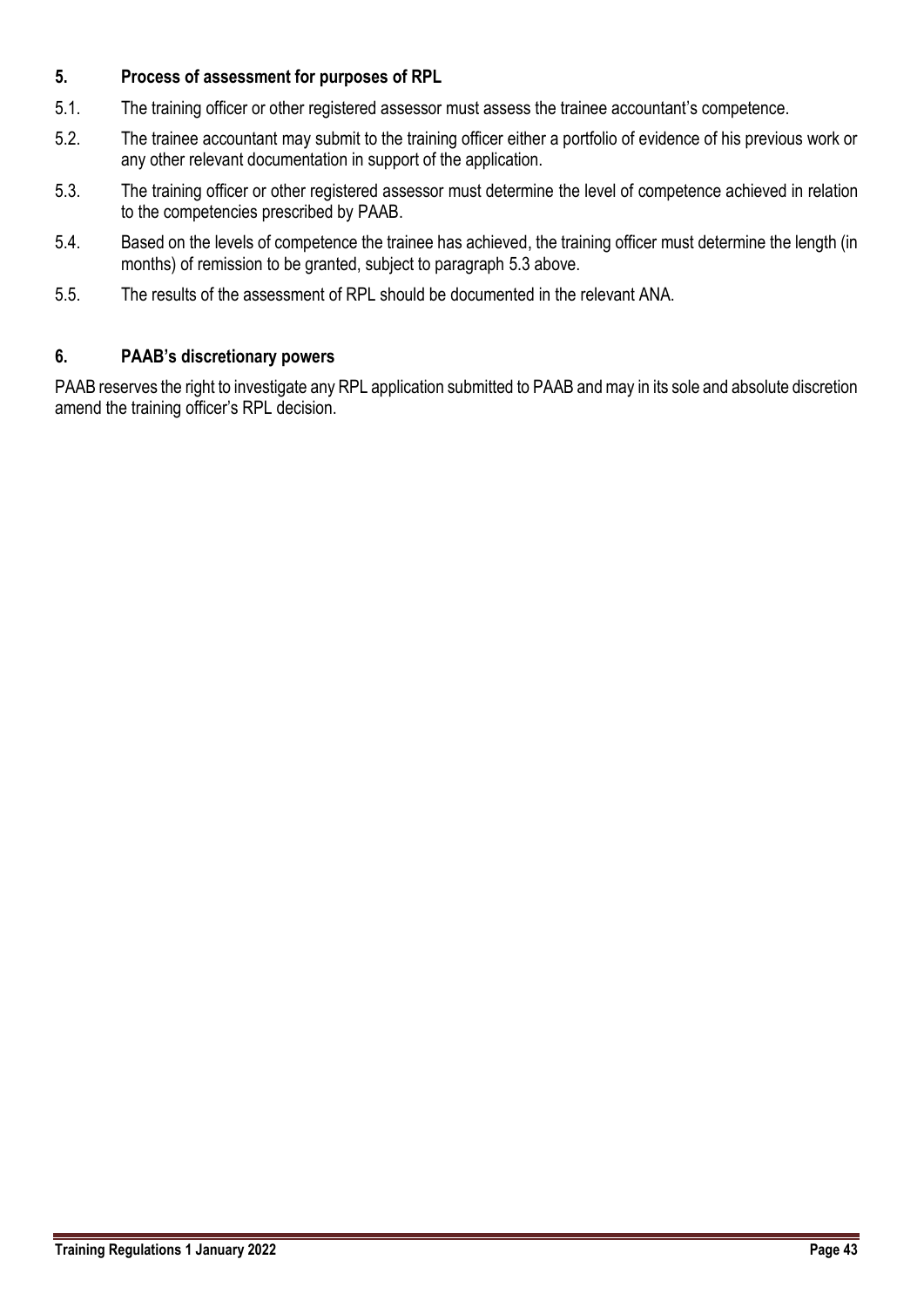## 5. Process of assessment for purposes of RPL

5.1. The training officer or other registered assessor must assess the trainee accountant's competence.

5.2. The trainee accountant may submit to the training officer either a portfolio of evidence of his previous work or any other relevant documentation in support of the application.

5.3. The training officer or other registered assessor must determine the level of competence achieved in relation to the competencies prescribed by PAAB.

5.4. Based on the levels of competence the trainee has achieved, the training officer must determine the length (in months) of remission to be granted, subject to paragraph 5.3 above.

5.5. The results of the assessment of RPL should be documented in the relevant ANA.

## 6. PAAB's discretionary powers

PAAB reserves the right to investigate any RPL application submitted to PAAB and may in its sole and absolute discretion amend the training officer's RPL decision.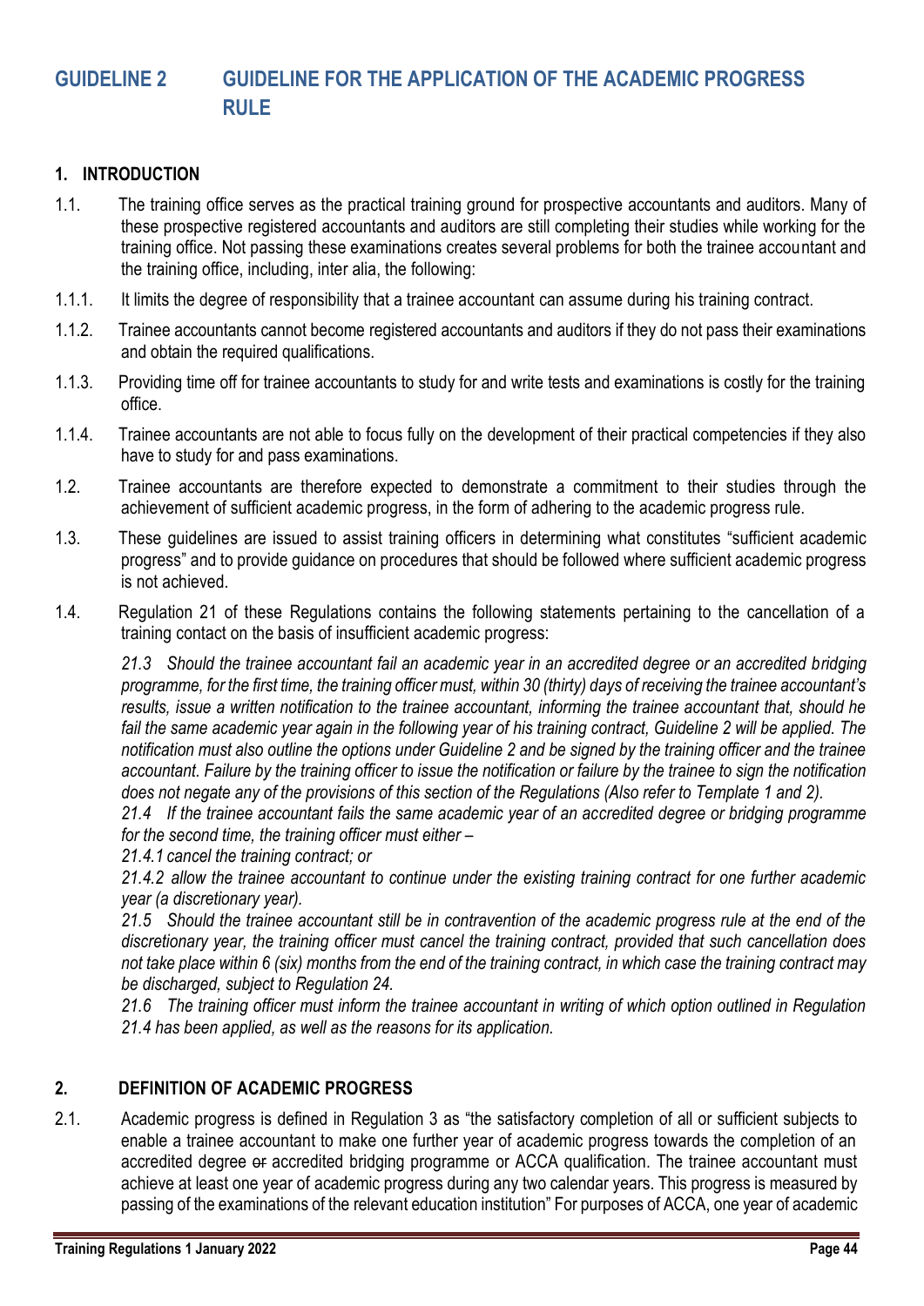# GUIDELINE 2 GUIDELINE FOR THE APPLICATION OF THE ACADEMIC PROGRESS RULE

## 1. INTRODUCTION

1.1. The training office serves as the practical training ground for prospective accountants and auditors. Many of these prospective registered accountants and auditors are still completing their studies while working for the training office. Not passing these examinations creates several problems for both the trainee accountant and the training office, including, inter alia, the following:

1.1.1. It limits the degree of responsibility that a trainee accountant can assume during his training contract.

1.1.2. Trainee accountants cannot become registered accountants and auditors if they do not pass their examinations and obtain the required qualifications.

1.1.3. Providing time off for trainee accountants to study for and write tests and examinations is costly for the training office.

1.1.4. Trainee accountants are not able to focus fully on the development of their practical competencies if they also have to study for and pass examinations.

1.2. Trainee accountants are therefore expected to demonstrate a commitment to their studies through the achievement of sufficient academic progress, in the form of adhering to the academic progress rule.

1.3. These guidelines are issued to assist training officers in determining what constitutes "sufficient academic progress" and to provide guidance on procedures that should be followed where sufficient academic progress is not achieved.

1.4. Regulation 21 of these Regulations contains the following statements pertaining to the cancellation of a training contact on the basis of insufficient academic progress:

> *21.3 Should the trainee accountant fail an academic year in an accredited degree or an accredited bridging programme, for the first time, the training officer must, within 30 (thirty) days of receiving the trainee accountant's results, issue a written notification to the trainee accountant, informing the trainee accountant that, should he fail the same academic year again in the following year of his training contract, Guideline 2 will be applied. The notification must also outline the options under Guideline 2 and be signed by the training officer and the trainee accountant. Failure by the training officer to issue the notification or failure by the trainee to sign the notification does not negate any of the provisions of this section of the Regulations (Also refer to Template 1 and 2).*
>
> *21.4 If the trainee accountant fails the same academic year of an accredited degree or bridging programme for the second time, the training officer must either –*
>
> *21.4.1 cancel the training contract; or*
>
> *21.4.2 allow the trainee accountant to continue under the existing training contract for one further academic year (a discretionary year).*
>
> *21.5 Should the trainee accountant still be in contravention of the academic progress rule at the end of the discretionary year, the training officer must cancel the training contract, provided that such cancellation does not take place within 6 (six) months from the end of the training contract, in which case the training contract may be discharged, subject to Regulation 24.*
>
> *21.6 The training officer must inform the trainee accountant in writing of which option outlined in Regulation 21.4 has been applied, as well as the reasons for its application.*

## 2. DEFINITION OF ACADEMIC PROGRESS

2.1. Academic progress is defined in Regulation 3 as "the satisfactory completion of all or sufficient subjects to enable a trainee accountant to make one further year of academic progress towards the completion of an accredited degree ~~or~~ accredited bridging programme or ACCA qualification. The trainee accountant must achieve at least one year of academic progress during any two calendar years. This progress is measured by passing of the examinations of the relevant education institution" For purposes of ACCA, one year of academic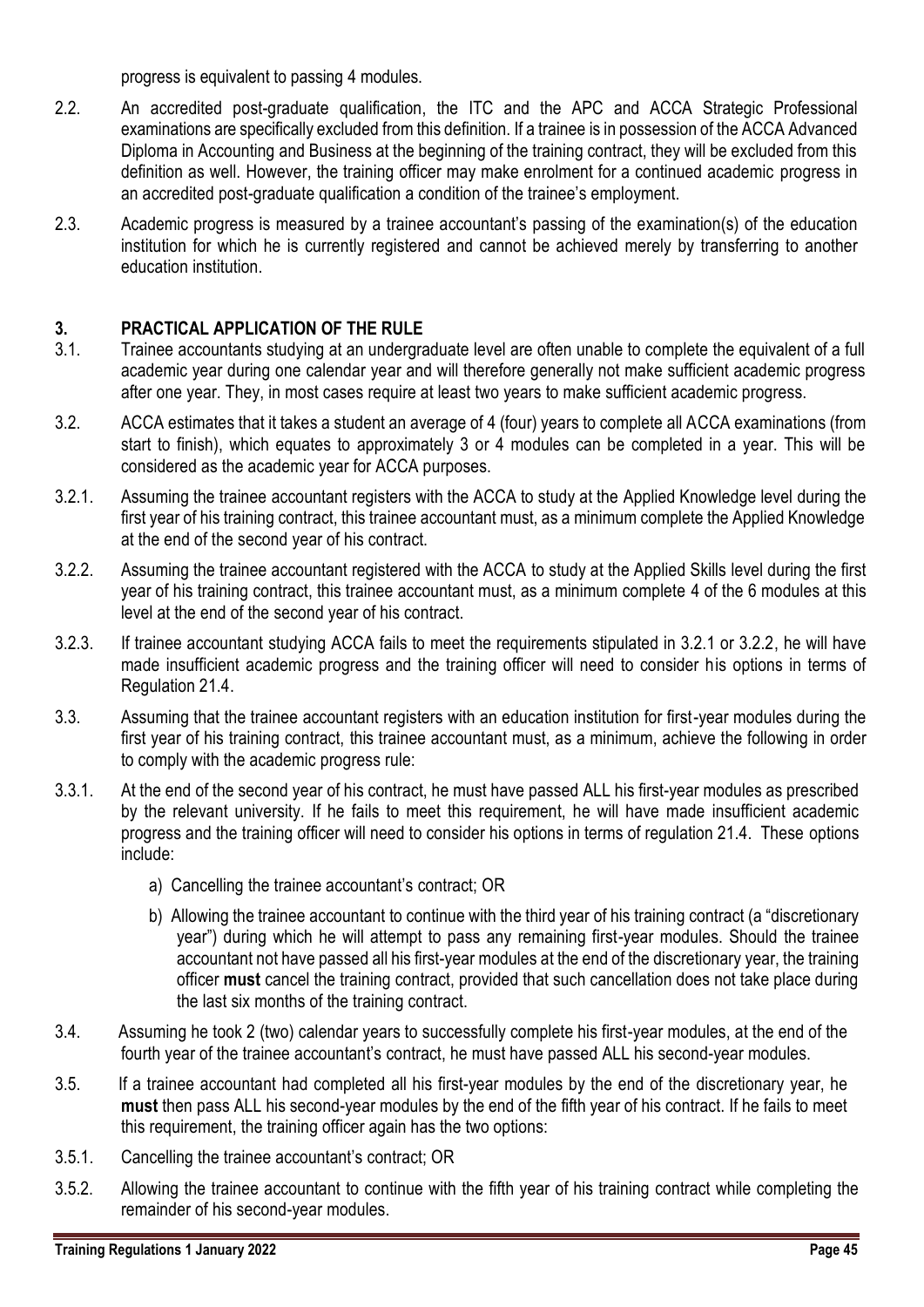progress is equivalent to passing 4 modules.

2.2. An accredited post-graduate qualification, the ITC and the APC and ACCA Strategic Professional examinations are specifically excluded from this definition. If a trainee is in possession of the ACCA Advanced Diploma in Accounting and Business at the beginning of the training contract, they will be excluded from this definition as well. However, the training officer may make enrolment for a continued academic progress in an accredited post-graduate qualification a condition of the trainee's employment.

2.3. Academic progress is measured by a trainee accountant's passing of the examination(s) of the education institution for which he is currently registered and cannot be achieved merely by transferring to another education institution.

## 3. PRACTICAL APPLICATION OF THE RULE

3.1. Trainee accountants studying at an undergraduate level are often unable to complete the equivalent of a full academic year during one calendar year and will therefore generally not make sufficient academic progress after one year. They, in most cases require at least two years to make sufficient academic progress.

3.2. ACCA estimates that it takes a student an average of 4 (four) years to complete all ACCA examinations (from start to finish), which equates to approximately 3 or 4 modules can be completed in a year. This will be considered as the academic year for ACCA purposes.

3.2.1. Assuming the trainee accountant registers with the ACCA to study at the Applied Knowledge level during the first year of his training contract, this trainee accountant must, as a minimum complete the Applied Knowledge at the end of the second year of his contract.

3.2.2. Assuming the trainee accountant registered with the ACCA to study at the Applied Skills level during the first year of his training contract, this trainee accountant must, as a minimum complete 4 of the 6 modules at this level at the end of the second year of his contract.

3.2.3. If trainee accountant studying ACCA fails to meet the requirements stipulated in 3.2.1 or 3.2.2, he will have made insufficient academic progress and the training officer will need to consider his options in terms of Regulation 21.4.

3.3. Assuming that the trainee accountant registers with an education institution for first-year modules during the first year of his training contract, this trainee accountant must, as a minimum, achieve the following in order to comply with the academic progress rule:

3.3.1. At the end of the second year of his contract, he must have passed ALL his first-year modules as prescribed by the relevant university. If he fails to meet this requirement, he will have made insufficient academic progress and the training officer will need to consider his options in terms of regulation 21.4. These options include:

a) Cancelling the trainee accountant's contract; OR

b) Allowing the trainee accountant to continue with the third year of his training contract (a "discretionary year") during which he will attempt to pass any remaining first-year modules. Should the trainee accountant not have passed all his first-year modules at the end of the discretionary year, the training officer **must** cancel the training contract, provided that such cancellation does not take place during the last six months of the training contract.

3.4. Assuming he took 2 (two) calendar years to successfully complete his first-year modules, at the end of the fourth year of the trainee accountant's contract, he must have passed ALL his second-year modules.

3.5. If a trainee accountant had completed all his first-year modules by the end of the discretionary year, he **must** then pass ALL his second-year modules by the end of the fifth year of his contract. If he fails to meet this requirement, the training officer again has the two options:

3.5.1. Cancelling the trainee accountant's contract; OR

3.5.2. Allowing the trainee accountant to continue with the fifth year of his training contract while completing the remainder of his second-year modules.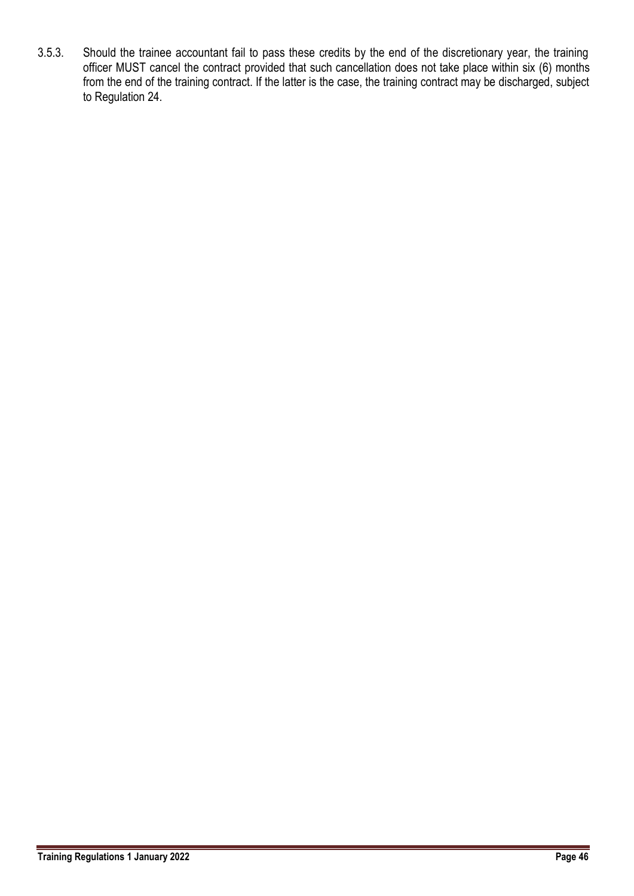3.5.3. Should the trainee accountant fail to pass these credits by the end of the discretionary year, the training officer MUST cancel the contract provided that such cancellation does not take place within six (6) months from the end of the training contract. If the latter is the case, the training contract may be discharged, subject to Regulation 24.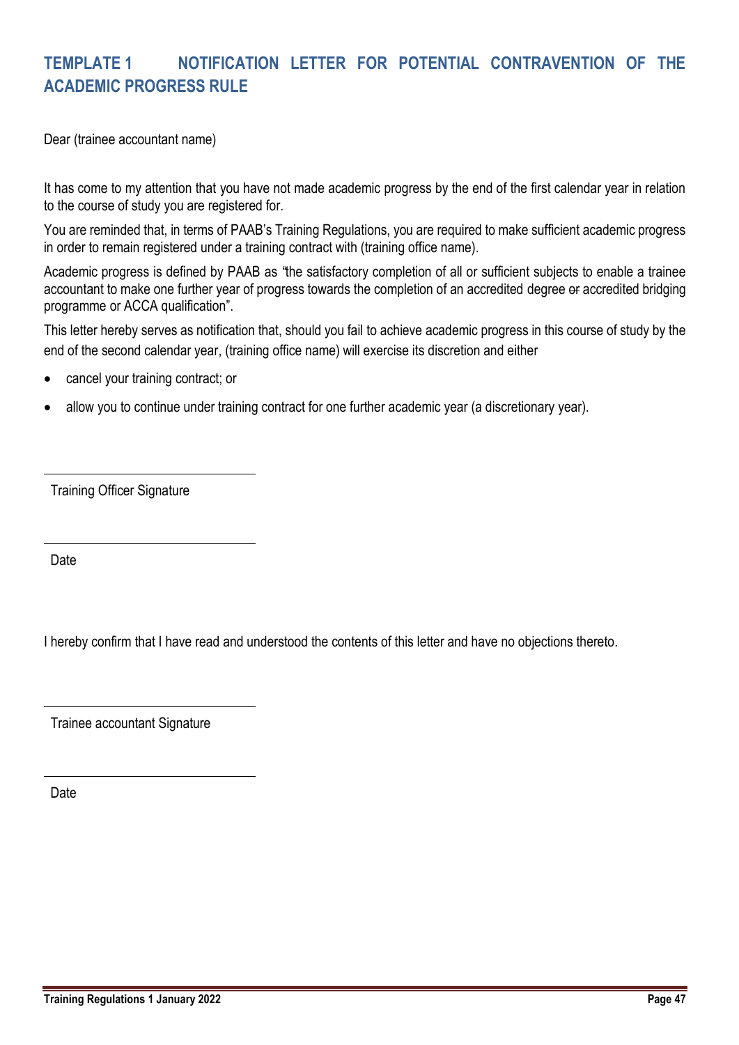## TEMPLATE 1 NOTIFICATION LETTER FOR POTENTIAL CONTRAVENTION OF THE ACADEMIC PROGRESS RULE

Dear (trainee accountant name)

It has come to my attention that you have not made academic progress by the end of the first calendar year in relation to the course of study you are registered for.

You are reminded that, in terms of PAAB's Training Regulations, you are required to make sufficient academic progress in order to remain registered under a training contract with (training office name).

Academic progress is defined by PAAB as "the satisfactory completion of all or sufficient subjects to enable a trainee accountant to make one further year of progress towards the completion of an accredited degree ~~or~~ accredited bridging programme or ACCA qualification".

This letter hereby serves as notification that, should you fail to achieve academic progress in this course of study by the end of the second calendar year, (training office name) will exercise its discretion and either

- cancel your training contract; or
- allow you to continue under training contract for one further academic year (a discretionary year).

______________________

Training Officer Signature

______________________

Date

I hereby confirm that I have read and understood the contents of this letter and have no objections thereto.

______________________

Trainee accountant Signature

______________________

Date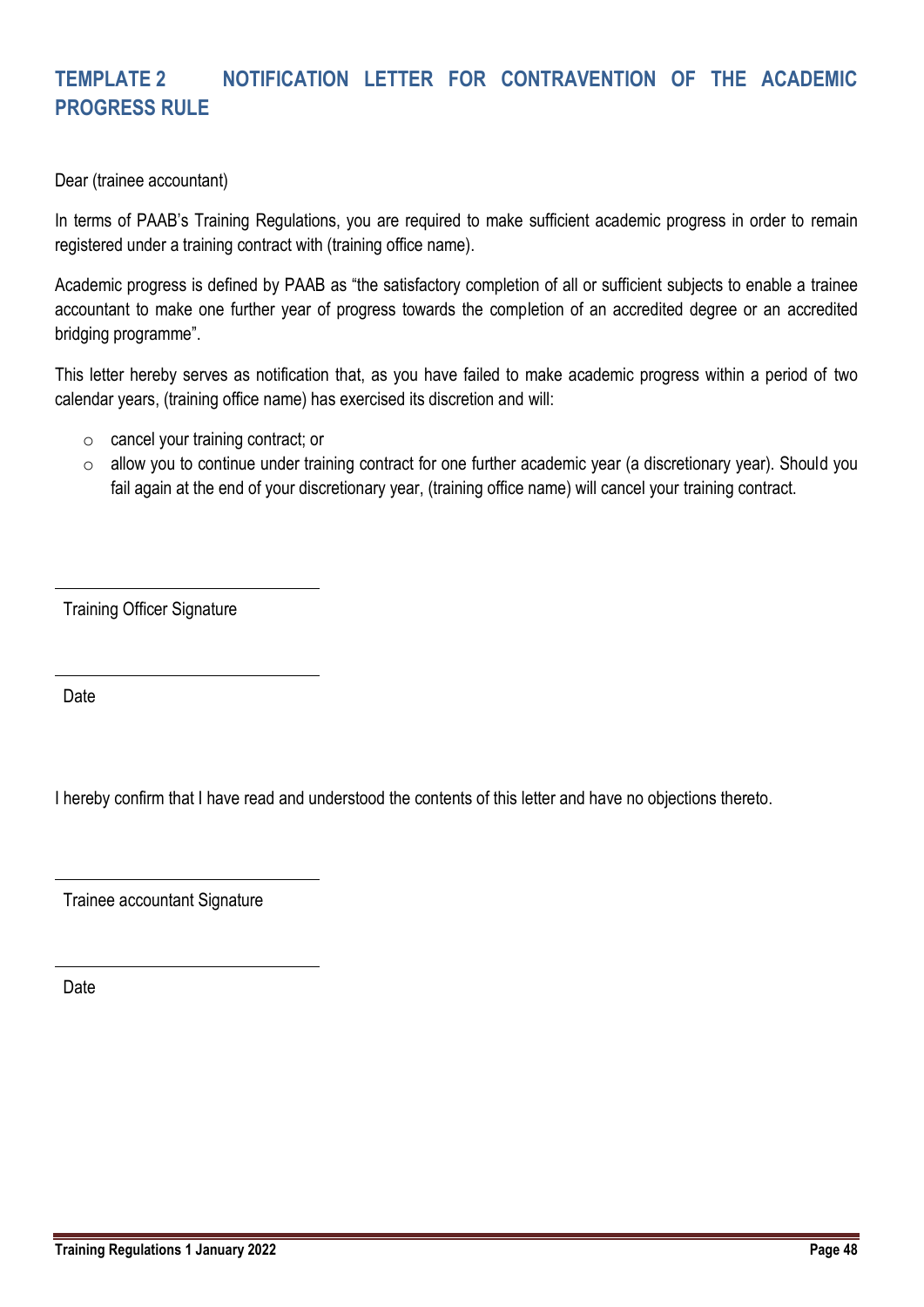## TEMPLATE 2 NOTIFICATION LETTER FOR CONTRAVENTION OF THE ACADEMIC PROGRESS RULE

Dear (trainee accountant)

In terms of PAAB's Training Regulations, you are required to make sufficient academic progress in order to remain registered under a training contract with (training office name).

Academic progress is defined by PAAB as "the satisfactory completion of all or sufficient subjects to enable a trainee accountant to make one further year of progress towards the completion of an accredited degree or an accredited bridging programme".

This letter hereby serves as notification that, as you have failed to make academic progress within a period of two calendar years, (training office name) has exercised its discretion and will:

- cancel your training contract; or
- allow you to continue under training contract for one further academic year (a discretionary year). Should you fail again at the end of your discretionary year, (training office name) will cancel your training contract.

\_\_\_\_\_\_\_\_\_\_\_\_\_\_\_\_\_\_\_\_\_\_\_\_\_\_\_\_\_\_

Training Officer Signature

\_\_\_\_\_\_\_\_\_\_\_\_\_\_\_\_\_\_\_\_\_\_\_\_\_\_\_\_\_\_

Date

I hereby confirm that I have read and understood the contents of this letter and have no objections thereto.

\_\_\_\_\_\_\_\_\_\_\_\_\_\_\_\_\_\_\_\_\_\_\_\_\_\_\_\_\_\_

Trainee accountant Signature

\_\_\_\_\_\_\_\_\_\_\_\_\_\_\_\_\_\_\_\_\_\_\_\_\_\_\_\_\_\_

Date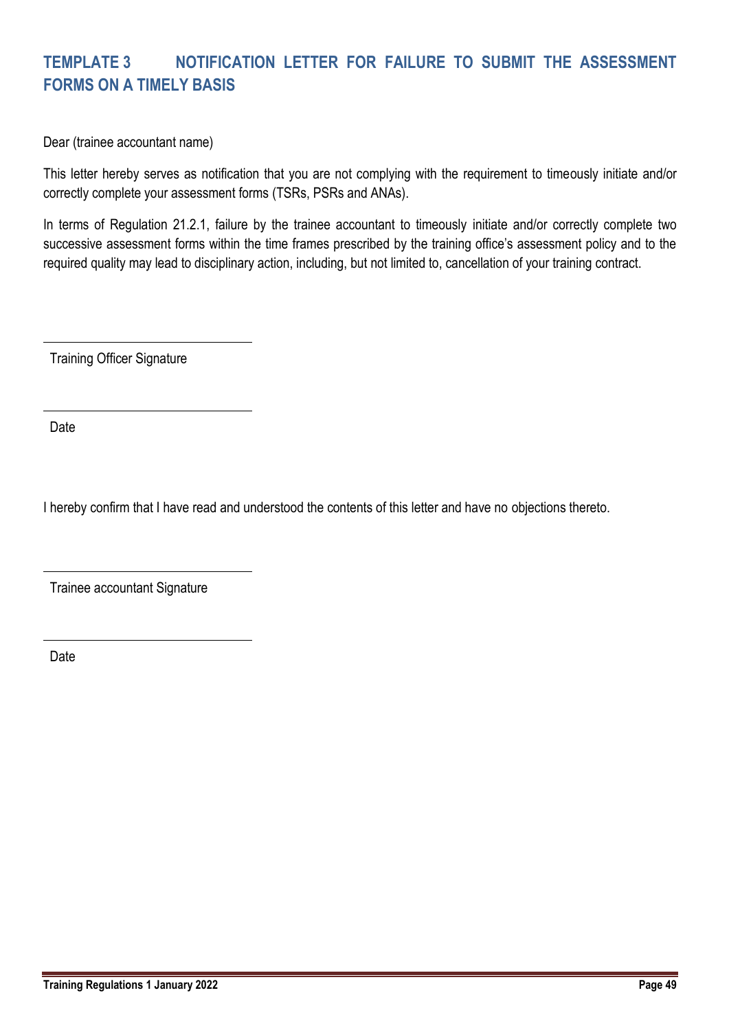## TEMPLATE 3 NOTIFICATION LETTER FOR FAILURE TO SUBMIT THE ASSESSMENT FORMS ON A TIMELY BASIS

Dear (trainee accountant name)

This letter hereby serves as notification that you are not complying with the requirement to timeously initiate and/or correctly complete your assessment forms (TSRs, PSRs and ANAs).

In terms of Regulation 21.2.1, failure by the trainee accountant to timeously initiate and/or correctly complete two successive assessment forms within the time frames prescribed by the training office's assessment policy and to the required quality may lead to disciplinary action, including, but not limited to, cancellation of your training contract.

\_\_\_\_\_\_\_\_\_\_\_\_\_\_\_\_\_\_\_\_\_\_\_\_\_\_\_\_\_\_

Training Officer Signature

\_\_\_\_\_\_\_\_\_\_\_\_\_\_\_\_\_\_\_\_\_\_\_\_\_\_\_\_\_\_

Date

I hereby confirm that I have read and understood the contents of this letter and have no objections thereto.

\_\_\_\_\_\_\_\_\_\_\_\_\_\_\_\_\_\_\_\_\_\_\_\_\_\_\_\_\_\_

Trainee accountant Signature

\_\_\_\_\_\_\_\_\_\_\_\_\_\_\_\_\_\_\_\_\_\_\_\_\_\_\_\_\_\_

Date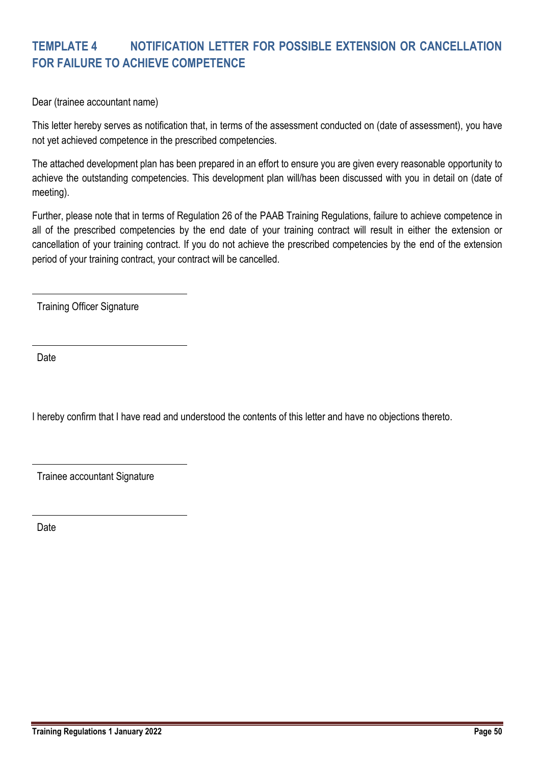## TEMPLATE 4 NOTIFICATION LETTER FOR POSSIBLE EXTENSION OR CANCELLATION FOR FAILURE TO ACHIEVE COMPETENCE

Dear (trainee accountant name)

This letter hereby serves as notification that, in terms of the assessment conducted on (date of assessment), you have not yet achieved competence in the prescribed competencies.

The attached development plan has been prepared in an effort to ensure you are given every reasonable opportunity to achieve the outstanding competencies. This development plan will/has been discussed with you in detail on (date of meeting).

Further, please note that in terms of Regulation 26 of the PAAB Training Regulations, failure to achieve competence in all of the prescribed competencies by the end date of your training contract will result in either the extension or cancellation of your training contract. If you do not achieve the prescribed competencies by the end of the extension period of your training contract, your contract will be cancelled.

\_\_\_\_\_\_\_\_\_\_\_\_\_\_\_\_\_\_\_\_\_\_\_\_\_\_\_\_\_\_

Training Officer Signature

\_\_\_\_\_\_\_\_\_\_\_\_\_\_\_\_\_\_\_\_\_\_\_\_\_\_\_\_\_\_

Date

I hereby confirm that I have read and understood the contents of this letter and have no objections thereto.

\_\_\_\_\_\_\_\_\_\_\_\_\_\_\_\_\_\_\_\_\_\_\_\_\_\_\_\_\_\_

Trainee accountant Signature

\_\_\_\_\_\_\_\_\_\_\_\_\_\_\_\_\_\_\_\_\_\_\_\_\_\_\_\_\_\_

Date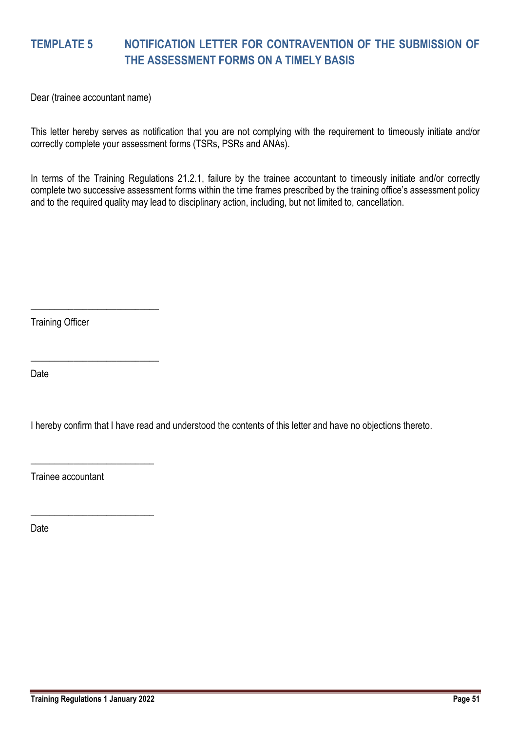# TEMPLATE 5 NOTIFICATION LETTER FOR CONTRAVENTION OF THE SUBMISSION OF THE ASSESSMENT FORMS ON A TIMELY BASIS

Dear (trainee accountant name)

This letter hereby serves as notification that you are not complying with the requirement to timeously initiate and/or correctly complete your assessment forms (TSRs, PSRs and ANAs).

In terms of the Training Regulations 21.2.1, failure by the trainee accountant to timeously initiate and/or correctly complete two successive assessment forms within the time frames prescribed by the training office's assessment policy and to the required quality may lead to disciplinary action, including, but not limited to, cancellation.

\_\_\_\_\_\_\_\_\_\_\_\_\_\_\_\_\_\_\_\_\_\_\_\_\_\_

Training Officer

\_\_\_\_\_\_\_\_\_\_\_\_\_\_\_\_\_\_\_\_\_\_\_\_\_\_

Date

I hereby confirm that I have read and understood the contents of this letter and have no objections thereto.

\_\_\_\_\_\_\_\_\_\_\_\_\_\_\_\_\_\_\_\_\_\_\_\_\_\_

Trainee accountant

\_\_\_\_\_\_\_\_\_\_\_\_\_\_\_\_\_\_\_\_\_\_\_\_\_\_

Date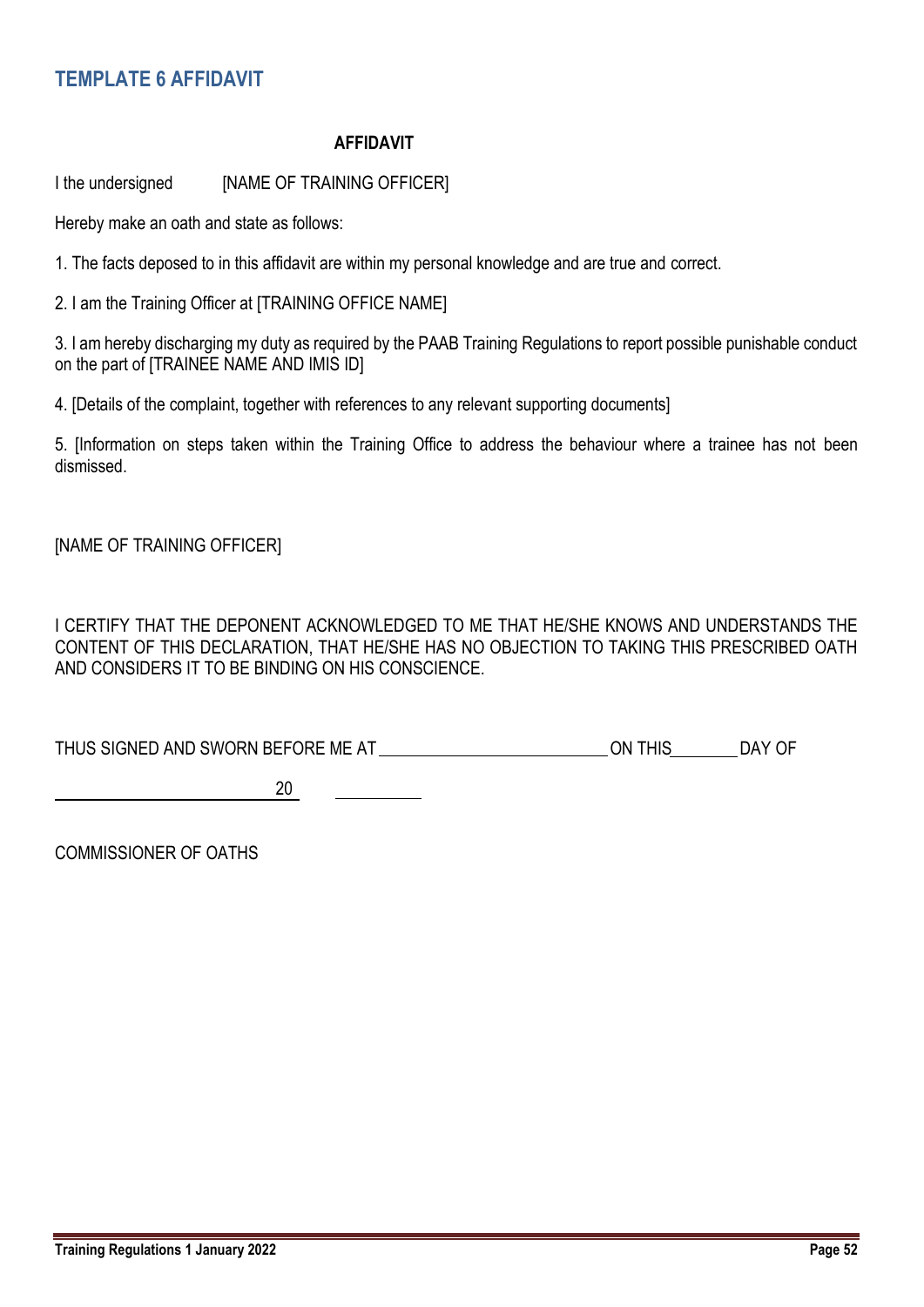## TEMPLATE 6 AFFIDAVIT

**AFFIDAVIT**

I the undersigned [NAME OF TRAINING OFFICER]

Hereby make an oath and state as follows:

1. The facts deposed to in this affidavit are within my personal knowledge and are true and correct.

2. I am the Training Officer at [TRAINING OFFICE NAME]

3. I am hereby discharging my duty as required by the PAAB Training Regulations to report possible punishable conduct on the part of [TRAINEE NAME AND IMIS ID]

4. [Details of the complaint, together with references to any relevant supporting documents]

5. [Information on steps taken within the Training Office to address the behaviour where a trainee has not been dismissed.

[NAME OF TRAINING OFFICER]

I CERTIFY THAT THE DEPONENT ACKNOWLEDGED TO ME THAT HE/SHE KNOWS AND UNDERSTANDS THE CONTENT OF THIS DECLARATION, THAT HE/SHE HAS NO OBJECTION TO TAKING THIS PRESCRIBED OATH AND CONSIDERS IT TO BE BINDING ON HIS CONSCIENCE.

THUS SIGNED AND SWORN BEFORE ME AT ____________________ ON THIS ________ DAY OF

____________________ 20 ________

COMMISSIONER OF OATHS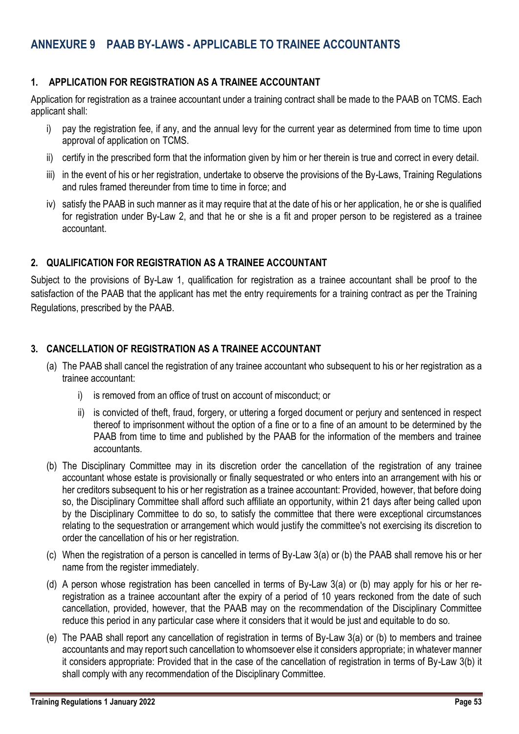# ANNEXURE 9 PAAB BY-LAWS - APPLICABLE TO TRAINEE ACCOUNTANTS

## 1. APPLICATION FOR REGISTRATION AS A TRAINEE ACCOUNTANT

Application for registration as a trainee accountant under a training contract shall be made to the PAAB on TCMS. Each applicant shall:

i) pay the registration fee, if any, and the annual levy for the current year as determined from time to time upon approval of application on TCMS.

ii) certify in the prescribed form that the information given by him or her therein is true and correct in every detail.

iii) in the event of his or her registration, undertake to observe the provisions of the By-Laws, Training Regulations and rules framed thereunder from time to time in force; and

iv) satisfy the PAAB in such manner as it may require that at the date of his or her application, he or she is qualified for registration under By-Law 2, and that he or she is a fit and proper person to be registered as a trainee accountant.

## 2. QUALIFICATION FOR REGISTRATION AS A TRAINEE ACCOUNTANT

Subject to the provisions of By-Law 1, qualification for registration as a trainee accountant shall be proof to the satisfaction of the PAAB that the applicant has met the entry requirements for a training contract as per the Training Regulations, prescribed by the PAAB.

## 3. CANCELLATION OF REGISTRATION AS A TRAINEE ACCOUNTANT

(a) The PAAB shall cancel the registration of any trainee accountant who subsequent to his or her registration as a trainee accountant:

   i) is removed from an office of trust on account of misconduct; or

   ii) is convicted of theft, fraud, forgery, or uttering a forged document or perjury and sentenced in respect thereof to imprisonment without the option of a fine or to a fine of an amount to be determined by the PAAB from time to time and published by the PAAB for the information of the members and trainee accountants.

(b) The Disciplinary Committee may in its discretion order the cancellation of the registration of any trainee accountant whose estate is provisionally or finally sequestrated or who enters into an arrangement with his or her creditors subsequent to his or her registration as a trainee accountant: Provided, however, that before doing so, the Disciplinary Committee shall afford such affiliate an opportunity, within 21 days after being called upon by the Disciplinary Committee to do so, to satisfy the committee that there were exceptional circumstances relating to the sequestration or arrangement which would justify the committee's not exercising its discretion to order the cancellation of his or her registration.

(c) When the registration of a person is cancelled in terms of By-Law 3(a) or (b) the PAAB shall remove his or her name from the register immediately.

(d) A person whose registration has been cancelled in terms of By-Law 3(a) or (b) may apply for his or her re-registration as a trainee accountant after the expiry of a period of 10 years reckoned from the date of such cancellation, provided, however, that the PAAB may on the recommendation of the Disciplinary Committee reduce this period in any particular case where it considers that it would be just and equitable to do so.

(e) The PAAB shall report any cancellation of registration in terms of By-Law 3(a) or (b) to members and trainee accountants and may report such cancellation to whomsoever else it considers appropriate; in whatever manner it considers appropriate: Provided that in the case of the cancellation of registration in terms of By-Law 3(b) it shall comply with any recommendation of the Disciplinary Committee.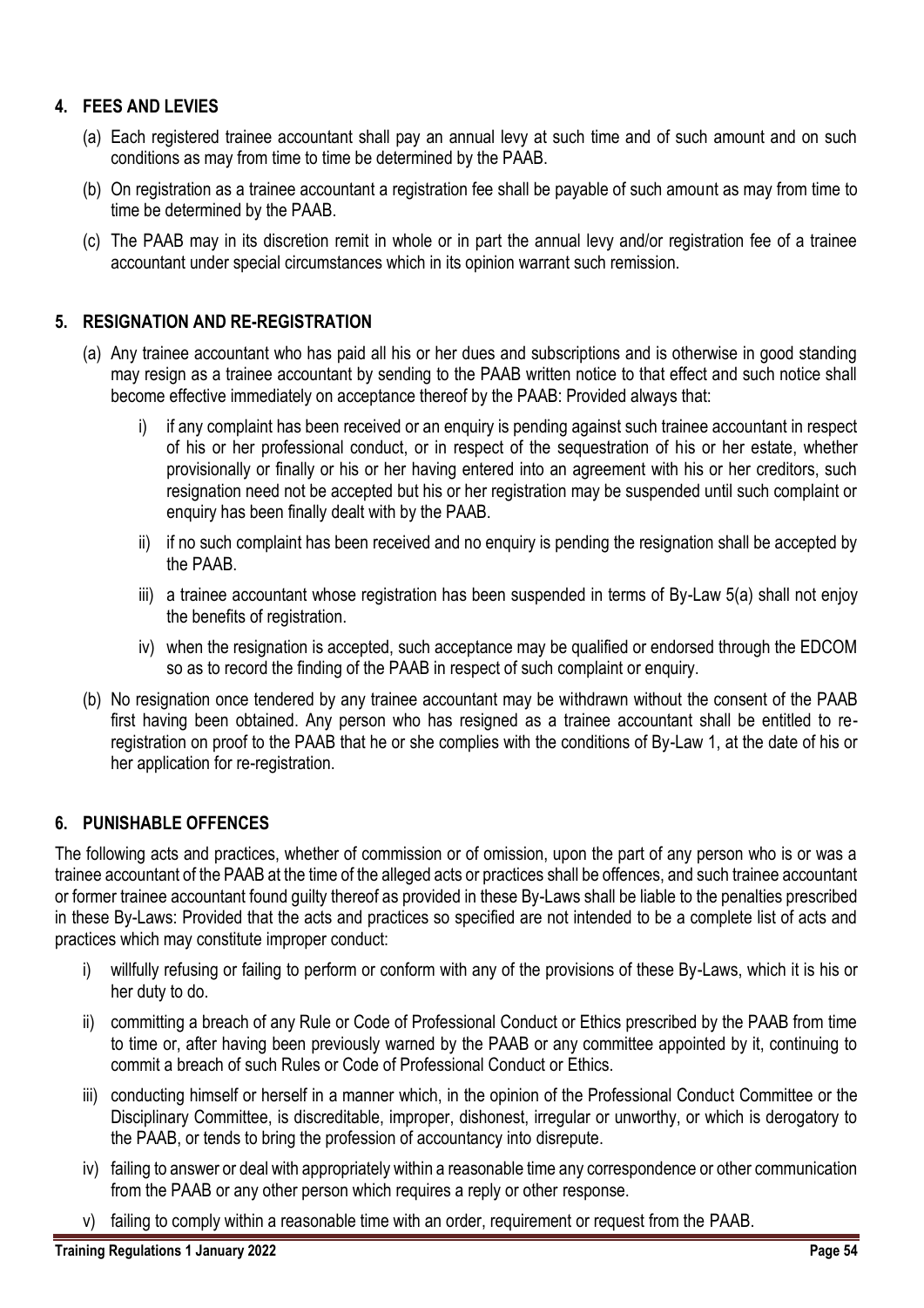## 4. FEES AND LEVIES

(a) Each registered trainee accountant shall pay an annual levy at such time and of such amount and on such conditions as may from time to time be determined by the PAAB.

(b) On registration as a trainee accountant a registration fee shall be payable of such amount as may from time to time be determined by the PAAB.

(c) The PAAB may in its discretion remit in whole or in part the annual levy and/or registration fee of a trainee accountant under special circumstances which in its opinion warrant such remission.

## 5. RESIGNATION AND RE-REGISTRATION

(a) Any trainee accountant who has paid all his or her dues and subscriptions and is otherwise in good standing may resign as a trainee accountant by sending to the PAAB written notice to that effect and such notice shall become effective immediately on acceptance thereof by the PAAB: Provided always that:

   i) if any complaint has been received or an enquiry is pending against such trainee accountant in respect of his or her professional conduct, or in respect of the sequestration of his or her estate, whether provisionally or finally or his or her having entered into an agreement with his or her creditors, such resignation need not be accepted but his or her registration may be suspended until such complaint or enquiry has been finally dealt with by the PAAB.

   ii) if no such complaint has been received and no enquiry is pending the resignation shall be accepted by the PAAB.

   iii) a trainee accountant whose registration has been suspended in terms of By-Law 5(a) shall not enjoy the benefits of registration.

   iv) when the resignation is accepted, such acceptance may be qualified or endorsed through the EDCOM so as to record the finding of the PAAB in respect of such complaint or enquiry.

(b) No resignation once tendered by any trainee accountant may be withdrawn without the consent of the PAAB first having been obtained. Any person who has resigned as a trainee accountant shall be entitled to re-registration on proof to the PAAB that he or she complies with the conditions of By-Law 1, at the date of his or her application for re-registration.

## 6. PUNISHABLE OFFENCES

The following acts and practices, whether of commission or of omission, upon the part of any person who is or was a trainee accountant of the PAAB at the time of the alleged acts or practices shall be offences, and such trainee accountant or former trainee accountant found guilty thereof as provided in these By-Laws shall be liable to the penalties prescribed in these By-Laws: Provided that the acts and practices so specified are not intended to be a complete list of acts and practices which may constitute improper conduct:

i) willfully refusing or failing to perform or conform with any of the provisions of these By-Laws, which it is his or her duty to do.

ii) committing a breach of any Rule or Code of Professional Conduct or Ethics prescribed by the PAAB from time to time or, after having been previously warned by the PAAB or any committee appointed by it, continuing to commit a breach of such Rules or Code of Professional Conduct or Ethics.

iii) conducting himself or herself in a manner which, in the opinion of the Professional Conduct Committee or the Disciplinary Committee, is discreditable, improper, dishonest, irregular or unworthy, or which is derogatory to the PAAB, or tends to bring the profession of accountancy into disrepute.

iv) failing to answer or deal with appropriately within a reasonable time any correspondence or other communication from the PAAB or any other person which requires a reply or other response.

v) failing to comply within a reasonable time with an order, requirement or request from the PAAB.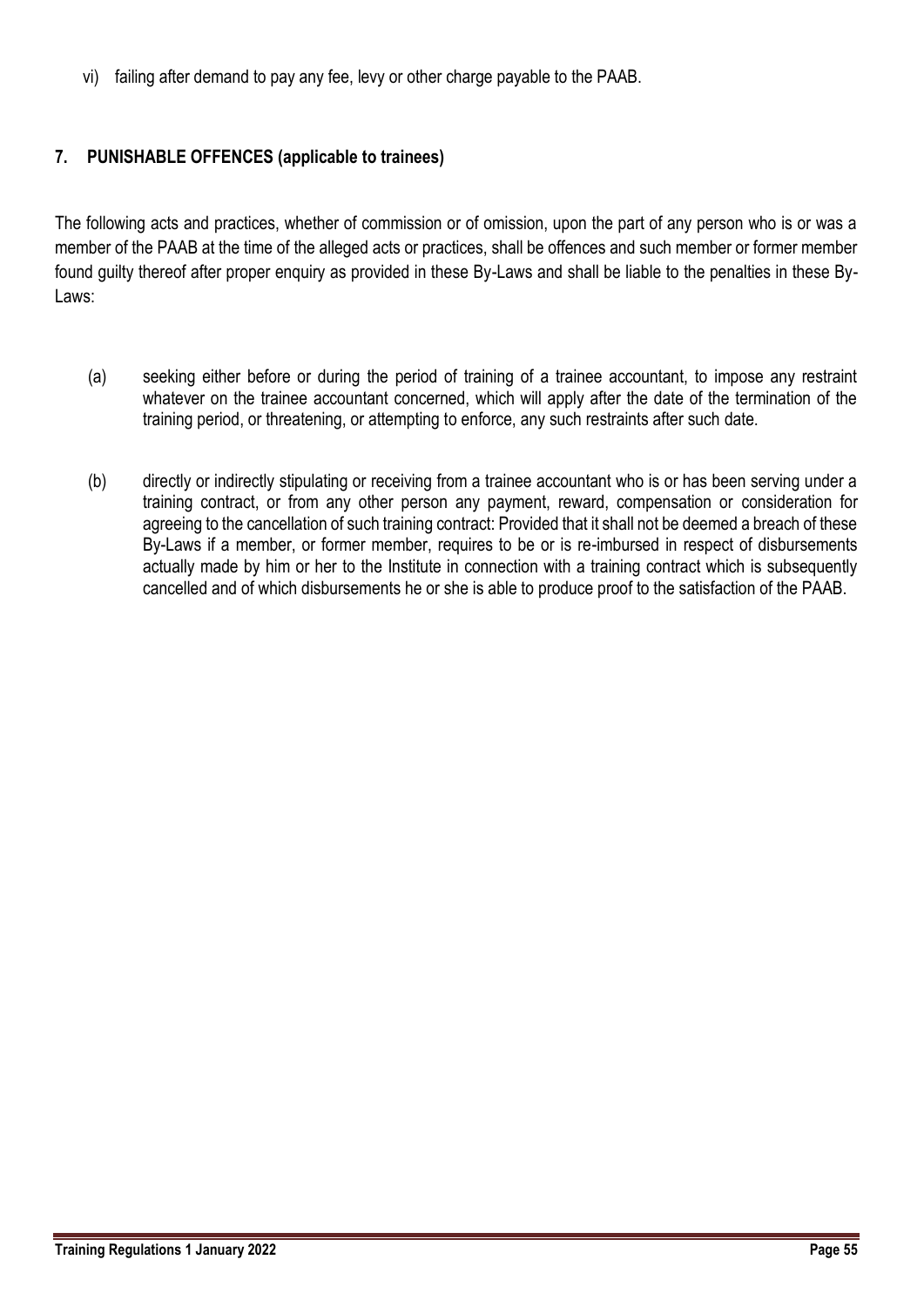vi) failing after demand to pay any fee, levy or other charge payable to the PAAB.

## 7. PUNISHABLE OFFENCES (applicable to trainees)

The following acts and practices, whether of commission or of omission, upon the part of any person who is or was a member of the PAAB at the time of the alleged acts or practices, shall be offences and such member or former member found guilty thereof after proper enquiry as provided in these By-Laws and shall be liable to the penalties in these By-Laws:

(a) seeking either before or during the period of training of a trainee accountant, to impose any restraint whatever on the trainee accountant concerned, which will apply after the date of the termination of the training period, or threatening, or attempting to enforce, any such restraints after such date.

(b) directly or indirectly stipulating or receiving from a trainee accountant who is or has been serving under a training contract, or from any other person any payment, reward, compensation or consideration for agreeing to the cancellation of such training contract: Provided that it shall not be deemed a breach of these By-Laws if a member, or former member, requires to be or is re-imbursed in respect of disbursements actually made by him or her to the Institute in connection with a training contract which is subsequently cancelled and of which disbursements he or she is able to produce proof to the satisfaction of the PAAB.